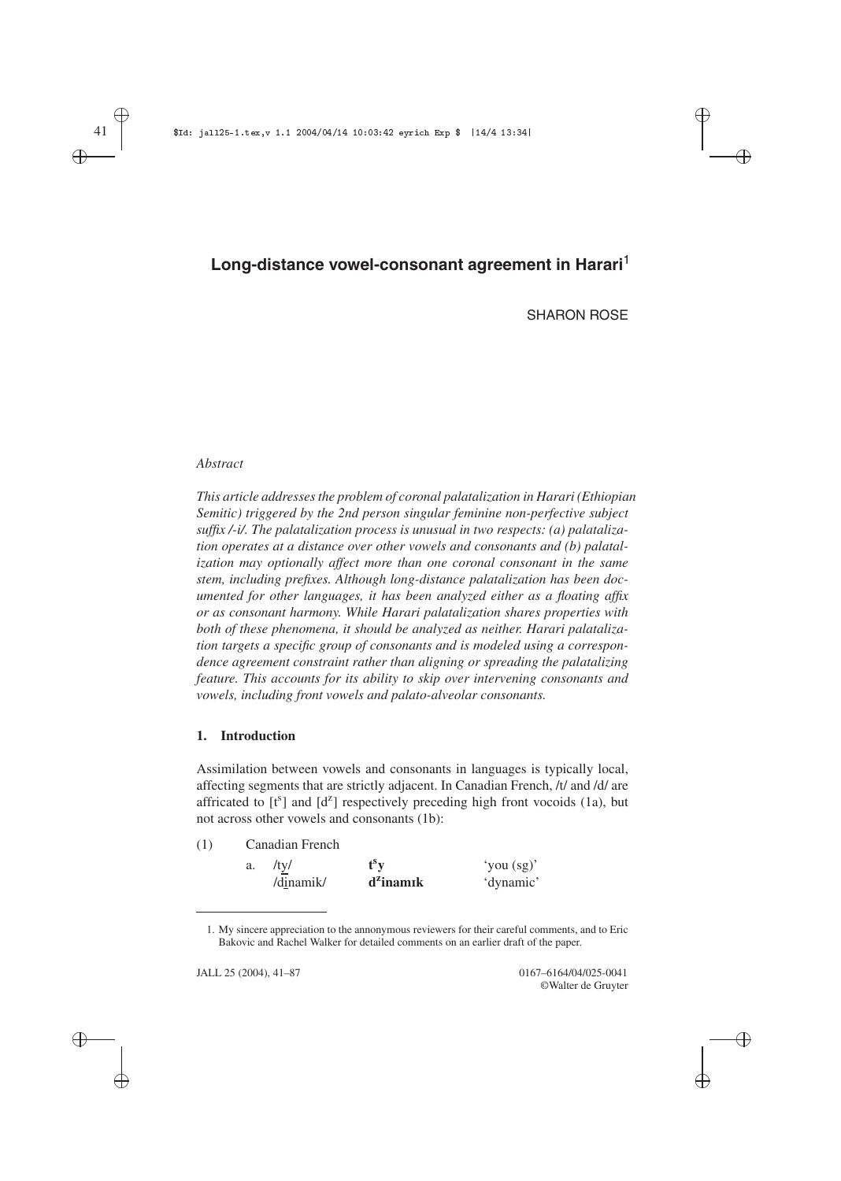# Long-distance vowel-consonant agreement in Harari[1]

SHARON ROSE

*Abstract*

*This article addresses the problem of coronal palatalization in Harari (Ethiopian Semitic) triggered by the 2nd person singular feminine non-perfective subject suffix /-i/. The palatalization process is unusual in two respects: (a) palatalization operates at a distance over other vowels and consonants and (b) palatalization may optionally affect more than one coronal consonant in the same stem, including prefixes. Although long-distance palatalization has been documented for other languages, it has been analyzed either as a floating affix or as consonant harmony. While Harari palatalization shares properties with both of these phenomena, it should be analyzed as neither. Harari palatalization targets a specific group of consonants and is modeled using a correspondence agreement constraint rather than aligning or spreading the palatalizing feature. This accounts for its ability to skip over intervening consonants and vowels, including front vowels and palato-alveolar consonants.*

## 1. Introduction

Assimilation between vowels and consonants in languages is typically local, affecting segments that are strictly adjacent. In Canadian French, /t/ and /d/ are affricated to [t$^s$] and [d$^z$] respectively preceding high front vocoids (1a), but not across other vowels and consonants (1b):

(1) Canadian French

| | | | |
|---|---|---|---|
| a. | /ty/ | **t$^s$y** | 'you (sg)' |
| | /di̲namik/ | **d$^z$inamık** | 'dynamic' |

---

1. My sincere appreciation to the annonymous reviewers for their careful comments, and to Eric Bakovic and Rachel Walker for detailed comments on an earlier draft of the paper.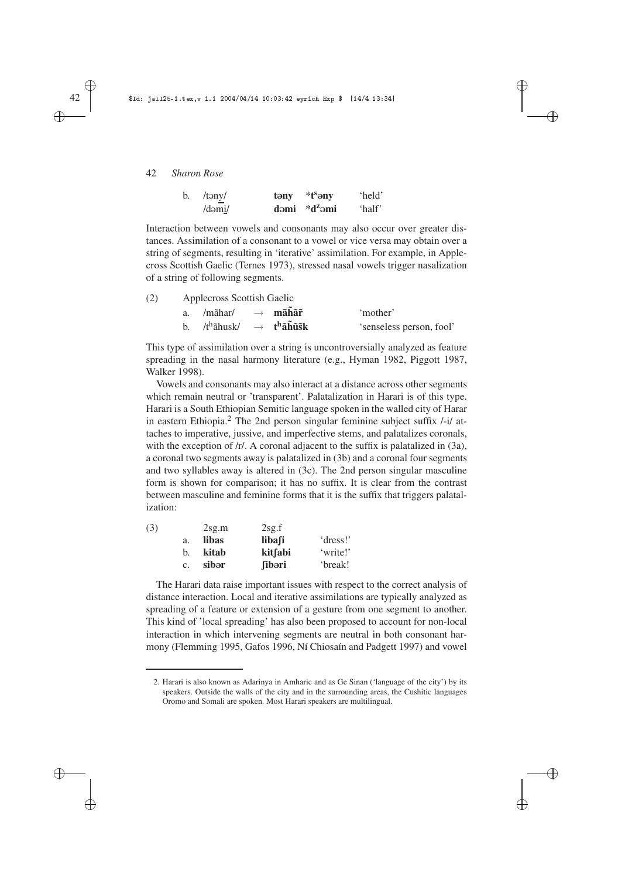b. /təny/ **təny** ***tˢəny** 'held'
   /dəmi/ **dəmi** ***dᶻəmi** 'half'

Interaction between vowels and consonants may also occur over greater distances. Assimilation of a consonant to a vowel or vice versa may obtain over a string of segments, resulting in 'iterative' assimilation. For example, in Applecross Scottish Gaelic (Ternes 1973), stressed nasal vowels trigger nasalization of a string of following segments.

(2) Applecross Scottish Gaelic

a. /mãhar/ → **mãh̃ãr̃** 'mother'

b. /tʰãhusk/ → **tʰãh̃ũs̃k** 'senseless person, fool'

This type of assimilation over a string is uncontroversially analyzed as feature spreading in the nasal harmony literature (e.g., Hyman 1982, Piggott 1987, Walker 1998).

Vowels and consonants may also interact at a distance across other segments which remain neutral or 'transparent'. Palatalization in Harari is of this type. Harari is a South Ethiopian Semitic language spoken in the walled city of Harar in eastern Ethiopia.[2] The 2nd person singular feminine subject suffix /-i/ attaches to imperative, jussive, and imperfective stems, and palatalizes coronals, with the exception of /r/. A coronal adjacent to the suffix is palatalized in (3a), a coronal two segments away is palatalized in (3b) and a coronal four segments and two syllables away is altered in (3c). The 2nd person singular masculine form is shown for comparison; it has no suffix. It is clear from the contrast between masculine and feminine forms that it is the suffix that triggers palatalization:

(3)

| | 2sg.m | 2sg.f | |
|---|---|---|---|
| a. | **libas** | **libaʃi** | 'dress!' |
| b. | **kitab** | **kitʃabi** | 'write!' |
| c. | **sibər** | **ʃibəri** | 'break! |

The Harari data raise important issues with respect to the correct analysis of distance interaction. Local and iterative assimilations are typically analyzed as spreading of a feature or extension of a gesture from one segment to another. This kind of 'local spreading' has also been proposed to account for non-local interaction in which intervening segments are neutral in both consonant harmony (Flemming 1995, Gafos 1996, Ní Chiosaín and Padgett 1997) and vowel

2. Harari is also known as Adarinya in Amharic and as Ge Sinan ('language of the city') by its speakers. Outside the walls of the city and in the surrounding areas, the Cushitic languages Oromo and Somali are spoken. Most Harari speakers are multilingual.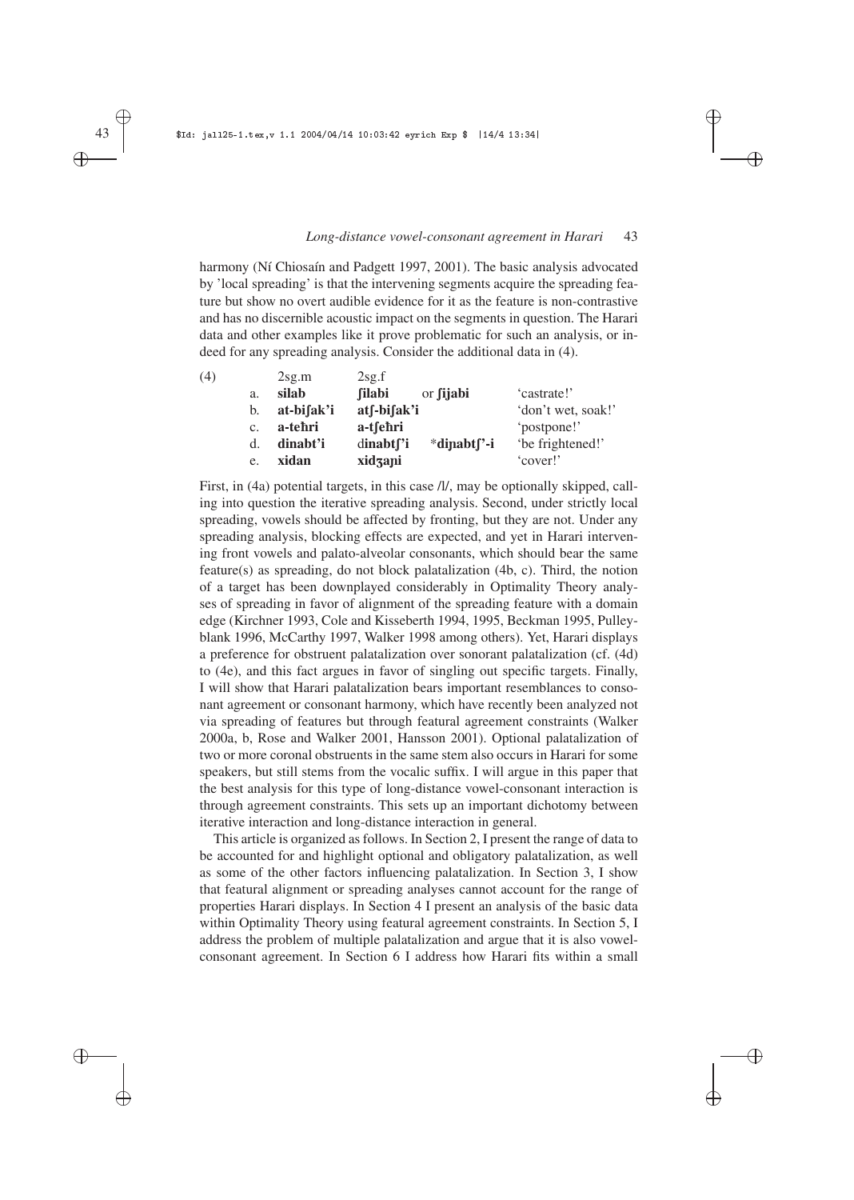harmony (Ní Chiosaín and Padgett 1997, 2001). The basic analysis advocated by 'local spreading' is that the intervening segments acquire the spreading feature but show no overt audible evidence for it as the feature is non-contrastive and has no discernible acoustic impact on the segments in question. The Harari data and other examples like it prove problematic for such an analysis, or indeed for any spreading analysis. Consider the additional data in (4).

| (4) | | 2sg.m | 2sg.f | | |
|---|---|---|---|---|---|
| | a. | **silab** | **ʃilabi** | or **ʃijabi** | 'castrate!' |
| | b. | **at-biʃak'i** | **atʃ-biʃak'i** | | 'don't wet, soak!' |
| | c. | **a-teħri** | **a-tʃeħri** | | 'postpone!' |
| | d. | **dinabt'i** | d**inabtʃ'i** | ***diɲabtʃ'-i** | 'be frightened!' |
| | e. | **xidan** | **xidʒaɲi** | | 'cover!' |

First, in (4a) potential targets, in this case /l/, may be optionally skipped, calling into question the iterative spreading analysis. Second, under strictly local spreading, vowels should be affected by fronting, but they are not. Under any spreading analysis, blocking effects are expected, and yet in Harari intervening front vowels and palato-alveolar consonants, which should bear the same feature(s) as spreading, do not block palatalization (4b, c). Third, the notion of a target has been downplayed considerably in Optimality Theory analyses of spreading in favor of alignment of the spreading feature with a domain edge (Kirchner 1993, Cole and Kisseberth 1994, 1995, Beckman 1995, Pulleyblank 1996, McCarthy 1997, Walker 1998 among others). Yet, Harari displays a preference for obstruent palatalization over sonorant palatalization (cf. (4d) to (4e), and this fact argues in favor of singling out specific targets. Finally, I will show that Harari palatalization bears important resemblances to consonant agreement or consonant harmony, which have recently been analyzed not via spreading of features but through featural agreement constraints (Walker 2000a, b, Rose and Walker 2001, Hansson 2001). Optional palatalization of two or more coronal obstruents in the same stem also occurs in Harari for some speakers, but still stems from the vocalic suffix. I will argue in this paper that the best analysis for this type of long-distance vowel-consonant interaction is through agreement constraints. This sets up an important dichotomy between iterative interaction and long-distance interaction in general.

This article is organized as follows. In Section 2, I present the range of data to be accounted for and highlight optional and obligatory palatalization, as well as some of the other factors influencing palatalization. In Section 3, I show that featural alignment or spreading analyses cannot account for the range of properties Harari displays. In Section 4 I present an analysis of the basic data within Optimality Theory using featural agreement constraints. In Section 5, I address the problem of multiple palatalization and argue that it is also vowel-consonant agreement. In Section 6 I address how Harari fits within a small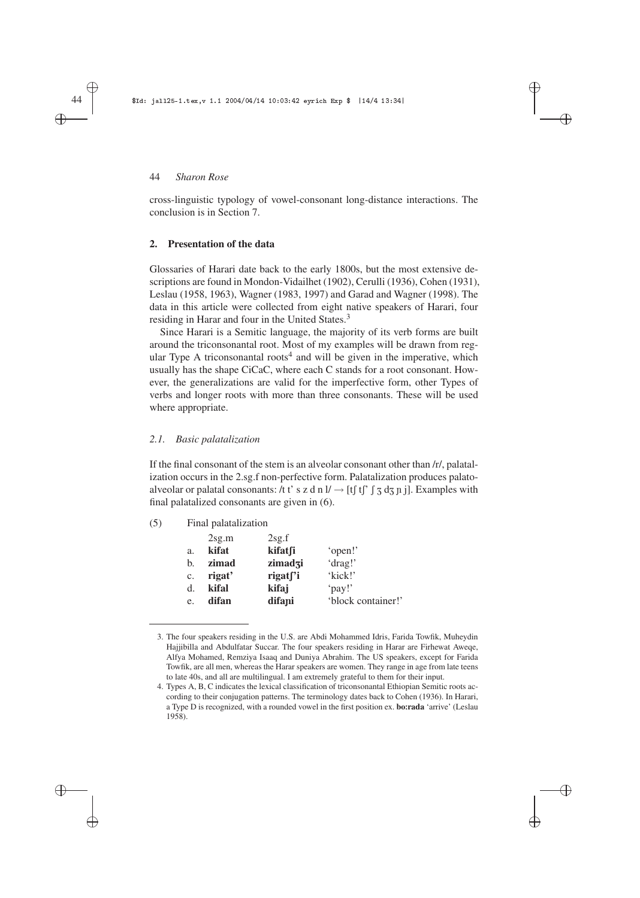cross-linguistic typology of vowel-consonant long-distance interactions. The conclusion is in Section 7.

## 2. Presentation of the data

Glossaries of Harari date back to the early 1800s, but the most extensive descriptions are found in Mondon-Vidailhet (1902), Cerulli (1936), Cohen (1931), Leslau (1958, 1963), Wagner (1983, 1997) and Garad and Wagner (1998). The data in this article were collected from eight native speakers of Harari, four residing in Harar and four in the United States.[3]

Since Harari is a Semitic language, the majority of its verb forms are built around the triconsonantal root. Most of my examples will be drawn from regular Type A triconsonantal roots[4] and will be given in the imperative, which usually has the shape CiCaC, where each C stands for a root consonant. However, the generalizations are valid for the imperfective form, other Types of verbs and longer roots with more than three consonants. These will be used where appropriate.

### *2.1. Basic palatalization*

If the final consonant of the stem is an alveolar consonant other than /r/, palatalization occurs in the 2.sg.f non-perfective form. Palatalization produces palato-alveolar or palatal consonants: /t t' s z d n l/ → [tʃ tʃ' ʃ ʒ dʒ ɲ j]. Examples with final palatalized consonants are given in (6).

(5) Final palatalization

| | 2sg.m | 2sg.f | |
|---|---|---|---|
| a. | **kifat** | **kifatʃi** | 'open!' |
| b. | **zimad** | **zimadʒi** | 'drag!' |
| c. | **rigat'** | **rigatʃ'i** | 'kick!' |
| d. | **kifal** | **kifaj** | 'pay!' |
| e. | **difan** | **difaɲi** | 'block container!' |

3. The four speakers residing in the U.S. are Abdi Mohammed Idris, Farida Towfik, Muheydin Hajjibilla and Abdulfatar Succar. The four speakers residing in Harar are Firhewat Aweqe, Alfya Mohamed, Remziya Isaaq and Duniya Abrahim. The US speakers, except for Farida Towfik, are all men, whereas the Harar speakers are women. They range in age from late teens to late 40s, and all are multilingual. I am extremely grateful to them for their input.

4. Types A, B, C indicates the lexical classification of triconsonantal Ethiopian Semitic roots according to their conjugation patterns. The terminology dates back to Cohen (1936). In Harari, a Type D is recognized, with a rounded vowel in the first position ex. **bo:rada** 'arrive' (Leslau 1958).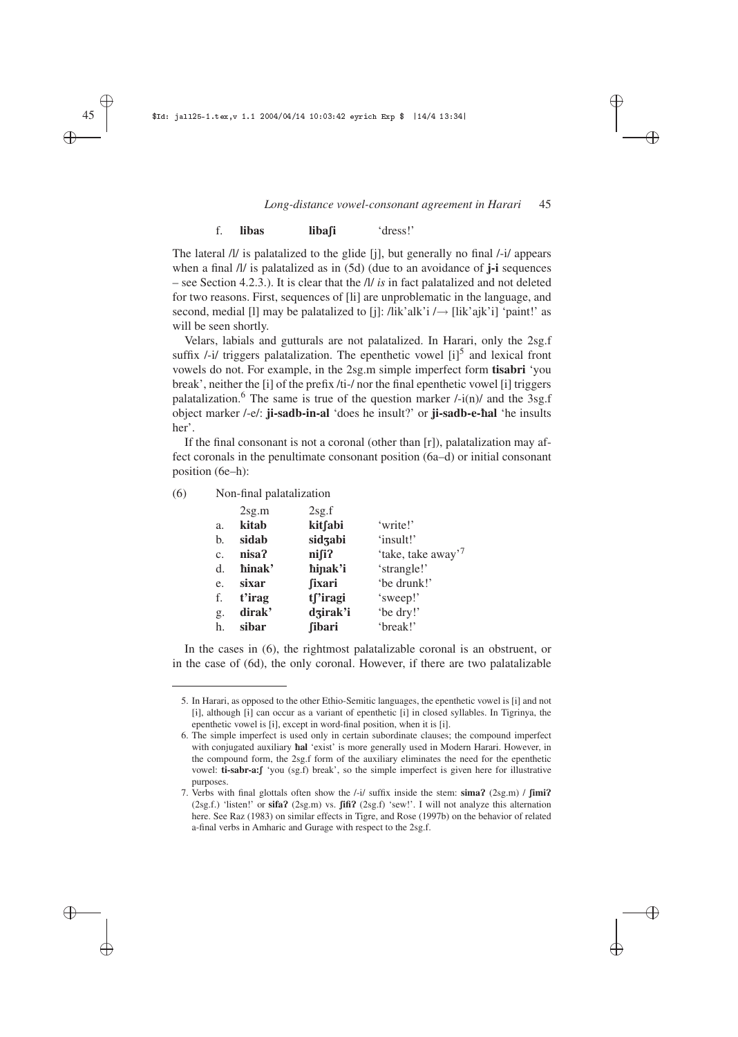| | | | |
|---|---|---|---|
| f. | **libas** | **libaʃi** | 'dress!' |

The lateral /l/ is palatalized to the glide [j], but generally no final /-i/ appears when a final /l/ is palatalized as in (5d) (due to an avoidance of **j-i** sequences – see Section 4.2.3.). It is clear that the /l/ *is* in fact palatalized and not deleted for two reasons. First, sequences of [li] are unproblematic in the language, and second, medial [l] may be palatalized to [j]: /lik'alk'i /→ [lik'ajk'i] 'paint!' as will be seen shortly.

Velars, labials and gutturals are not palatalized. In Harari, only the 2sg.f suffix /-i/ triggers palatalization. The epenthetic vowel [i][5] and lexical front vowels do not. For example, in the 2sg.m simple imperfect form **tisabri** 'you break', neither the [i] of the prefix /ti-/ nor the final epenthetic vowel [i] triggers palatalization.[6] The same is true of the question marker /-i(n)/ and the 3sg.f object marker /-e/: **ji-sadb-in-al** 'does he insult?' or **ji-sadb-e-ħal** 'he insults her'.

If the final consonant is not a coronal (other than [r]), palatalization may affect coronals in the penultimate consonant position (6a–d) or initial consonant position (6e–h):

(6) Non-final palatalization

| | 2sg.m | 2sg.f | |
|---|---|---|---|
| a. | **kitab** | **kitʃabi** | 'write!' |
| b. | **sidab** | **sidʒabi** | 'insult!' |
| c. | **nisaʔ** | **niʃiʔ** | 'take, take away'[7] |
| d. | **ħinak'** | **ħiɲak'i** | 'strangle!' |
| e. | **sixar** | **ʃixari** | 'be drunk!' |
| f. | **t'irag** | **tʃ'iragi** | 'sweep!' |
| g. | **dirak'** | **dʒirak'i** | 'be dry!' |
| h. | **sibar** | **ʃibari** | 'break!' |

In the cases in (6), the rightmost palatalizable coronal is an obstruent, or in the case of (6d), the only coronal. However, if there are two palatalizable

---

5. In Harari, as opposed to the other Ethio-Semitic languages, the epenthetic vowel is [i] and not [ɨ], although [ɨ] can occur as a variant of epenthetic [i] in closed syllables. In Tigrinya, the epenthetic vowel is [ɨ], except in word-final position, when it is [i].

6. The simple imperfect is used only in certain subordinate clauses; the compound imperfect with conjugated auxiliary **ħal** 'exist' is more generally used in Modern Harari. However, in the compound form, the 2sg.f form of the auxiliary eliminates the need for the epenthetic vowel: **ti-sabr-aːʃ** 'you (sg.f) break', so the simple imperfect is given here for illustrative purposes.

7. Verbs with final glottals often show the /-i/ suffix inside the stem: **simaʔ** (2sg.m) / **ʃimiʔ** (2sg.f.) 'listen!' or **sifaʔ** (2sg.m) vs. **ʃifiʔ** (2sg.f) 'sew!'. I will not analyze this alternation here. See Raz (1983) on similar effects in Tigre, and Rose (1997b) on the behavior of related a-final verbs in Amharic and Gurage with respect to the 2sg.f.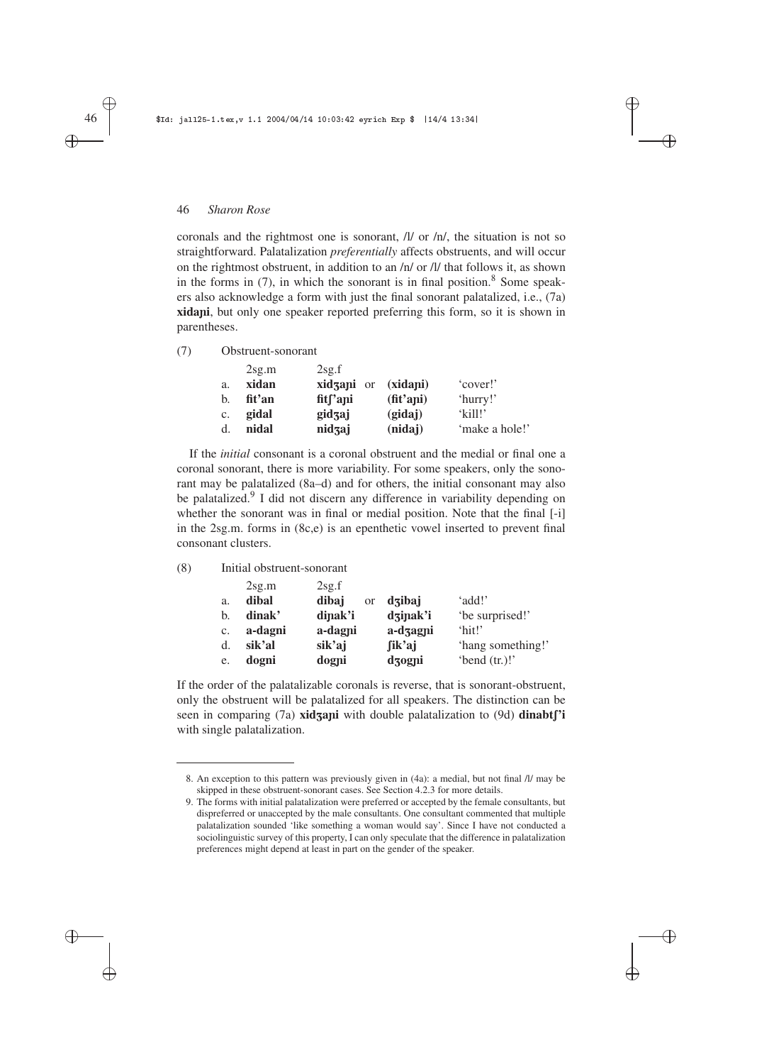coronals and the rightmost one is sonorant, /l/ or /n/, the situation is not so straightforward. Palatalization *preferentially* affects obstruents, and will occur on the rightmost obstruent, in addition to an /n/ or /l/ that follows it, as shown in the forms in (7), in which the sonorant is in final position.[8] Some speakers also acknowledge a form with just the final sonorant palatalized, i.e., (7a) **xidaɲi**, but only one speaker reported preferring this form, so it is shown in parentheses.

(7) Obstruent-sonorant

| | 2sg.m | 2sg.f | | | |
|---|---|---|---|---|---|
| a. | **xidan** | **xidʒaɲi** | or | **(xidaɲi)** | 'cover!' |
| b. | **fit'an** | **fitʃ'aɲi** | | **(fit'aɲi)** | 'hurry!' |
| c. | **gidal** | **gidʒaj** | | **(gidaj)** | 'kill!' |
| d. | **nidal** | **nidʒaj** | | **(nidaj)** | 'make a hole!' |

If the *initial* consonant is a coronal obstruent and the medial or final one a coronal sonorant, there is more variability. For some speakers, only the sonorant may be palatalized (8a–d) and for others, the initial consonant may also be palatalized.[9] I did not discern any difference in variability depending on whether the sonorant was in final or medial position. Note that the final [-i] in the 2sg.m. forms in (8c,e) is an epenthetic vowel inserted to prevent final consonant clusters.

(8) Initial obstruent-sonorant

| | 2sg.m | 2sg.f | | | |
|---|---|---|---|---|---|
| a. | **dibal** | **dibaj** | or | **dʒibaj** | 'add!' |
| b. | **dinak'** | **diɲak'i** | | **dʒiɲak'i** | 'be surprised!' |
| c. | **a-dagni** | **a-dagɲi** | | **a-dʒagɲi** | 'hit!' |
| d. | **sik'al** | **sik'aj** | | **ʃik'aj** | 'hang something!' |
| e. | **dogni** | **dogɲi** | | **dʒogɲi** | 'bend (tr.)!' |

If the order of the palatalizable coronals is reverse, that is sonorant-obstruent, only the obstruent will be palatalized for all speakers. The distinction can be seen in comparing (7a) **xidʒaɲi** with double palatalization to (9d) **dinabtʃ'i** with single palatalization.

---

8. An exception to this pattern was previously given in (4a): a medial, but not final /l/ may be skipped in these obstruent-sonorant cases. See Section 4.2.3 for more details.

9. The forms with initial palatalization were preferred or accepted by the female consultants, but dispreferred or unaccepted by the male consultants. One consultant commented that multiple palatalization sounded 'like something a woman would say'. Since I have not conducted a sociolinguistic survey of this property, I can only speculate that the difference in palatalization preferences might depend at least in part on the gender of the speaker.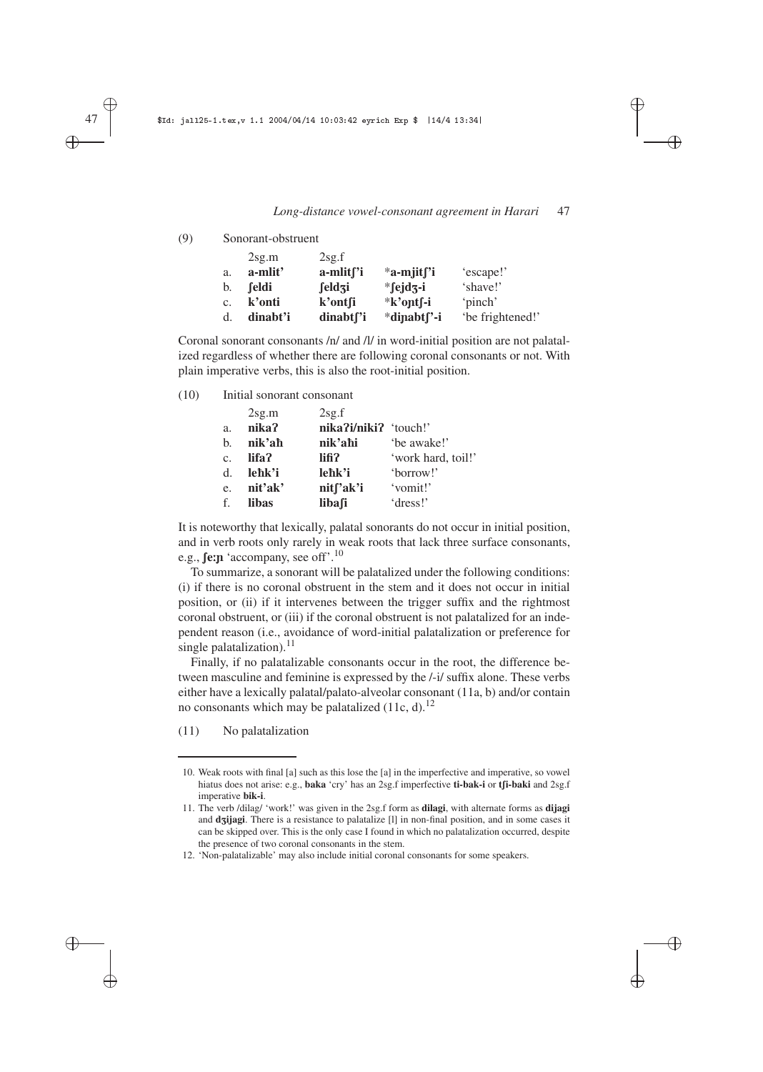(9) Sonorant-obstruent

| | 2sg.m | 2sg.f | | |
|---|---|---|---|---|
| a. | **a-mlit'** | **a-mlitʃ'i** | ***a-mjitʃ'i** | 'escape!' |
| b. | **ʃeldi** | **ʃeldʒi** | ***ʃejdʒ-i** | 'shave!' |
| c. | **k'onti** | **k'ontʃi** | ***k'oɲtʃ-i** | 'pinch' |
| d. | **dinabt'i** | **dinabtʃ'i** | ***diɲabtʃ'-i** | 'be frightened!' |

Coronal sonorant consonants /n/ and /l/ in word-initial position are not palatalized regardless of whether there are following coronal consonants or not. With plain imperative verbs, this is also the root-initial position.

(10) Initial sonorant consonant

| | 2sg.m | 2sg.f | |
|---|---|---|---|
| a. | **nikaʔ** | **nikaʔi/nikiʔ** | 'touch!' |
| b. | **nik'aħ** | **nik'aħi** | 'be awake!' |
| c. | **lifaʔ** | **lifiʔ** | 'work hard, toil!' |
| d. | **leħk'i** | **leħk'i** | 'borrow!' |
| e. | **nit'ak'** | **nitʃ'ak'i** | 'vomit!' |
| f. | **libas** | **libaʃi** | 'dress!' |

It is noteworthy that lexically, palatal sonorants do not occur in initial position, and in verb roots only rarely in weak roots that lack three surface consonants, e.g., **ʃeːɲ** 'accompany, see off'.[10]

To summarize, a sonorant will be palatalized under the following conditions: (i) if there is no coronal obstruent in the stem and it does not occur in initial position, or (ii) if it intervenes between the trigger suffix and the rightmost coronal obstruent, or (iii) if the coronal obstruent is not palatalized for an independent reason (i.e., avoidance of word-initial palatalization or preference for single palatalization).[11]

Finally, if no palatalizable consonants occur in the root, the difference between masculine and feminine is expressed by the /-i/ suffix alone. These verbs either have a lexically palatal/palato-alveolar consonant (11a, b) and/or contain no consonants which may be palatalized (11c, d).[12]

(11) No palatalization

10. Weak roots with final [a] such as this lose the [a] in the imperfective and imperative, so vowel hiatus does not arise: e.g., **baka** 'cry' has an 2sg.f imperfective **ti-bak-i** or **tʃi-baki** and 2sg.f imperative **bik-i**.

11. The verb /dilag/ 'work!' was given in the 2sg.f form as **dilagi**, with alternate forms as **dijagi** and **dʒijagi**. There is a resistance to palatalize [l] in non-final position, and in some cases it can be skipped over. This is the only case I found in which no palatalization occurred, despite the presence of two coronal consonants in the stem.

12. 'Non-palatalizable' may also include initial coronal consonants for some speakers.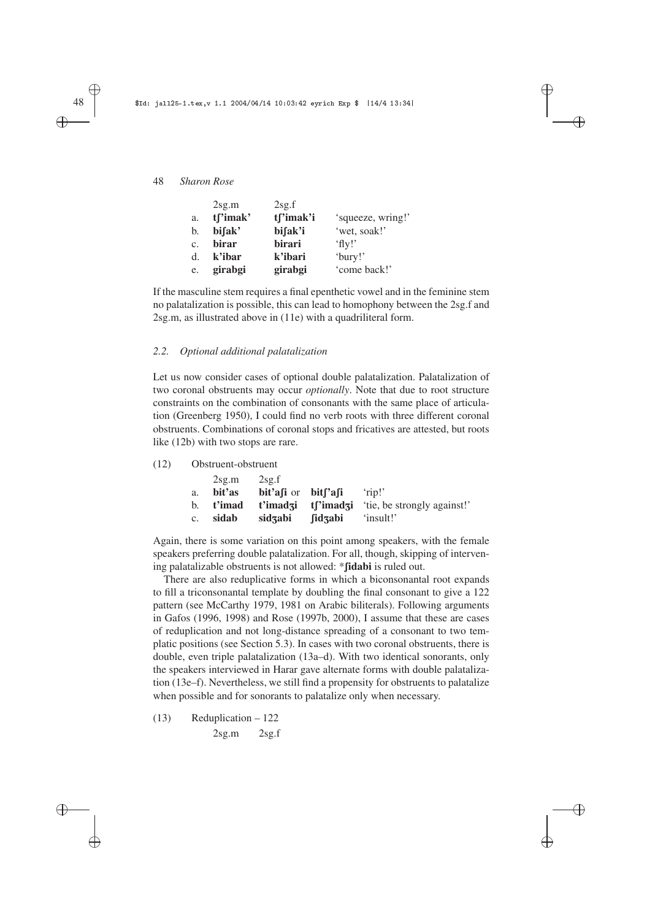|  | 2sg.m | 2sg.f |  |
|---|---|---|---|
| a. | **tʃ’imak’** | **tʃ’imak’i** | ‘squeeze, wring!’ |
| b. | **biʃak’** | **biʃak’i** | ‘wet, soak!’ |
| c. | **birar** | **birari** | ‘fly!’ |
| d. | **k’ibar** | **k’ibari** | ‘bury!’ |
| e. | **girabgi** | **girabgi** | ‘come back!’ |

If the masculine stem requires a final epenthetic vowel and in the feminine stem no palatalization is possible, this can lead to homophony between the 2sg.f and 2sg.m, as illustrated above in (11e) with a quadriliteral form.

### 2.2. *Optional additional palatalization*

Let us now consider cases of optional double palatalization. Palatalization of two coronal obstruents may occur *optionally*. Note that due to root structure constraints on the combination of consonants with the same place of articulation (Greenberg 1950), I could find no verb roots with three different coronal obstruents. Combinations of coronal stops and fricatives are attested, but roots like (12b) with two stops are rare.

(12) Obstruent-obstruent

|  | 2sg.m | 2sg.f |  |  |
|---|---|---|---|---|
| a. | **bit’as** | **bit’aʃi** or | **bitʃ’aʃi** | ‘rip!’ |
| b. | **t’imad** | **t’imadʒi** | **tʃ’imadʒi** | ‘tie, be strongly against!’ |
| c. | **sidab** | **sidʒabi** | **ʃidʒabi** | ‘insult!’ |

Again, there is some variation on this point among speakers, with the female speakers preferring double palatalization. For all, though, skipping of intervening palatalizable obstruents is not allowed: ***ʃidabi** is ruled out.

There are also reduplicative forms in which a biconsonantal root expands to fill a triconsonantal template by doubling the final consonant to give a 122 pattern (see McCarthy 1979, 1981 on Arabic biliterals). Following arguments in Gafos (1996, 1998) and Rose (1997b, 2000), I assume that these are cases of reduplication and not long-distance spreading of a consonant to two templatic positions (see Section 5.3). In cases with two coronal obstruents, there is double, even triple palatalization (13a–d). With two identical sonorants, only the speakers interviewed in Harar gave alternate forms with double palatalization (13e–f). Nevertheless, we still find a propensity for obstruents to palatalize when possible and for sonorants to palatalize only when necessary.

(13) Reduplication – 122

2sg.m 2sg.f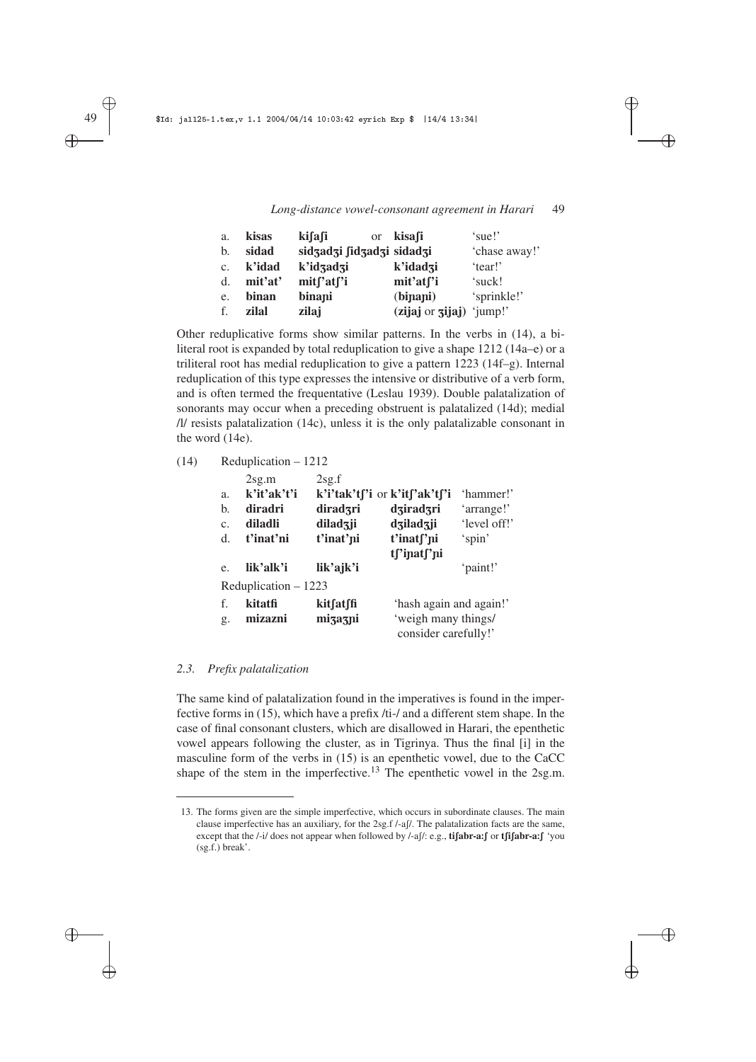| | | | | | |
|---|---|---|---|---|---|
| a. | **kisas** | **kiʃaʃi** | or | **kisaʃi** | 'sue!' |
| b. | **sidad** | **sidʒadʒi ʃidʒadʒi** | | **sidadʒi** | 'chase away!' |
| c. | **k'idad** | **k'idʒadʒi** | | **k'idadʒi** | 'tear!' |
| d. | **mit'at'** | **mitʃ'atʃ'i** | | **mit'atʃ'i** | 'suck! |
| e. | **binan** | **biɲaɲi** | | (**biɲaɲi**) | 'sprinkle!' |
| f. | **zilal** | **zilaj** | | (**zijaj** or **ʒijaj**) | 'jump!' |

Other reduplicative forms show similar patterns. In the verbs in (14), a biliteral root is expanded by total reduplication to give a shape 1212 (14a–e) or a triliteral root has medial reduplication to give a pattern 1223 (14f–g). Internal reduplication of this type expresses the intensive or distributive of a verb form, and is often termed the frequentative (Leslau 1939). Double palatalization of sonorants may occur when a preceding obstruent is palatalized (14d); medial /l/ resists palatalization (14c), unless it is the only palatalizable consonant in the word (14e).

(14) Reduplication – 1212

| | 2sg.m | 2sg.f | | |
|---|---|---|---|---|
| a. | **k'it'ak't'i** | **k'i'tak'tʃ'i** or **k'itʃ'ak'tʃ'i** | | 'hammer!' |
| b. | **diradri** | **diradʒri** | **dʒiradʒri** | 'arrange!' |
| c. | **diladli** | **diladʒji** | **dʒiladʒji** | 'level off!' |
| d. | **t'inat'ni** | **t'inat'ɲi** | **t'inatʃ'ɲi** | 'spin' |
| | | | **tʃ'iɲatʃ'ɲi** | |
| e. | **lik'alk'i** | **lik'ajk'i** | | 'paint!' |

Reduplication – 1223

| | | | |
|---|---|---|---|
| f. | **kitatɦi** | **kitʃatʃɦi** | 'hash again and again!' |
| g. | **mizazni** | **miʒaʒɲi** | 'weigh many things/ consider carefully!' |

### 2.3. *Prefix palatalization*

The same kind of palatalization found in the imperatives is found in the imperfective forms in (15), which have a prefix /ti-/ and a different stem shape. In the case of final consonant clusters, which are disallowed in Harari, the epenthetic vowel appears following the cluster, as in Tigrinya. Thus the final [i] in the masculine form of the verbs in (15) is an epenthetic vowel, due to the CaCC shape of the stem in the imperfective.[13] The epenthetic vowel in the 2sg.m.

---

13. The forms given are the simple imperfective, which occurs in subordinate clauses. The main clause imperfective has an auxiliary, for the 2sg.f /-aʃ/. The palatalization facts are the same, except that the /-i/ does not appear when followed by /-aʃ/: e.g., **tiʃabr-a:ʃ** or **tʃiʃabr-a:ʃ** 'you (sg.f.) break'.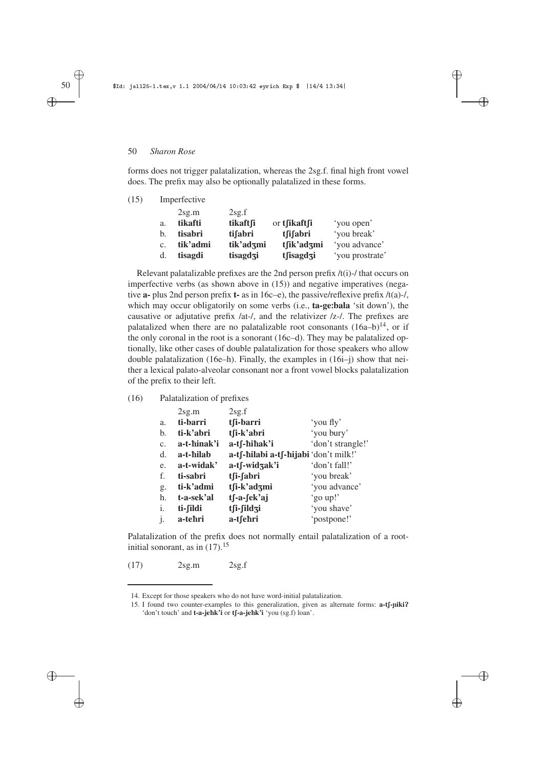forms does not trigger palatalization, whereas the 2sg.f. final high front vowel does. The prefix may also be optionally palatalized in these forms.

(15) Imperfective

| | 2sg.m | 2sg.f | | |
|---|---|---|---|---|
| a. | **tikafti** | **tikaftʃi** | or **tʃikaftʃi** | 'you open' |
| b. | **tisabri** | **tiʃabri** | **tʃiʃabri** | 'you break' |
| c. | **tik'admi** | **tik'adʒmi** | **tʃik'adʒmi** | 'you advance' |
| d. | **tisagdi** | **tisagdʒi** | **tʃisagdʒi** | 'you prostrate' |

Relevant palatalizable prefixes are the 2nd person prefix /t(i)-/ that occurs on imperfective verbs (as shown above in (15)) and negative imperatives (negative **a-** plus 2nd person prefix **t-** as in 16c–e), the passive/reflexive prefix /t(a)-/, which may occur obligatorily on some verbs (i.e., **ta-ge:bala** 'sit down'), the causative or adjutative prefix /at-/, and the relativizer /z-/. The prefixes are palatalized when there are no palatalizable root consonants (16a–b)[14], or if the only coronal in the root is a sonorant (16c–d). They may be palatalized optionally, like other cases of double palatalization for those speakers who allow double palatalization (16e–h). Finally, the examples in (16i–j) show that neither a lexical palato-alveolar consonant nor a front vowel blocks palatalization of the prefix to their left.

(16) Palatalization of prefixes

| | 2sg.m | 2sg.f | |
|---|---|---|---|
| a. | **ti-barri** | **tʃi-barri** | 'you fly' |
| b. | **ti-k'abri** | **tʃi-k'abri** | 'you bury' |
| c. | **a-t-ħinak'i** | **a-tʃ-ħiħak'i** | 'don't strangle!' |
| d. | **a-t-ħilab** | **a-tʃ-ħilabi a-tʃ-ħijabi** | 'don't milk!' |
| e. | **a-t-widak'** | **a-tʃ-widʒak'i** | 'don't fall!' |
| f. | **ti-sabri** | **tʃi-ʃabri** | 'you break' |
| g. | **ti-k'admi** | **tʃi-k'adʒmi** | 'you advance' |
| h. | **t-a-sek'al** | **tʃ-a-ʃek'aj** | 'go up!' |
| i. | **ti-ʃildi** | **tʃi-ʃildʒi** | 'you shave' |
| j. | **a-teħri** | **a-tʃeħri** | 'postpone!' |

Palatalization of the prefix does not normally entail palatalization of a root-initial sonorant, as in (17).[15]

(17) 2sg.m 2sg.f

---

14. Except for those speakers who do not have word-initial palatalization.

15. I found two counter-examples to this generalization, given as alternate forms: **a-tʃ-ɲikiʔ** 'don't touch' and **t-a-jeħk'i** or **tʃ-a-jeħk'i** 'you (sg.f) loan'.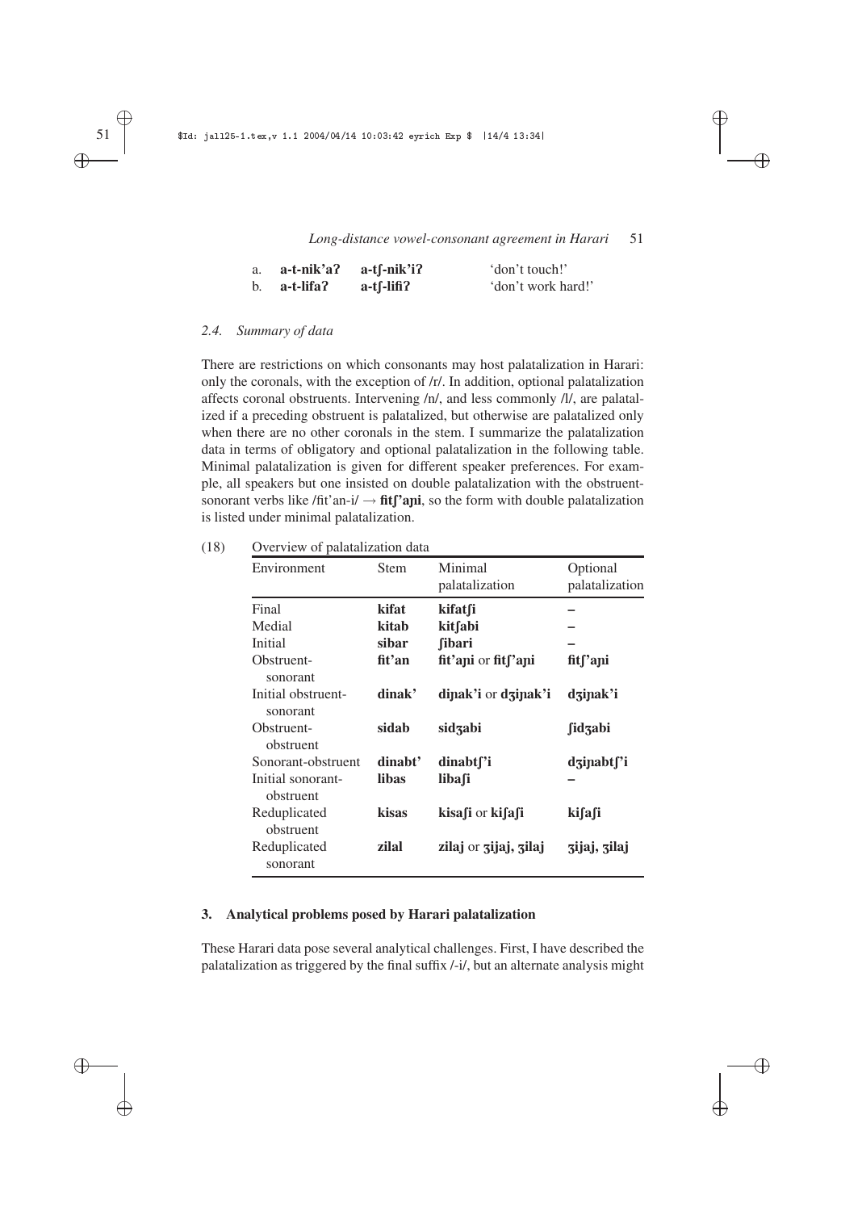| | | | |
|---|---|---|---|
| a. | **a-t-nik'aʔ** | **a-tʃ-nik'iʔ** | 'don't touch!' |
| b. | **a-t-lifaʔ** | **a-tʃ-lifiʔ** | 'don't work hard!' |

### *2.4. Summary of data*

There are restrictions on which consonants may host palatalization in Harari: only the coronals, with the exception of /r/. In addition, optional palatalization affects coronal obstruents. Intervening /n/, and less commonly /l/, are palatalized if a preceding obstruent is palatalized, but otherwise are palatalized only when there are no other coronals in the stem. I summarize the palatalization data in terms of obligatory and optional palatalization in the following table. Minimal palatalization is given for different speaker preferences. For example, all speakers but one insisted on double palatalization with the obstruent-sonorant verbs like /fit'an-i/ → **fitʃ'aɲi**, so the form with double palatalization is listed under minimal palatalization.

(18) Overview of palatalization data

| Environment | Stem | Minimal palatalization | Optional palatalization |
|---|---|---|---|
| Final | **kifat** | **kifatʃi** | – |
| Medial | **kitab** | **kitʃabi** | – |
| Initial | **sibar** | **ʃibari** | – |
| Obstruent-sonorant | **fit'an** | **fit'aɲi** or **fitʃ'aɲi** | **fitʃ'aɲi** |
| Initial obstruent-sonorant | **dinak'** | **diɲak'i** or **dʒiɲak'i** | **dʒiɲak'i** |
| Obstruent-obstruent | **sidab** | **sidʒabi** | **ʃidʒabi** |
| Sonorant-obstruent | **dinabt'** | **dinabtʃ'i** | **dʒiɲabtʃ'i** |
| Initial sonorant-obstruent | **libas** | **libaʃi** | – |
| Reduplicated obstruent | **kisas** | **kisaʃi** or **kiʃaʃi** | **kiʃaʃi** |
| Reduplicated sonorant | **zilal** | **zilaj** or **ʒijaj, ʒilaj** | **ʒijaj, ʒilaj** |

## 3. Analytical problems posed by Harari palatalization

These Harari data pose several analytical challenges. First, I have described the palatalization as triggered by the final suffix /-i/, but an alternate analysis might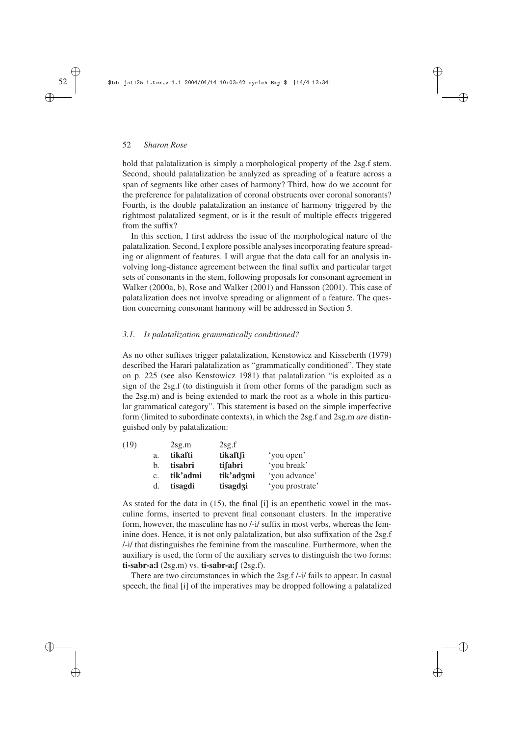hold that palatalization is simply a morphological property of the 2sg.f stem. Second, should palatalization be analyzed as spreading of a feature across a span of segments like other cases of harmony? Third, how do we account for the preference for palatalization of coronal obstruents over coronal sonorants? Fourth, is the double palatalization an instance of harmony triggered by the rightmost palatalized segment, or is it the result of multiple effects triggered from the suffix?

In this section, I first address the issue of the morphological nature of the palatalization. Second, I explore possible analyses incorporating feature spreading or alignment of features. I will argue that the data call for an analysis involving long-distance agreement between the final suffix and particular target sets of consonants in the stem, following proposals for consonant agreement in Walker (2000a, b), Rose and Walker (2001) and Hansson (2001). This case of palatalization does not involve spreading or alignment of a feature. The question concerning consonant harmony will be addressed in Section 5.

### *3.1. Is palatalization grammatically conditioned?*

As no other suffixes trigger palatalization, Kenstowicz and Kisseberth (1979) described the Harari palatalization as "grammatically conditioned". They state on p. 225 (see also Kenstowicz 1981) that palatalization "is exploited as a sign of the 2sg.f (to distinguish it from other forms of the paradigm such as the 2sg.m) and is being extended to mark the root as a whole in this particular grammatical category". This statement is based on the simple imperfective form (limited to subordinate contexts), in which the 2sg.f and 2sg.m *are* distinguished only by palatalization:

| (19) | | 2sg.m | 2sg.f | |
|---|---|---|---|---|
| | a. | **tikafti** | **tikaftʃi** | 'you open' |
| | b. | **tisabri** | **tiʃabri** | 'you break' |
| | c. | **tik'admi** | **tik'adʒmi** | 'you advance' |
| | d. | **tisagdi** | **tisagdʒi** | 'you prostrate' |

As stated for the data in (15), the final [i] is an epenthetic vowel in the masculine forms, inserted to prevent final consonant clusters. In the imperative form, however, the masculine has no /-i/ suffix in most verbs, whereas the feminine does. Hence, it is not only palatalization, but also suffixation of the 2sg.f /-i/ that distinguishes the feminine from the masculine. Furthermore, when the auxiliary is used, the form of the auxiliary serves to distinguish the two forms: **ti-sabr-aːl** (2sg.m) vs. **ti-sabr-aːʃ** (2sg.f).

There are two circumstances in which the 2sg.f /-i/ fails to appear. In casual speech, the final [i] of the imperatives may be dropped following a palatalized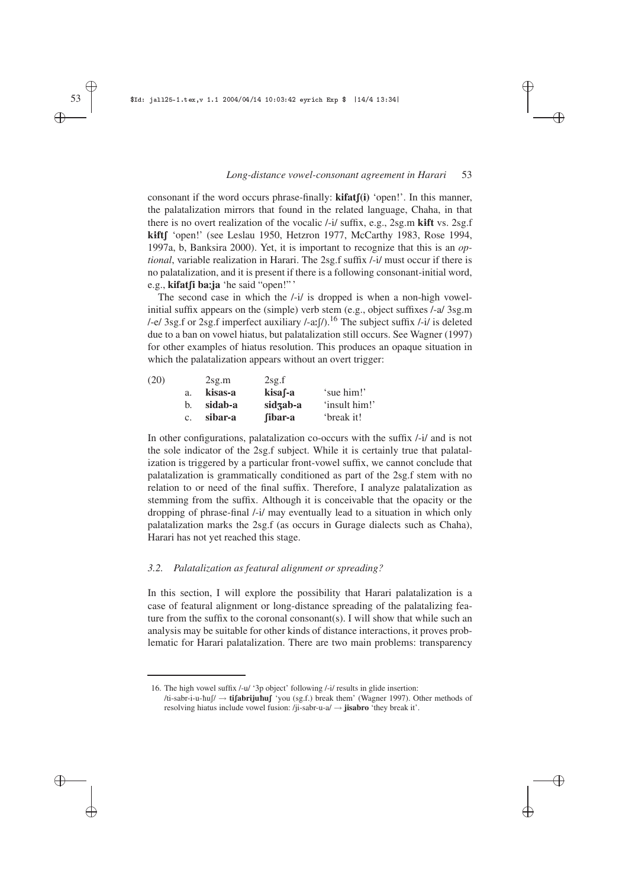consonant if the word occurs phrase-finally: **kifatʃ(i)** 'open!'. In this manner, the palatalization mirrors that found in the related language, Chaha, in that there is no overt realization of the vocalic /-i/ suffix, e.g., 2sg.m **kɨft** vs. 2sg.f **kɨftʃ** 'open!' (see Leslau 1950, Hetzron 1977, McCarthy 1983, Rose 1994, 1997a, b, Banksira 2000). Yet, it is important to recognize that this is an *optional*, variable realization in Harari. The 2sg.f suffix /-i/ must occur if there is no palatalization, and it is present if there is a following consonant-initial word, e.g., **kifatʃi baːja** 'he said "open!"'

The second case in which the /-i/ is dropped is when a non-high vowel-initial suffix appears on the (simple) verb stem (e.g., object suffixes /-a/ 3sg.m /-e/ 3sg.f or 2sg.f imperfect auxiliary /-aːʃ/).[16] The subject suffix /-i/ is deleted due to a ban on vowel hiatus, but palatalization still occurs. See Wagner (1997) for other examples of hiatus resolution. This produces an opaque situation in which the palatalization appears without an overt trigger:

| (20) | | 2sg.m | 2sg.f | |
|---|---|---|---|---|
| | a. | **kisas-a** | **kisaʃ-a** | 'sue him!' |
| | b. | **sidab-a** | **sidʒab-a** | 'insult him!' |
| | c. | **sibar-a** | **ʃibar-a** | 'break it! |

In other configurations, palatalization co-occurs with the suffix /-i/ and is not the sole indicator of the 2sg.f subject. While it is certainly true that palatalization is triggered by a particular front-vowel suffix, we cannot conclude that palatalization is grammatically conditioned as part of the 2sg.f stem with no relation to or need of the final suffix. Therefore, I analyze palatalization as stemming from the suffix. Although it is conceivable that the opacity or the dropping of phrase-final /-i/ may eventually lead to a situation in which only palatalization marks the 2sg.f (as occurs in Gurage dialects such as Chaha), Harari has not yet reached this stage.

### *3.2. Palatalization as featural alignment or spreading?*

In this section, I will explore the possibility that Harari palatalization is a case of featural alignment or long-distance spreading of the palatalizing feature from the suffix to the coronal consonant(s). I will show that while such an analysis may be suitable for other kinds of distance interactions, it proves problematic for Harari palatalization. There are two main problems: transparency

16. The high vowel suffix /-u/ '3p object' following /-i/ results in glide insertion: /ti-sabr-i-u-huʃ/ → **tiʃabrijuhuʃ** 'you (sg.f.) break them' (Wagner 1997). Other methods of resolving hiatus include vowel fusion: /ji-sabr-u-a/ → **jisabro** 'they break it'.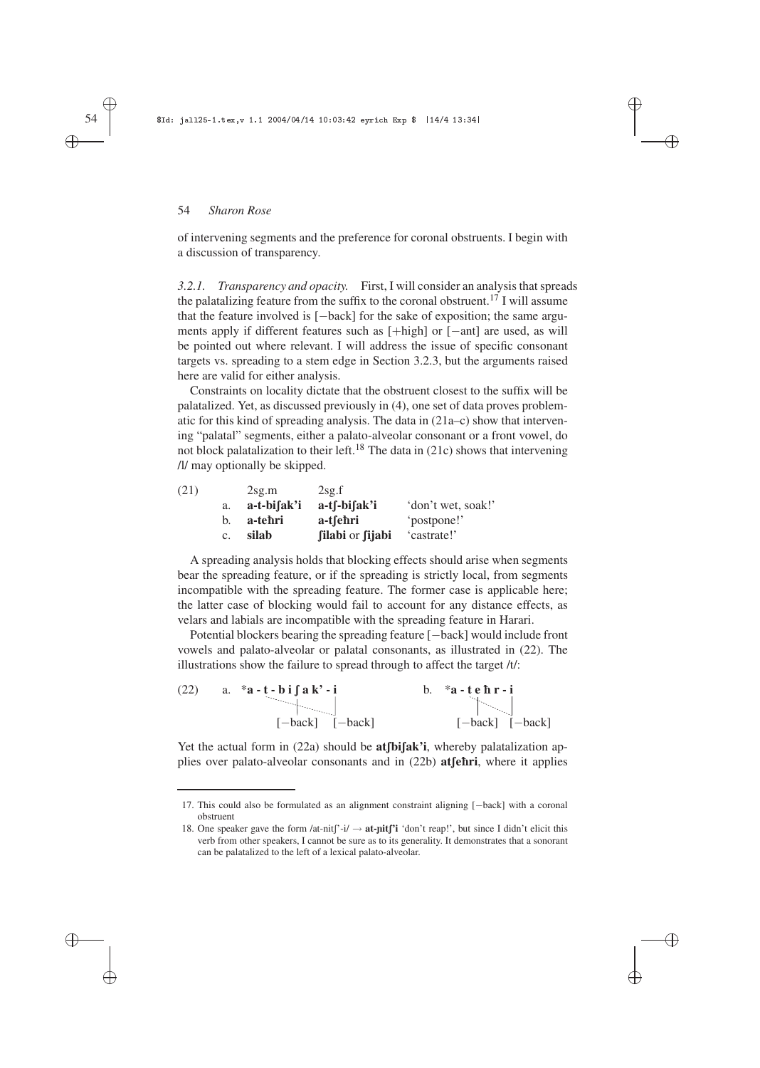of intervening segments and the preference for coronal obstruents. I begin with a discussion of transparency.

*3.2.1. Transparency and opacity.* First, I will consider an analysis that spreads the palatalizing feature from the suffix to the coronal obstruent.[17] I will assume that the feature involved is [−back] for the sake of exposition; the same arguments apply if different features such as [+high] or [−ant] are used, as will be pointed out where relevant. I will address the issue of specific consonant targets vs. spreading to a stem edge in Section 3.2.3, but the arguments raised here are valid for either analysis.

Constraints on locality dictate that the obstruent closest to the suffix will be palatalized. Yet, as discussed previously in (4), one set of data proves problematic for this kind of spreading analysis. The data in (21a–c) show that intervening "palatal" segments, either a palato-alveolar consonant or a front vowel, do not block palatalization to their left.[18] The data in (21c) shows that intervening /l/ may optionally be skipped.

| (21) | | 2sg.m | 2sg.f | |
|---|---|---|---|---|
| | a. | **a-t-biʃak'i** | **a-tʃ-biʃak'i** | 'don't wet, soak!' |
| | b. | **a-teħri** | **a-tʃeħri** | 'postpone!' |
| | c. | **silab** | **ʃilabi** or **ʃijabi** | 'castrate!' |

A spreading analysis holds that blocking effects should arise when segments bear the spreading feature, or if the spreading is strictly local, from segments incompatible with the spreading feature. The former case is applicable here; the latter case of blocking would fail to account for any distance effects, as velars and labials are incompatible with the spreading feature in Harari.

Potential blockers bearing the spreading feature [−back] would include front vowels and palato-alveolar or palatal consonants, as illustrated in (22). The illustrations show the failure to spread through to affect the target /t/:

(22) a. ***a - t - b i ʃ a k' - i***
[−back] [−back]

b. ***a - t e ħ r - i***
[−back] [−back]

Yet the actual form in (22a) should be **atʃbiʃak'i**, whereby palatalization applies over palato-alveolar consonants and in (22b) **atʃeħri**, where it applies

17. This could also be formulated as an alignment constraint aligning [−back] with a coronal obstruent

18. One speaker gave the form /at-nitʃ'-i/ → **at-ɲitʃ'i** 'don't reap!', but since I didn't elicit this verb from other speakers, I cannot be sure as to its generality. It demonstrates that a sonorant can be palatalized to the left of a lexical palato-alveolar.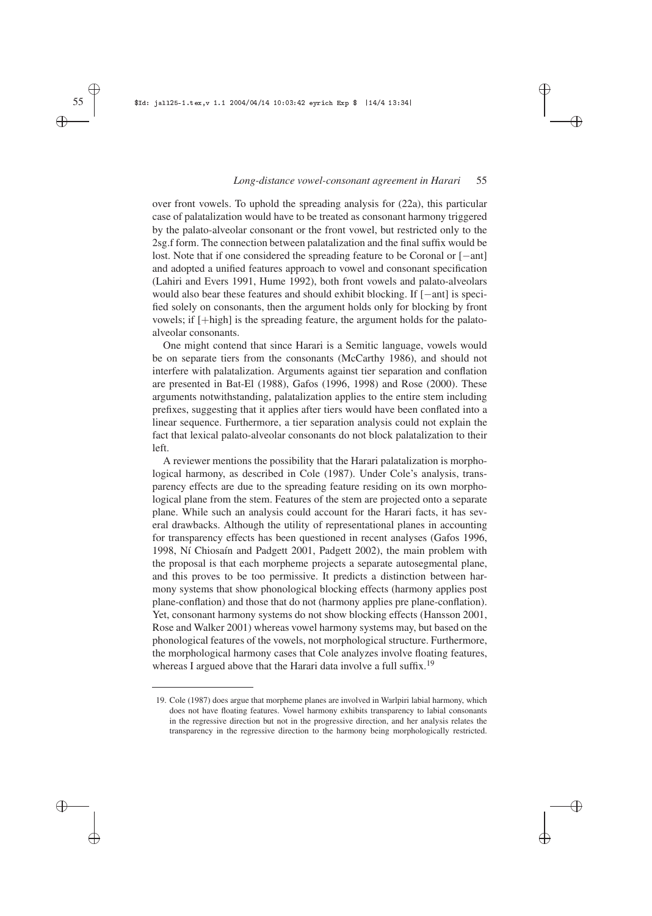over front vowels. To uphold the spreading analysis for (22a), this particular case of palatalization would have to be treated as consonant harmony triggered by the palato-alveolar consonant or the front vowel, but restricted only to the 2sg.f form. The connection between palatalization and the final suffix would be lost. Note that if one considered the spreading feature to be Coronal or [−ant] and adopted a unified features approach to vowel and consonant specification (Lahiri and Evers 1991, Hume 1992), both front vowels and palato-alveolars would also bear these features and should exhibit blocking. If [−ant] is specified solely on consonants, then the argument holds only for blocking by front vowels; if [+high] is the spreading feature, the argument holds for the palato-alveolar consonants.

One might contend that since Harari is a Semitic language, vowels would be on separate tiers from the consonants (McCarthy 1986), and should not interfere with palatalization. Arguments against tier separation and conflation are presented in Bat-El (1988), Gafos (1996, 1998) and Rose (2000). These arguments notwithstanding, palatalization applies to the entire stem including prefixes, suggesting that it applies after tiers would have been conflated into a linear sequence. Furthermore, a tier separation analysis could not explain the fact that lexical palato-alveolar consonants do not block palatalization to their left.

A reviewer mentions the possibility that the Harari palatalization is morphological harmony, as described in Cole (1987). Under Cole's analysis, transparency effects are due to the spreading feature residing on its own morphological plane from the stem. Features of the stem are projected onto a separate plane. While such an analysis could account for the Harari facts, it has several drawbacks. Although the utility of representational planes in accounting for transparency effects has been questioned in recent analyses (Gafos 1996, 1998, Ní Chiosaín and Padgett 2001, Padgett 2002), the main problem with the proposal is that each morpheme projects a separate autosegmental plane, and this proves to be too permissive. It predicts a distinction between harmony systems that show phonological blocking effects (harmony applies post plane-conflation) and those that do not (harmony applies pre plane-conflation). Yet, consonant harmony systems do not show blocking effects (Hansson 2001, Rose and Walker 2001) whereas vowel harmony systems may, but based on the phonological features of the vowels, not morphological structure. Furthermore, the morphological harmony cases that Cole analyzes involve floating features, whereas I argued above that the Harari data involve a full suffix.[19]

19. Cole (1987) does argue that morpheme planes are involved in Warlpiri labial harmony, which does not have floating features. Vowel harmony exhibits transparency to labial consonants in the regressive direction but not in the progressive direction, and her analysis relates the transparency in the regressive direction to the harmony being morphologically restricted.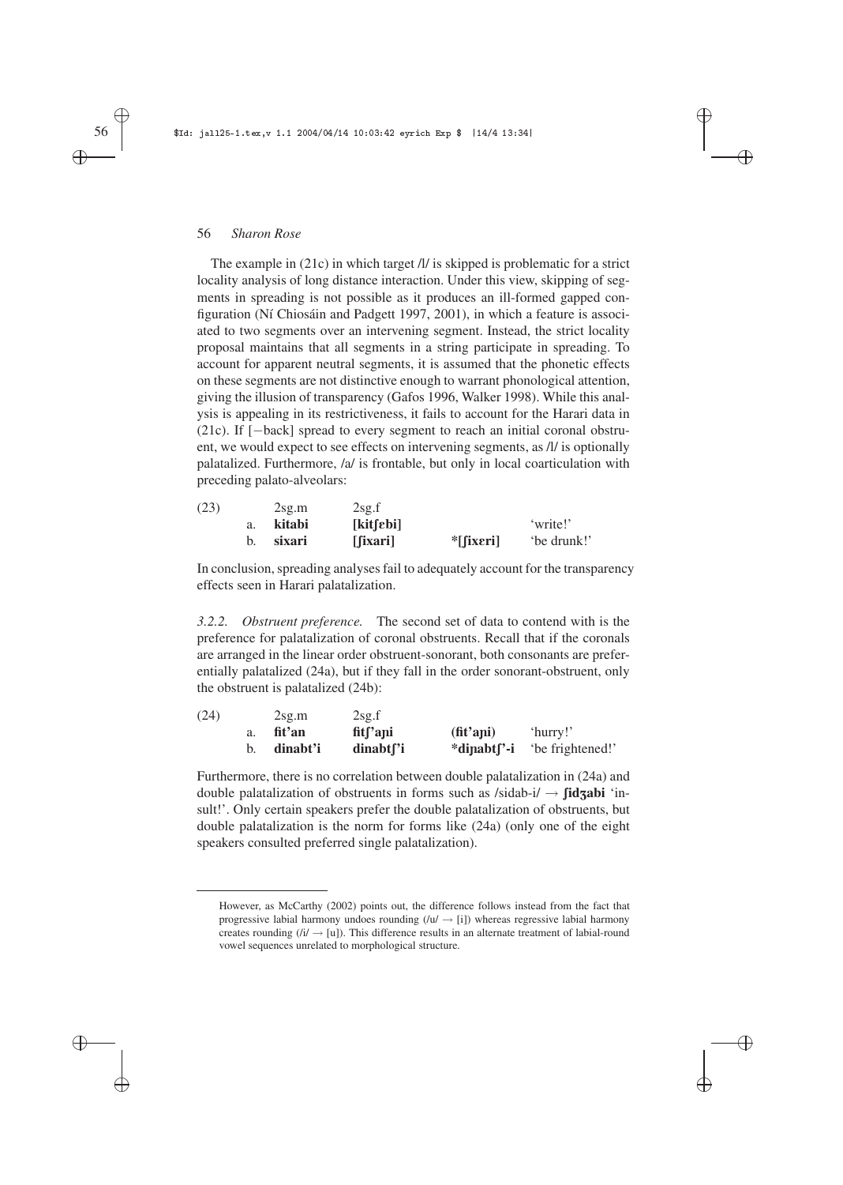The example in (21c) in which target /l/ is skipped is problematic for a strict locality analysis of long distance interaction. Under this view, skipping of segments in spreading is not possible as it produces an ill-formed gapped configuration (Ní Chiosáin and Padgett 1997, 2001), in which a feature is associated to two segments over an intervening segment. Instead, the strict locality proposal maintains that all segments in a string participate in spreading. To account for apparent neutral segments, it is assumed that the phonetic effects on these segments are not distinctive enough to warrant phonological attention, giving the illusion of transparency (Gafos 1996, Walker 1998). While this analysis is appealing in its restrictiveness, it fails to account for the Harari data in (21c). If [−back] spread to every segment to reach an initial coronal obstruent, we would expect to see effects on intervening segments, as /l/ is optionally palatalized. Furthermore, /a/ is frontable, but only in local coarticulation with preceding palato-alveolars:

| (23) | | 2sg.m | 2sg.f | | |
|---|---|---|---|---|---|
| | a. | **kitabi** | **[kitʃɐbi]** | | 'write!' |
| | b. | **sixari** | **[ʃixari]** | *[ʃixɐri] | 'be drunk!' |

In conclusion, spreading analyses fail to adequately account for the transparency effects seen in Harari palatalization.

*3.2.2. Obstruent preference.* The second set of data to contend with is the preference for palatalization of coronal obstruents. Recall that if the coronals are arranged in the linear order obstruent-sonorant, both consonants are preferentially palatalized (24a), but if they fall in the order sonorant-obstruent, only the obstruent is palatalized (24b):

| (24) | | 2sg.m | 2sg.f | | |
|---|---|---|---|---|---|
| | a. | **fit'an** | **fitʃ'aɲi** | (**fit'aɲi**) | 'hurry!' |
| | b. | **dinabt'i** | **dinabtʃ'i** | ***diɲabtʃ'-i** | 'be frightened!' |

Furthermore, there is no correlation between double palatalization in (24a) and double palatalization of obstruents in forms such as /sidab-i/ → **ʃidʒabi** 'insult!'. Only certain speakers prefer the double palatalization of obstruents, but double palatalization is the norm for forms like (24a) (only one of the eight speakers consulted preferred single palatalization).

However, as McCarthy (2002) points out, the difference follows instead from the fact that progressive labial harmony undoes rounding (/u/ → [i]) whereas regressive labial harmony creates rounding (/i/ → [u]). This difference results in an alternate treatment of labial-round vowel sequences unrelated to morphological structure.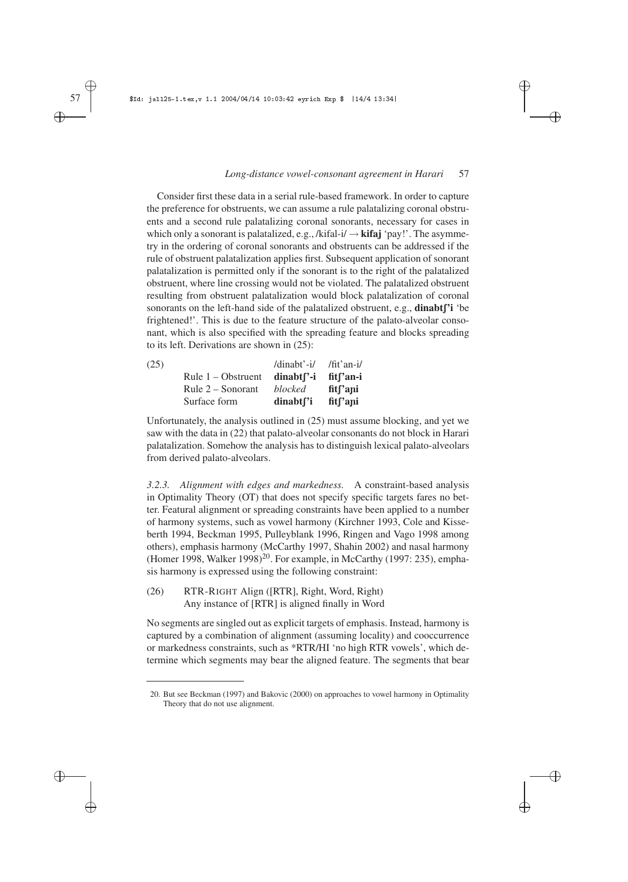Consider first these data in a serial rule-based framework. In order to capture the preference for obstruents, we can assume a rule palatalizing coronal obstruents and a second rule palatalizing coronal sonorants, necessary for cases in which only a sonorant is palatalized, e.g., /kifal-i/ → **kifaj** 'pay!'. The asymmetry in the ordering of coronal sonorants and obstruents can be addressed if the rule of obstruent palatalization applies first. Subsequent application of sonorant palatalization is permitted only if the sonorant is to the right of the palatalized obstruent, where line crossing would not be violated. The palatalized obstruent resulting from obstruent palatalization would block palatalization of coronal sonorants on the left-hand side of the palatalized obstruent, e.g., **dinabtʃ'i** 'be frightened!'. This is due to the feature structure of the palato-alveolar consonant, which is also specified with the spreading feature and blocks spreading to its left. Derivations are shown in (25):

(25)

| | /dinabt'-i/ | /fit'an-i/ |
|---|---|---|
| Rule 1 – Obstruent | **dinabtʃ'-i** | **fitʃ'an-i** |
| Rule 2 – Sonorant | *blocked* | **fitʃ'aɲi** |
| Surface form | **dinabtʃ'i** | **fitʃ'aɲi** |

Unfortunately, the analysis outlined in (25) must assume blocking, and yet we saw with the data in (22) that palato-alveolar consonants do not block in Harari palatalization. Somehow the analysis has to distinguish lexical palato-alveolars from derived palato-alveolars.

*3.2.3. Alignment with edges and markedness.* A constraint-based analysis in Optimality Theory (OT) that does not specify specific targets fares no better. Featural alignment or spreading constraints have been applied to a number of harmony systems, such as vowel harmony (Kirchner 1993, Cole and Kisseberth 1994, Beckman 1995, Pulleyblank 1996, Ringen and Vago 1998 among others), emphasis harmony (McCarthy 1997, Shahin 2002) and nasal harmony (Homer 1998, Walker 1998)[20]. For example, in McCarthy (1997: 235), emphasis harmony is expressed using the following constraint:

(26) RTR-RIGHT Align ([RTR], Right, Word, Right)
Any instance of [RTR] is aligned finally in Word

No segments are singled out as explicit targets of emphasis. Instead, harmony is captured by a combination of alignment (assuming locality) and cooccurrence or markedness constraints, such as *RTR/HI 'no high RTR vowels', which determine which segments may bear the aligned feature. The segments that bear

20. But see Beckman (1997) and Bakovic (2000) on approaches to vowel harmony in Optimality Theory that do not use alignment.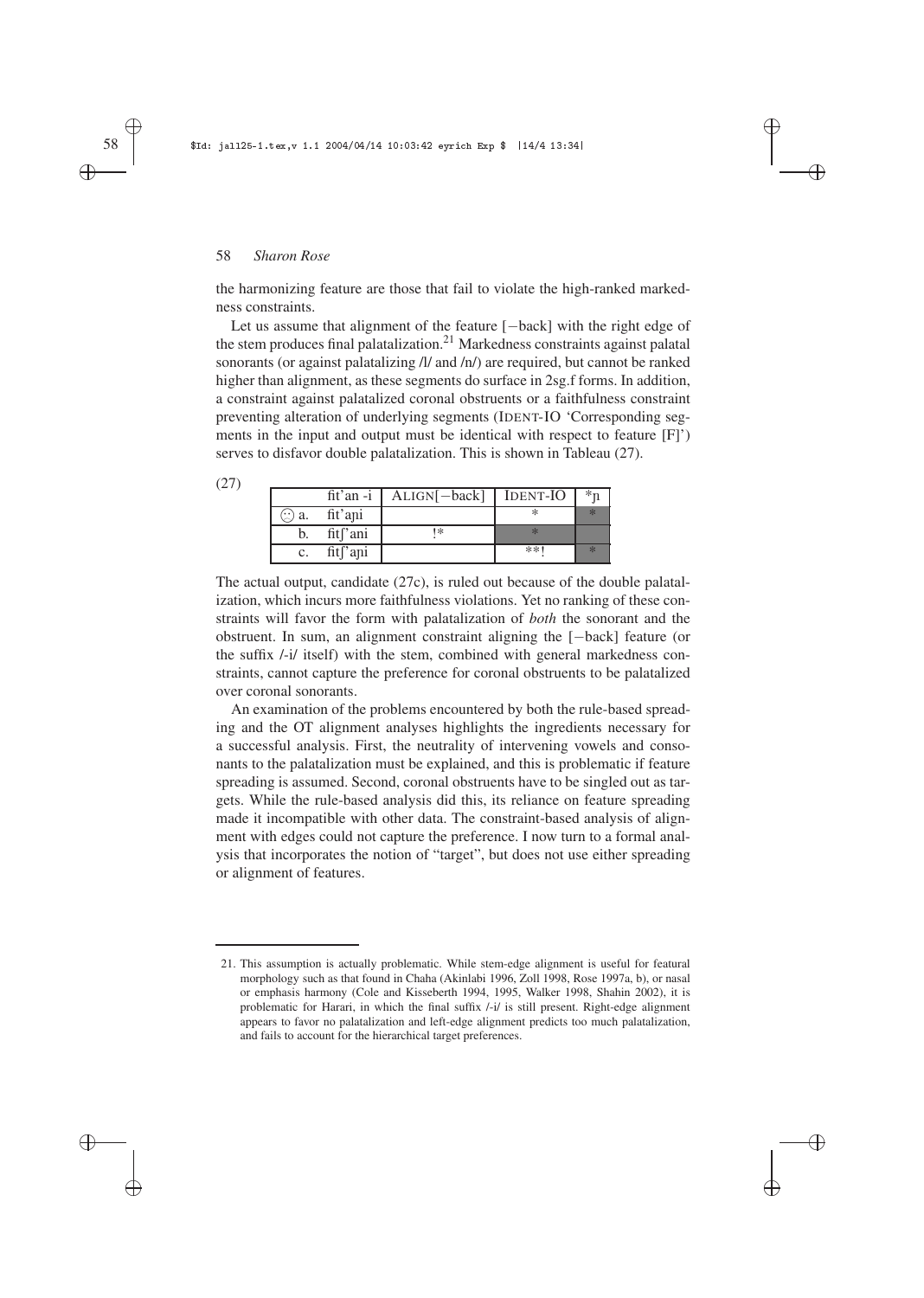the harmonizing feature are those that fail to violate the high-ranked markedness constraints.

Let us assume that alignment of the feature [−back] with the right edge of the stem produces final palatalization.[21] Markedness constraints against palatal sonorants (or against palatalizing /l/ and /n/) are required, but cannot be ranked higher than alignment, as these segments do surface in 2sg.f forms. In addition, a constraint against palatalized coronal obstruents or a faithfulness constraint preventing alteration of underlying segments (IDENT-IO 'Corresponding segments in the input and output must be identical with respect to feature [F]') serves to disfavor double palatalization. This is shown in Tableau (27).

(27)

| | fit'an -i | ALIGN[−back] | IDENT-IO | *ɲ |
|---|---|---|---|---|
| ☹ a. | fit'aɲi | | * | * |
| b. | fitʃ'ani | !* | * | |
| c. | fitʃ'aɲi | | **! | * |

The actual output, candidate (27c), is ruled out because of the double palatalization, which incurs more faithfulness violations. Yet no ranking of these constraints will favor the form with palatalization of *both* the sonorant and the obstruent. In sum, an alignment constraint aligning the [−back] feature (or the suffix /-i/ itself) with the stem, combined with general markedness constraints, cannot capture the preference for coronal obstruents to be palatalized over coronal sonorants.

An examination of the problems encountered by both the rule-based spreading and the OT alignment analyses highlights the ingredients necessary for a successful analysis. First, the neutrality of intervening vowels and consonants to the palatalization must be explained, and this is problematic if feature spreading is assumed. Second, coronal obstruents have to be singled out as targets. While the rule-based analysis did this, its reliance on feature spreading made it incompatible with other data. The constraint-based analysis of alignment with edges could not capture the preference. I now turn to a formal analysis that incorporates the notion of "target", but does not use either spreading or alignment of features.

21. This assumption is actually problematic. While stem-edge alignment is useful for featural morphology such as that found in Chaha (Akinlabi 1996, Zoll 1998, Rose 1997a, b), or nasal or emphasis harmony (Cole and Kisseberth 1994, 1995, Walker 1998, Shahin 2002), it is problematic for Harari, in which the final suffix /-i/ is still present. Right-edge alignment appears to favor no palatalization and left-edge alignment predicts too much palatalization, and fails to account for the hierarchical target preferences.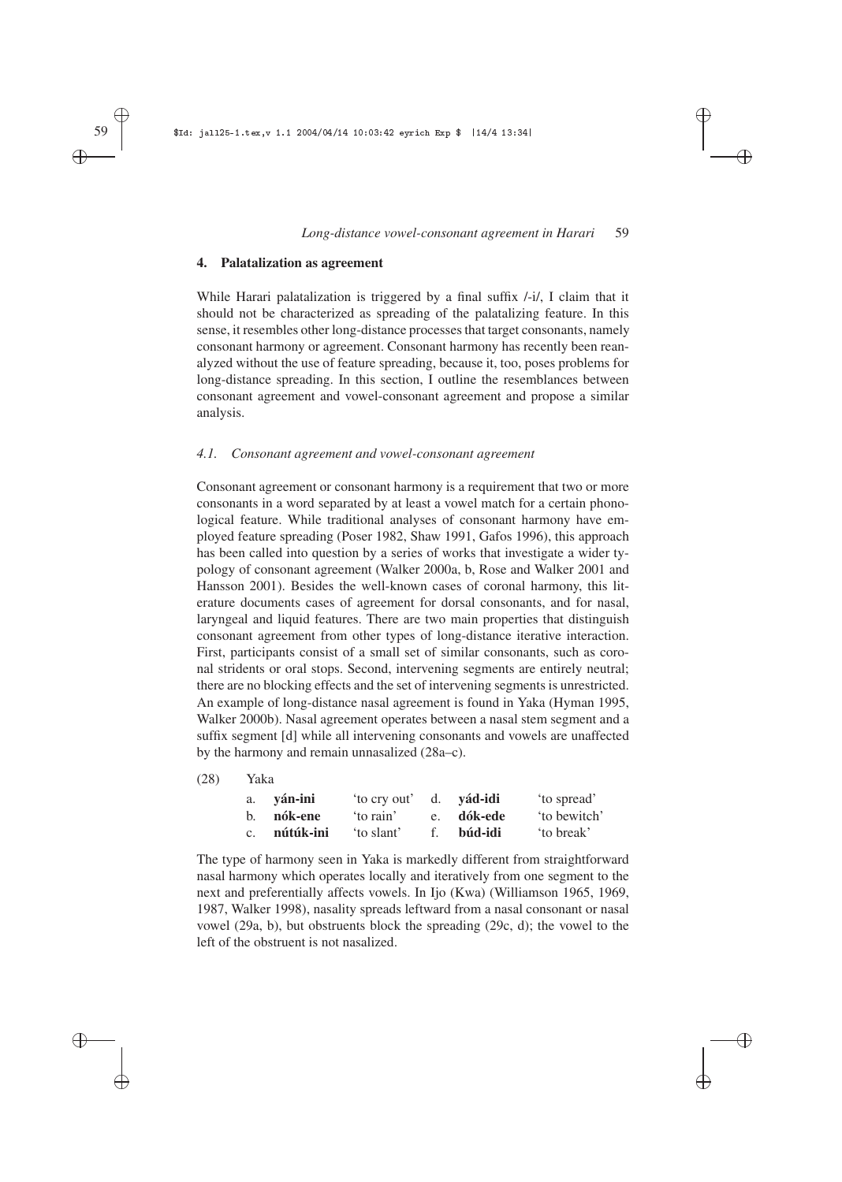## 4. Palatalization as agreement

While Harari palatalization is triggered by a final suffix /-i/, I claim that it should not be characterized as spreading of the palatalizing feature. In this sense, it resembles other long-distance processes that target consonants, namely consonant harmony or agreement. Consonant harmony has recently been reanalyzed without the use of feature spreading, because it, too, poses problems for long-distance spreading. In this section, I outline the resemblances between consonant agreement and vowel-consonant agreement and propose a similar analysis.

### *4.1. Consonant agreement and vowel-consonant agreement*

Consonant agreement or consonant harmony is a requirement that two or more consonants in a word separated by at least a vowel match for a certain phonological feature. While traditional analyses of consonant harmony have employed feature spreading (Poser 1982, Shaw 1991, Gafos 1996), this approach has been called into question by a series of works that investigate a wider typology of consonant agreement (Walker 2000a, b, Rose and Walker 2001 and Hansson 2001). Besides the well-known cases of coronal harmony, this literature documents cases of agreement for dorsal consonants, and for nasal, laryngeal and liquid features. There are two main properties that distinguish consonant agreement from other types of long-distance iterative interaction. First, participants consist of a small set of similar consonants, such as coronal stridents or oral stops. Second, intervening segments are entirely neutral; there are no blocking effects and the set of intervening segments is unrestricted. An example of long-distance nasal agreement is found in Yaka (Hyman 1995, Walker 2000b). Nasal agreement operates between a nasal stem segment and a suffix segment [d] while all intervening consonants and vowels are unaffected by the harmony and remain unnasalized (28a–c).

(28) Yaka

| | | | | | |
|---|---|---|---|---|---|
| a. | **yán-ini** | 'to cry out' | d. | **yád-idi** | 'to spread' |
| b. | **nók-ene** | 'to rain' | e. | **dók-ede** | 'to bewitch' |
| c. | **nútúk-ini** | 'to slant' | f. | **búd-idi** | 'to break' |

The type of harmony seen in Yaka is markedly different from straightforward nasal harmony which operates locally and iteratively from one segment to the next and preferentially affects vowels. In Ijo (Kwa) (Williamson 1965, 1969, 1987, Walker 1998), nasality spreads leftward from a nasal consonant or nasal vowel (29a, b), but obstruents block the spreading (29c, d); the vowel to the left of the obstruent is not nasalized.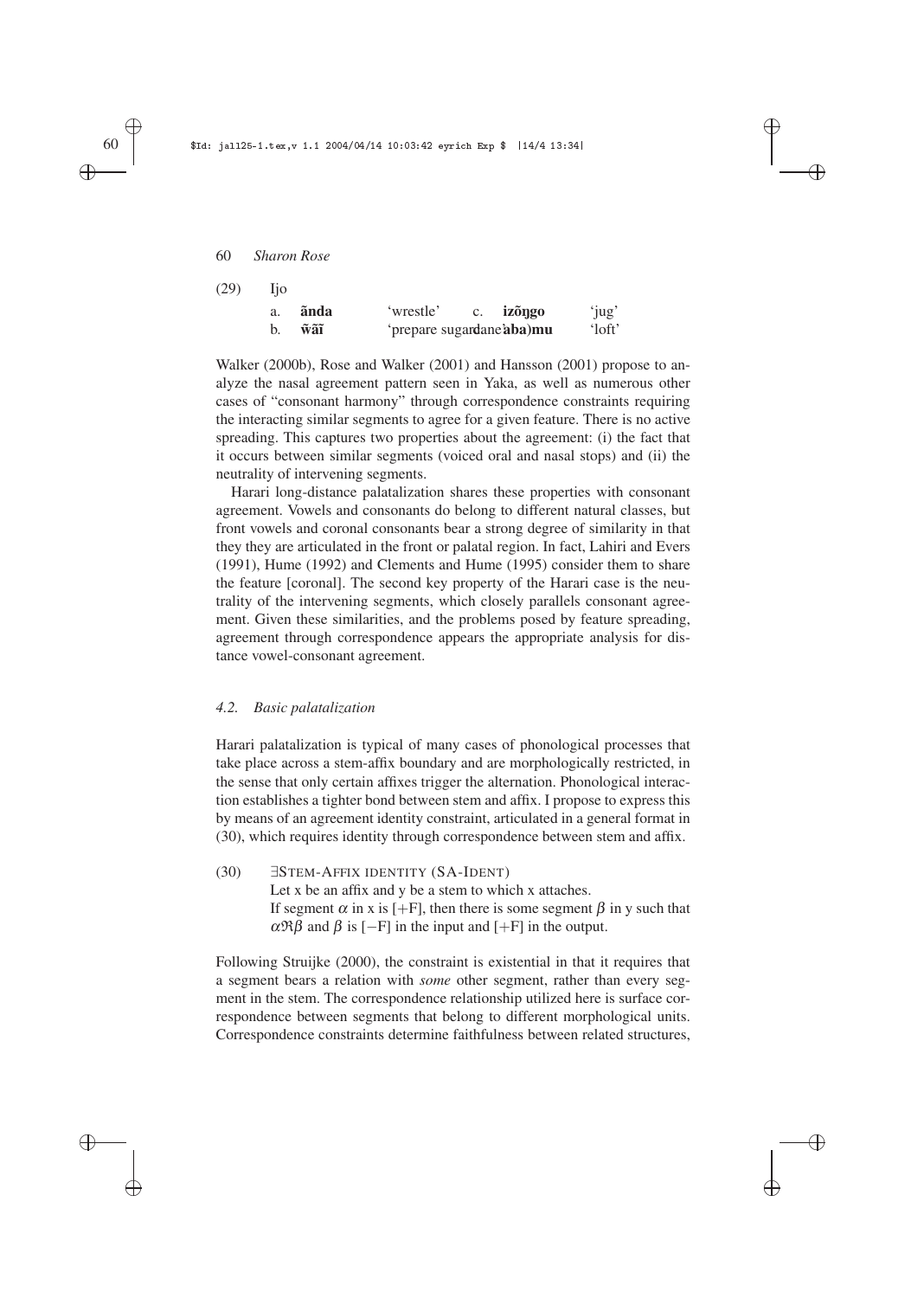(29) Ijo

| | | | | | |
|---|---|---|---|---|---|
| a. | **ãnda** | 'wrestle' | c. | **izõŋgo** | 'jug' |
| b. | **w̃ãĩ** | 'prepare sugarcane' | d. | **aba)mu** | 'loft' |

Walker (2000b), Rose and Walker (2001) and Hansson (2001) propose to analyze the nasal agreement pattern seen in Yaka, as well as numerous other cases of "consonant harmony" through correspondence constraints requiring the interacting similar segments to agree for a given feature. There is no active spreading. This captures two properties about the agreement: (i) the fact that it occurs between similar segments (voiced oral and nasal stops) and (ii) the neutrality of intervening segments.

Harari long-distance palatalization shares these properties with consonant agreement. Vowels and consonants do belong to different natural classes, but front vowels and coronal consonants bear a strong degree of similarity in that they they are articulated in the front or palatal region. In fact, Lahiri and Evers (1991), Hume (1992) and Clements and Hume (1995) consider them to share the feature [coronal]. The second key property of the Harari case is the neutrality of the intervening segments, which closely parallels consonant agreement. Given these similarities, and the problems posed by feature spreading, agreement through correspondence appears the appropriate analysis for distance vowel-consonant agreement.

### *4.2. Basic palatalization*

Harari palatalization is typical of many cases of phonological processes that take place across a stem-affix boundary and are morphologically restricted, in the sense that only certain affixes trigger the alternation. Phonological interaction establishes a tighter bond between stem and affix. I propose to express this by means of an agreement identity constraint, articulated in a general format in (30), which requires identity through correspondence between stem and affix.

(30) ∃STEM-AFFIX IDENTITY (SA-IDENT)
Let x be an affix and y be a stem to which x attaches.
If segment $\alpha$ in x is [+F], then there is some segment $\beta$ in y such that $\alpha\Re\beta$ and $\beta$ is [−F] in the input and [+F] in the output.

Following Struijke (2000), the constraint is existential in that it requires that a segment bears a relation with *some* other segment, rather than every segment in the stem. The correspondence relationship utilized here is surface correspondence between segments that belong to different morphological units. Correspondence constraints determine faithfulness between related structures,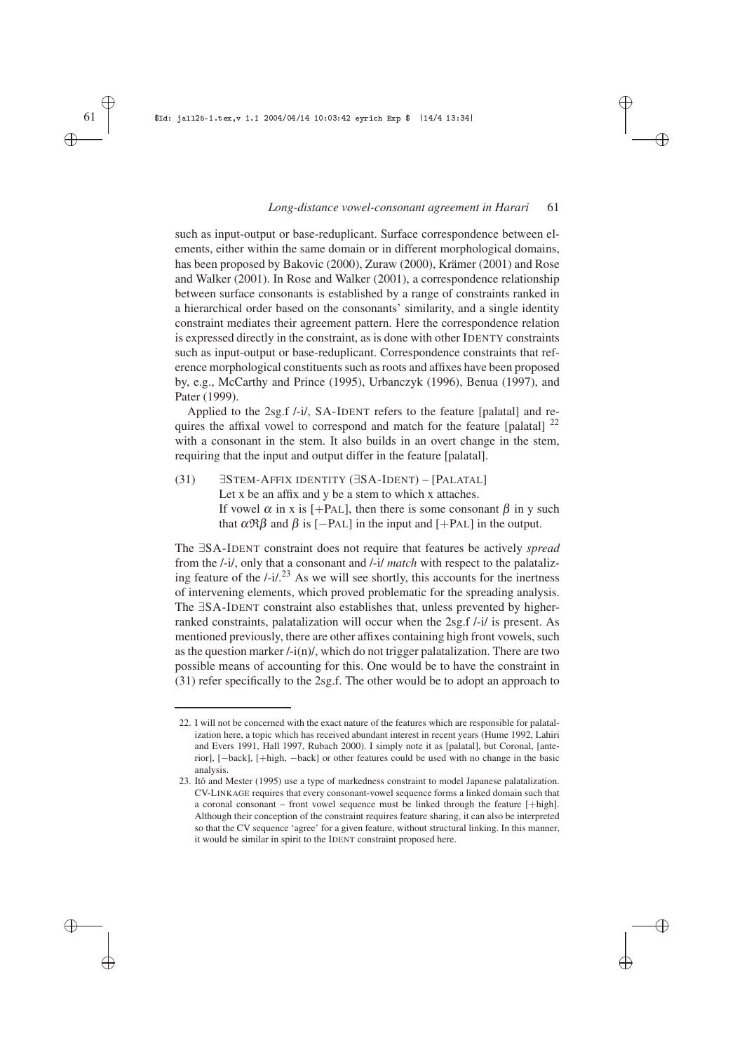such as input-output or base-reduplicant. Surface correspondence between elements, either within the same domain or in different morphological domains, has been proposed by Bakovic (2000), Zuraw (2000), Krämer (2001) and Rose and Walker (2001). In Rose and Walker (2001), a correspondence relationship between surface consonants is established by a range of constraints ranked in a hierarchical order based on the consonants' similarity, and a single identity constraint mediates their agreement pattern. Here the correspondence relation is expressed directly in the constraint, as is done with other IDENTY constraints such as input-output or base-reduplicant. Correspondence constraints that reference morphological constituents such as roots and affixes have been proposed by, e.g., McCarthy and Prince (1995), Urbanczyk (1996), Benua (1997), and Pater (1999).

Applied to the 2sg.f /-i/, SA-IDENT refers to the feature [palatal] and requires the affixal vowel to correspond and match for the feature [palatal] [22] with a consonant in the stem. It also builds in an overt change in the stem, requiring that the input and output differ in the feature [palatal].

(31) ∃STEM-AFFIX IDENTITY (∃SA-IDENT) – [PALATAL]
Let x be an affix and y be a stem to which x attaches.
If vowel $\alpha$ in x is [+PAL], then there is some consonant $\beta$ in y such that $\alpha\mathfrak{R}\beta$ and $\beta$ is [−PAL] in the input and [+PAL] in the output.

The ∃SA-IDENT constraint does not require that features be actively *spread* from the /-i/, only that a consonant and /-i/ *match* with respect to the palatalizing feature of the /-i/.[23] As we will see shortly, this accounts for the inertness of intervening elements, which proved problematic for the spreading analysis. The ∃SA-IDENT constraint also establishes that, unless prevented by higher-ranked constraints, palatalization will occur when the 2sg.f /-i/ is present. As mentioned previously, there are other affixes containing high front vowels, such as the question marker /-i(n)/, which do not trigger palatalization. There are two possible means of accounting for this. One would be to have the constraint in (31) refer specifically to the 2sg.f. The other would be to adopt an approach to

22. I will not be concerned with the exact nature of the features which are responsible for palatalization here, a topic which has received abundant interest in recent years (Hume 1992, Lahiri and Evers 1991, Hall 1997, Rubach 2000). I simply note it as [palatal], but Coronal, [anterior], [−back], [+high, −back] or other features could be used with no change in the basic analysis.

23. Itô and Mester (1995) use a type of markedness constraint to model Japanese palatalization. CV-LINKAGE requires that every consonant-vowel sequence forms a linked domain such that a coronal consonant – front vowel sequence must be linked through the feature [+high]. Although their conception of the constraint requires feature sharing, it can also be interpreted so that the CV sequence 'agree' for a given feature, without structural linking. In this manner, it would be similar in spirit to the IDENT constraint proposed here.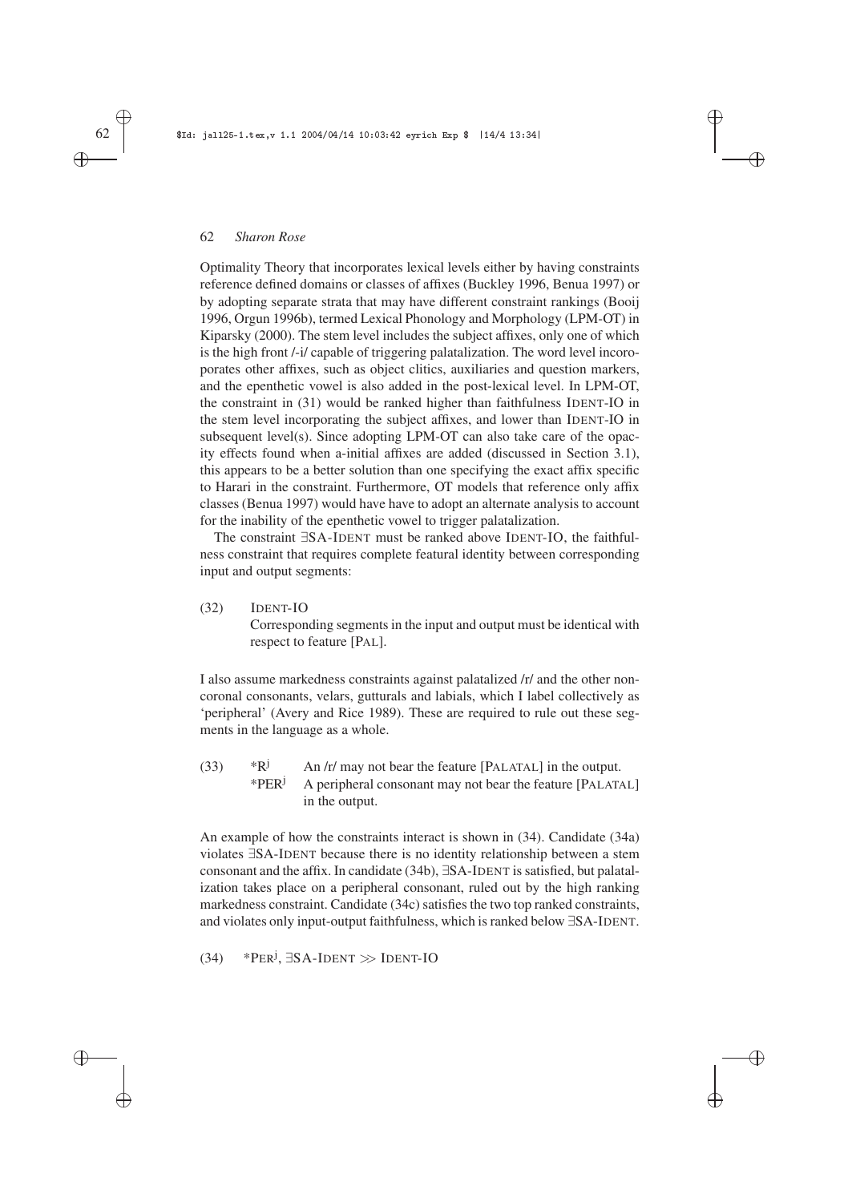Optimality Theory that incorporates lexical levels either by having constraints reference defined domains or classes of affixes (Buckley 1996, Benua 1997) or by adopting separate strata that may have different constraint rankings (Booij 1996, Orgun 1996b), termed Lexical Phonology and Morphology (LPM-OT) in Kiparsky (2000). The stem level includes the subject affixes, only one of which is the high front /-i/ capable of triggering palatalization. The word level incoroporates other affixes, such as object clitics, auxiliaries and question markers, and the epenthetic vowel is also added in the post-lexical level. In LPM-OT, the constraint in (31) would be ranked higher than faithfulness IDENT-IO in the stem level incorporating the subject affixes, and lower than IDENT-IO in subsequent level(s). Since adopting LPM-OT can also take care of the opacity effects found when a-initial affixes are added (discussed in Section 3.1), this appears to be a better solution than one specifying the exact affix specific to Harari in the constraint. Furthermore, OT models that reference only affix classes (Benua 1997) would have have to adopt an alternate analysis to account for the inability of the epenthetic vowel to trigger palatalization.

The constraint ∃SA-IDENT must be ranked above IDENT-IO, the faithfulness constraint that requires complete featural identity between corresponding input and output segments:

(32) IDENT-IO
Corresponding segments in the input and output must be identical with respect to feature [PAL].

I also assume markedness constraints against palatalized /r/ and the other non-coronal consonants, velars, gutturals and labials, which I label collectively as 'peripheral' (Avery and Rice 1989). These are required to rule out these segments in the language as a whole.

(33) $*R^j$ An /r/ may not bear the feature [PALATAL] in the output.
$*PER^j$ A peripheral consonant may not bear the feature [PALATAL] in the output.

An example of how the constraints interact is shown in (34). Candidate (34a) violates ∃SA-IDENT because there is no identity relationship between a stem consonant and the affix. In candidate (34b), ∃SA-IDENT is satisfied, but palatalization takes place on a peripheral consonant, ruled out by the high ranking markedness constraint. Candidate (34c) satisfies the two top ranked constraints, and violates only input-output faithfulness, which is ranked below ∃SA-IDENT.

(34) $*PER^j$, ∃SA-IDENT ≫ IDENT-IO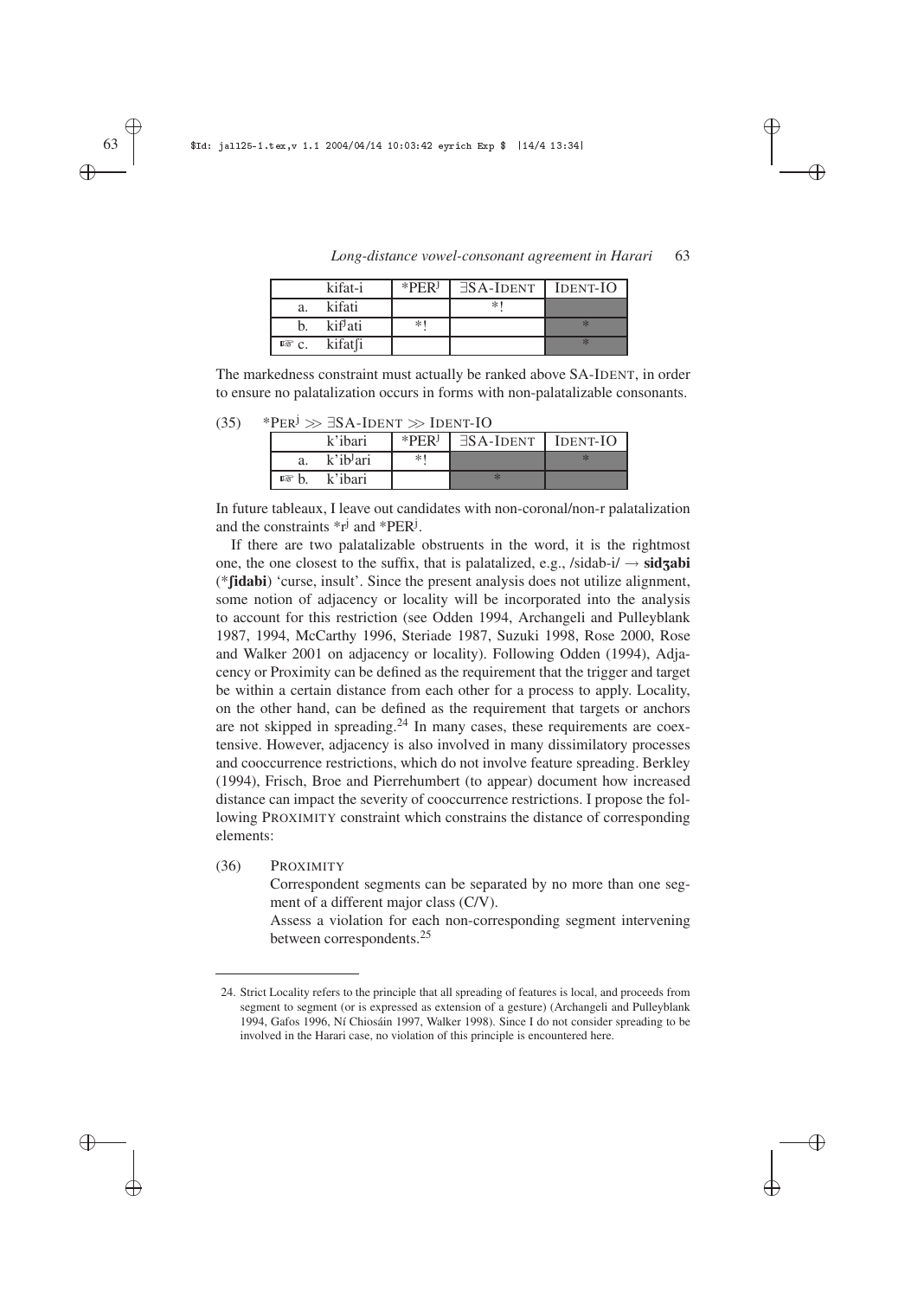| | kifat-i | *PER^j | ∃SA-IDENT | IDENT-IO |
|---|---|---|---|---|
| a. | kifati | | *! | |
| b. | kif^jati | *! | | * |
| ☞ c. | kifatʃi | | | * |

The markedness constraint must actually be ranked above SA-IDENT, in order to ensure no palatalization occurs in forms with non-palatalizable consonants.

(35) *PER^j ≫ ∃SA-IDENT ≫ IDENT-IO

| | k'ibari | *PER^j | ∃SA-IDENT | IDENT-IO |
|---|---|---|---|---|
| a. | k'ib^jari | *! | | * |
| ☞ b. | k'ibari | | * | |

In future tableaux, I leave out candidates with non-coronal/non-r palatalization and the constraints *r^j and *PER^j.

If there are two palatalizable obstruents in the word, it is the rightmost one, the one closest to the suffix, that is palatalized, e.g., /sidab-i/ → **sidʒabi** (***ʃidabi**) 'curse, insult'. Since the present analysis does not utilize alignment, some notion of adjacency or locality will be incorporated into the analysis to account for this restriction (see Odden 1994, Archangeli and Pulleyblank 1987, 1994, McCarthy 1996, Steriade 1987, Suzuki 1998, Rose 2000, Rose and Walker 2001 on adjacency or locality). Following Odden (1994), Adjacency or Proximity can be defined as the requirement that the trigger and target be within a certain distance from each other for a process to apply. Locality, on the other hand, can be defined as the requirement that targets or anchors are not skipped in spreading.[24] In many cases, these requirements are coextensive. However, adjacency is also involved in many dissimilatory processes and cooccurrence restrictions, which do not involve feature spreading. Berkley (1994), Frisch, Broe and Pierrehumbert (to appear) document how increased distance can impact the severity of cooccurrence restrictions. I propose the following PROXIMITY constraint which constrains the distance of corresponding elements:

(36) PROXIMITY

Correspondent segments can be separated by no more than one segment of a different major class (C/V).

Assess a violation for each non-corresponding segment intervening between correspondents.[25]

---

24. Strict Locality refers to the principle that all spreading of features is local, and proceeds from segment to segment (or is expressed as extension of a gesture) (Archangeli and Pulleyblank 1994, Gafos 1996, Ní Chiosáin 1997, Walker 1998). Since I do not consider spreading to be involved in the Harari case, no violation of this principle is encountered here.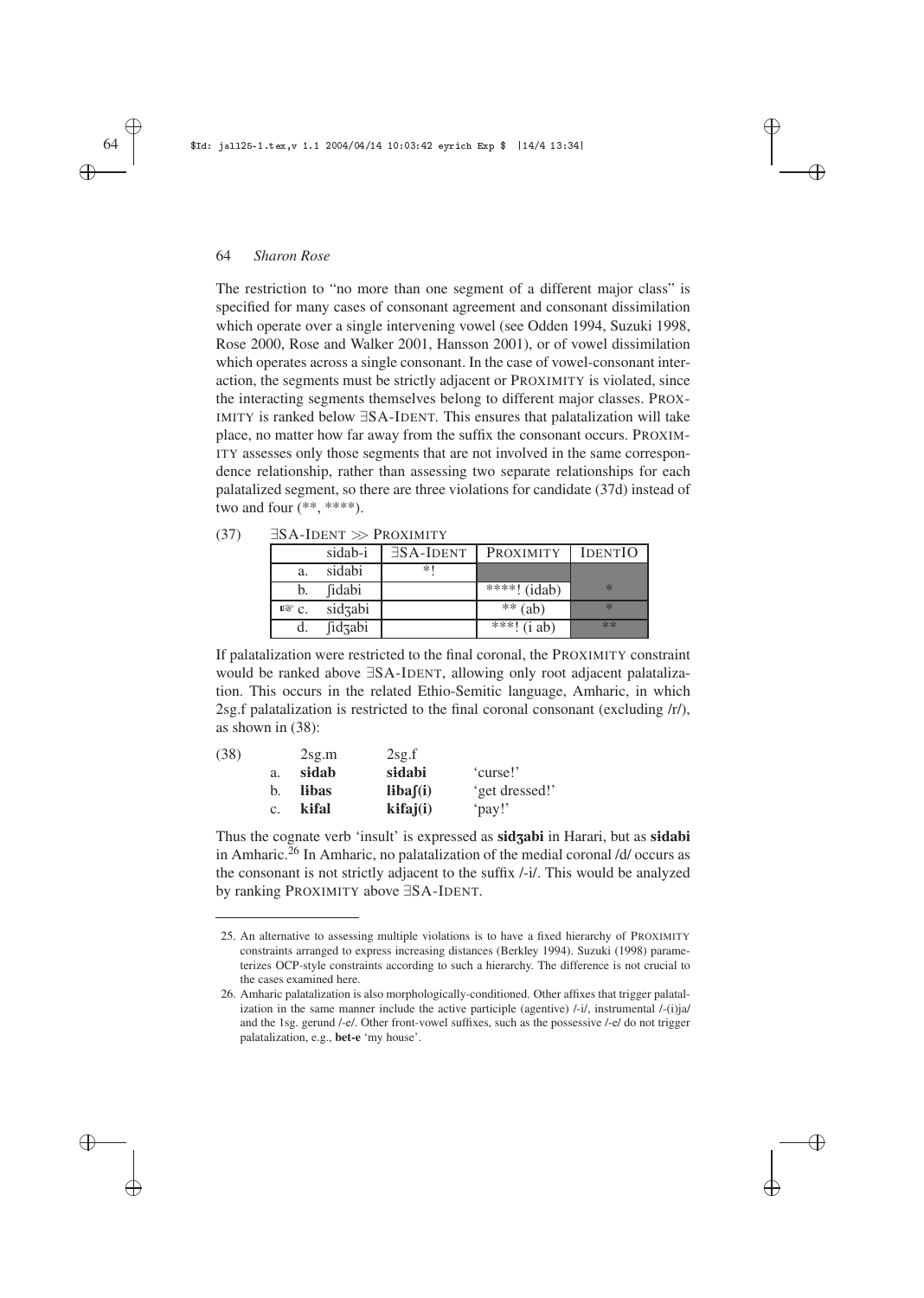The restriction to "no more than one segment of a different major class" is specified for many cases of consonant agreement and consonant dissimilation which operate over a single intervening vowel (see Odden 1994, Suzuki 1998, Rose 2000, Rose and Walker 2001, Hansson 2001), or of vowel dissimilation which operates across a single consonant. In the case of vowel-consonant interaction, the segments must be strictly adjacent or PROXIMITY is violated, since the interacting segments themselves belong to different major classes. PROXIMITY is ranked below ∃SA-IDENT. This ensures that palatalization will take place, no matter how far away from the suffix the consonant occurs. PROXIMITY assesses only those segments that are not involved in the same correspondence relationship, rather than assessing two separate relationships for each palatalized segment, so there are three violations for candidate (37d) instead of two and four (\*\*, \*\*\*\*).

(37) ∃SA-IDENT ≫ PROXIMITY

| | sidab-i | ∃SA-IDENT | PROXIMITY | IDENTIO |
|---|---|---|---|---|
| a. | sidabi | \*! | | |
| b. | ʃidabi | | \*\*\*\*! (idab) | \* |
| ☞ c. | sidʒabi | | \*\* (ab) | \* |
| d. | ʃidʒabi | | \*\*\*! (i ab) | \*\* |

If palatalization were restricted to the final coronal, the PROXIMITY constraint would be ranked above ∃SA-IDENT, allowing only root adjacent palatalization. This occurs in the related Ethio-Semitic language, Amharic, in which 2sg.f palatalization is restricted to the final coronal consonant (excluding /r/), as shown in (38):

(38)

| | 2sg.m | 2sg.f | |
|---|---|---|---|
| a. | **sɨdab** | **sɨdabi** | 'curse!' |
| b. | **lɨbas** | **lɨbaʃ(i)** | 'get dressed!' |
| c. | **kɨfal** | **kɨfaj(i)** | 'pay!' |

Thus the cognate verb 'insult' is expressed as **sidʒabi** in Harari, but as **sɨdabi** in Amharic.[26] In Amharic, no palatalization of the medial coronal /d/ occurs as the consonant is not strictly adjacent to the suffix /-i/. This would be analyzed by ranking PROXIMITY above ∃SA-IDENT.

---

25. An alternative to assessing multiple violations is to have a fixed hierarchy of PROXIMITY constraints arranged to express increasing distances (Berkley 1994). Suzuki (1998) parameterizes OCP-style constraints according to such a hierarchy. The difference is not crucial to the cases examined here.

26. Amharic palatalization is also morphologically-conditioned. Other affixes that trigger palatalization in the same manner include the active participle (agentive) /-i/, instrumental /-(i)ja/ and the 1sg. gerund /-e/. Other front-vowel suffixes, such as the possessive /-e/ do not trigger palatalization, e.g., **bet-e** 'my house'.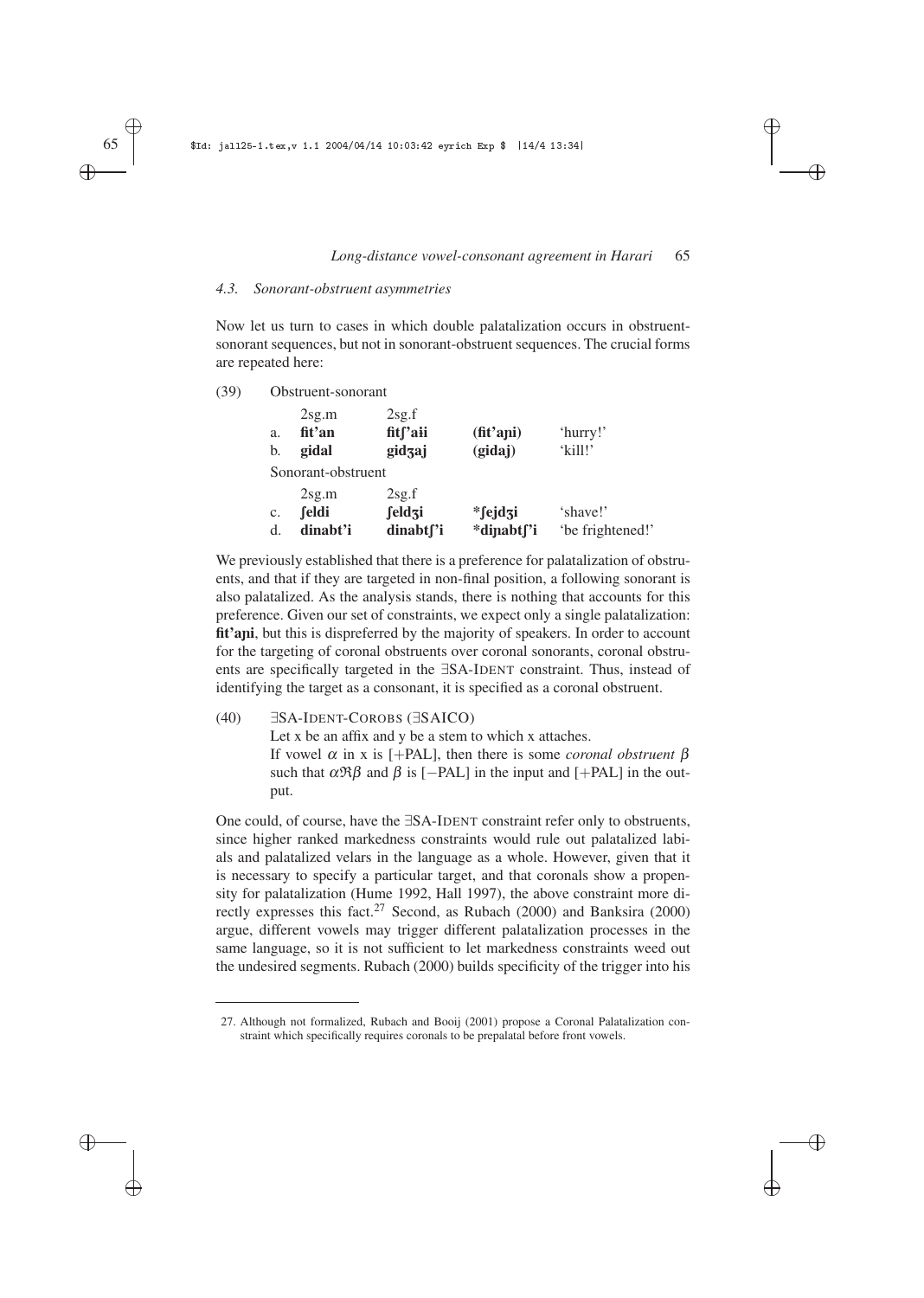### 4.3. Sonorant-obstruent asymmetries

Now let us turn to cases in which double palatalization occurs in obstruent-sonorant sequences, but not in sonorant-obstruent sequences. The crucial forms are repeated here:

(39) Obstruent-sonorant

| | 2sg.m | 2sg.f | | |
|---|---|---|---|---|
| a. | **fit'an** | **fitʃ'aɨi** | (**fit'aɲi**) | 'hurry!' |
| b. | **gidal** | **gidʒaj** | (**gidaj**) | 'kill!' |

Sonorant-obstruent

| | 2sg.m | 2sg.f | | |
|---|---|---|---|---|
| c. | **ʃeldi** | **ʃeldʒi** | ***ʃejdʒi** | 'shave!' |
| d. | **dinabt'i** | **dinabtʃ'i** | ***diɲabtʃ'i** | 'be frightened!' |

We previously established that there is a preference for palatalization of obstruents, and that if they are targeted in non-final position, a following sonorant is also palatalized. As the analysis stands, there is nothing that accounts for this preference. Given our set of constraints, we expect only a single palatalization: **fit'aɲi**, but this is dispreferred by the majority of speakers. In order to account for the targeting of coronal obstruents over coronal sonorants, coronal obstruents are specifically targeted in the ∃SA-IDENT constraint. Thus, instead of identifying the target as a consonant, it is specified as a coronal obstruent.

(40) ∃SA-IDENT-COROBS (∃SAICO)
Let x be an affix and y be a stem to which x attaches.
If vowel $\alpha$ in x is [+PAL], then there is some *coronal obstruent* $\beta$ such that $\alpha \Re \beta$ and $\beta$ is [−PAL] in the input and [+PAL] in the output.

One could, of course, have the ∃SA-IDENT constraint refer only to obstruents, since higher ranked markedness constraints would rule out palatalized labials and palatalized velars in the language as a whole. However, given that it is necessary to specify a particular target, and that coronals show a propensity for palatalization (Hume 1992, Hall 1997), the above constraint more directly expresses this fact.[27] Second, as Rubach (2000) and Banksira (2000) argue, different vowels may trigger different palatalization processes in the same language, so it is not sufficient to let markedness constraints weed out the undesired segments. Rubach (2000) builds specificity of the trigger into his

27. Although not formalized, Rubach and Booij (2001) propose a Coronal Palatalization constraint which specifically requires coronals to be prepalatal before front vowels.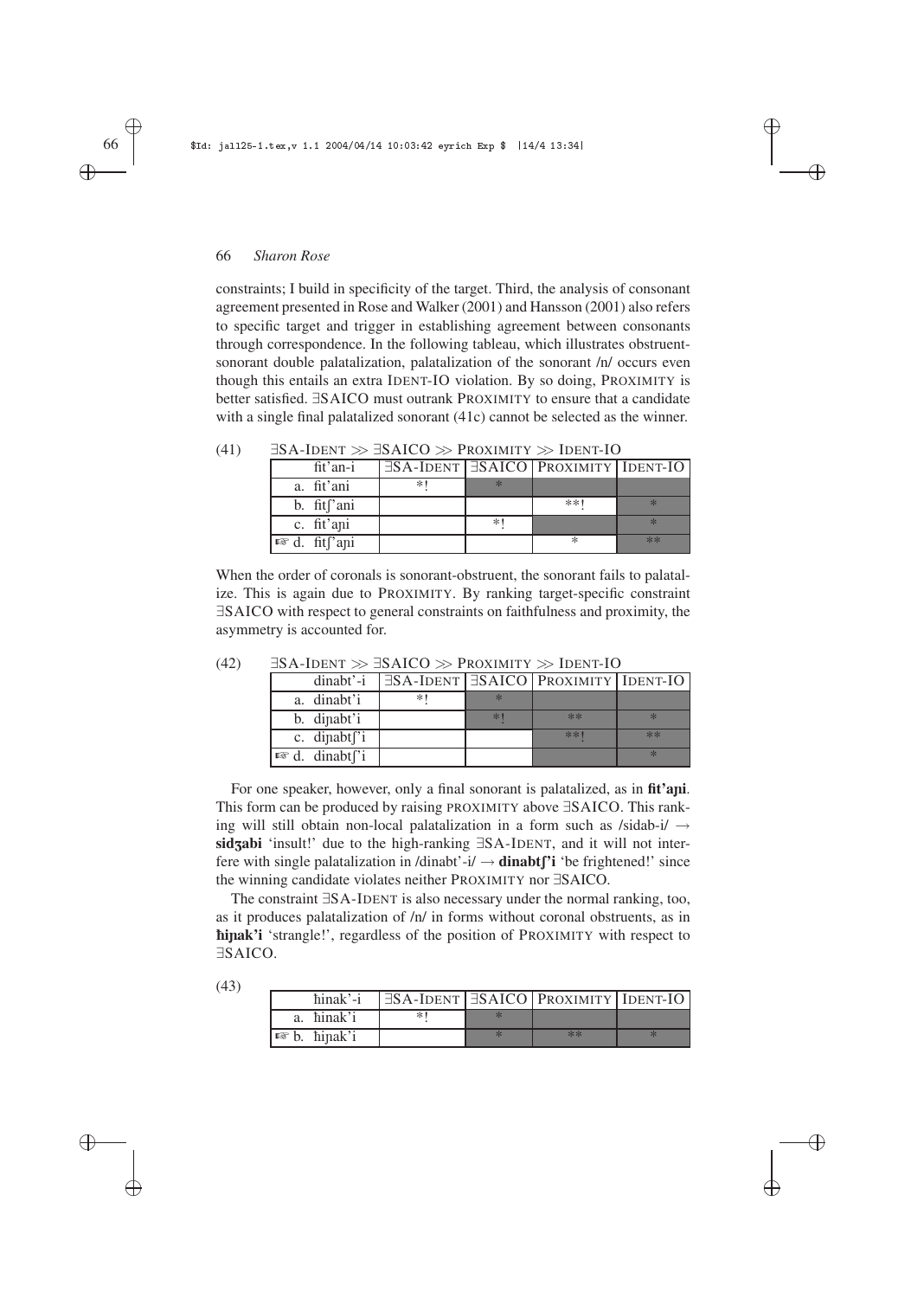constraints; I build in specificity of the target. Third, the analysis of consonant agreement presented in Rose and Walker (2001) and Hansson (2001) also refers to specific target and trigger in establishing agreement between consonants through correspondence. In the following tableau, which illustrates obstruent-sonorant double palatalization, palatalization of the sonorant /n/ occurs even though this entails an extra IDENT-IO violation. By so doing, PROXIMITY is better satisfied. ∃SAICO must outrank PROXIMITY to ensure that a candidate with a single final palatalized sonorant (41c) cannot be selected as the winner.

(41) ∃SA-IDENT ≫ ∃SAICO ≫ PROXIMITY ≫ IDENT-IO

| fit'an-i | ∃SA-IDENT | ∃SAICO | PROXIMITY | IDENT-IO |
|---|---|---|---|---|
| a. fit'ani | *! | * | | |
| b. fitʃ'ani | | | **! | * |
| c. fit'aɲi | | *! | | * |
| ☞ d. fitʃ'aɲi | | | * | ** |

When the order of coronals is sonorant-obstruent, the sonorant fails to palatalize. This is again due to PROXIMITY. By ranking target-specific constraint ∃SAICO with respect to general constraints on faithfulness and proximity, the asymmetry is accounted for.

(42) ∃SA-IDENT ≫ ∃SAICO ≫ PROXIMITY ≫ IDENT-IO

| dinabt'-i | ∃SA-IDENT | ∃SAICO | PROXIMITY | IDENT-IO |
|---|---|---|---|---|
| a. dinabt'i | *! | * | | |
| b. diɲabt'i | | *! | ** | * |
| c. diɲabtʃ'i | | | **! | ** |
| ☞ d. dinabtʃ'i | | | | * |

For one speaker, however, only a final sonorant is palatalized, as in **fit'aɲi**. This form can be produced by raising PROXIMITY above ∃SAICO. This ranking will still obtain non-local palatalization in a form such as /sidab-i/ → **sidʒabi** 'insult!' due to the high-ranking ∃SA-IDENT, and it will not interfere with single palatalization in /dinabt'-i/ → **dinabtʃ'i** 'be frightened!' since the winning candidate violates neither PROXIMITY nor ∃SAICO.

The constraint ∃SA-IDENT is also necessary under the normal ranking, too, as it produces palatalization of /n/ in forms without coronal obstruents, as in **ħiɲak'i** 'strangle!', regardless of the position of PROXIMITY with respect to ∃SAICO.

(43)

| ħinak'-i | ∃SA-IDENT | ∃SAICO | PROXIMITY | IDENT-IO |
|---|---|---|---|---|
| a. ħinak'i | *! | * | | |
| ☞ b. ħiɲak'i | | * | ** | * |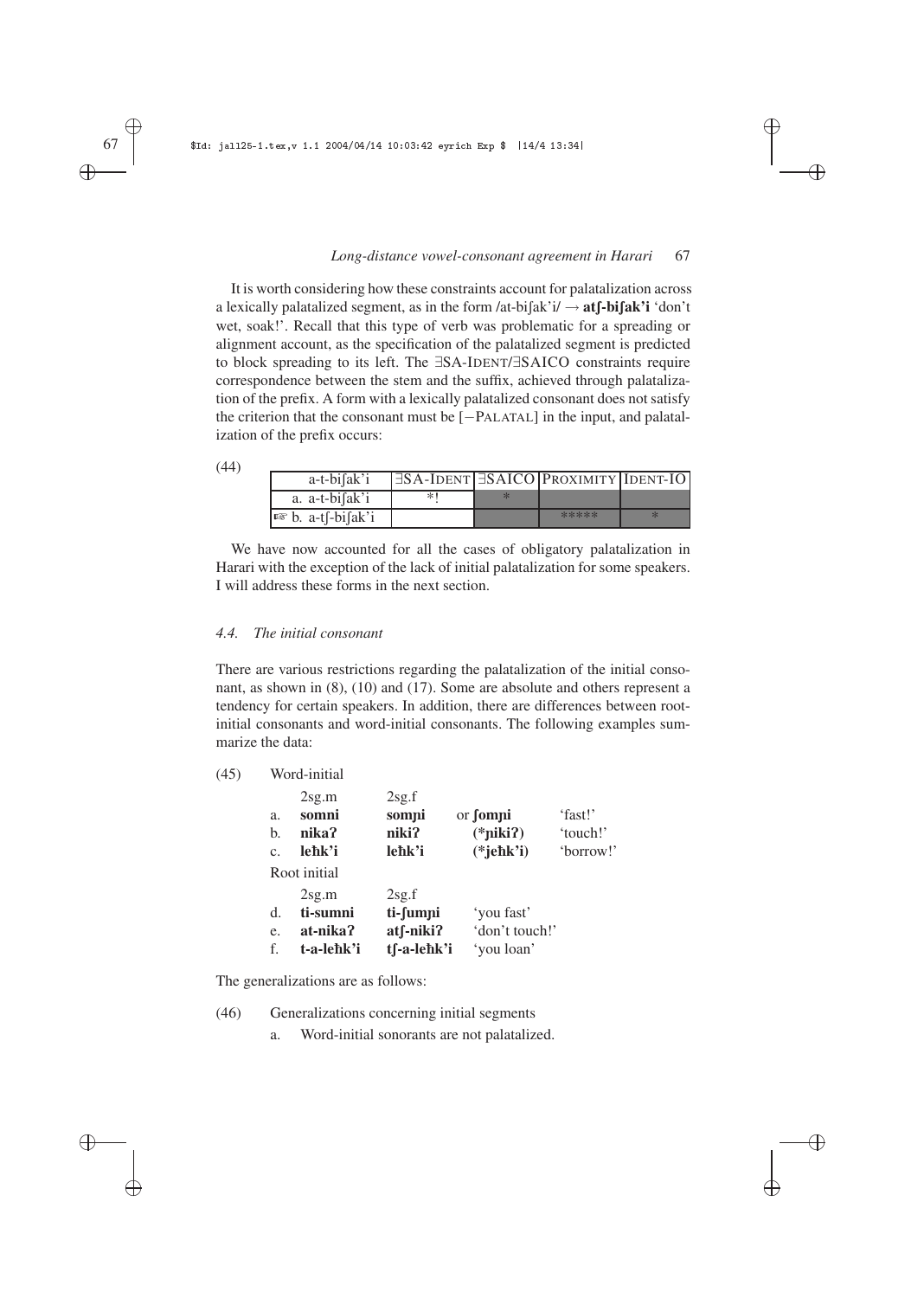It is worth considering how these constraints account for palatalization across a lexically palatalized segment, as in the form /at-biʃak'i/ → **atʃ-biʃak'i** 'don't wet, soak!'. Recall that this type of verb was problematic for a spreading or alignment account, as the specification of the palatalized segment is predicted to block spreading to its left. The ∃SA-IDENT/∃SAICO constraints require correspondence between the stem and the suffix, achieved through palatalization of the prefix. A form with a lexically palatalized consonant does not satisfy the criterion that the consonant must be [−PALATAL] in the input, and palatalization of the prefix occurs:

(44)

| a-t-biʃak'i | ∃SA-IDENT | ∃SAICO | PROXIMITY | IDENT-IO |
|---|---|---|---|---|
| a. a-t-biʃak'i | *! | * | | |
| ☞ b. a-tʃ-biʃak'i | | | ***** | * |

We have now accounted for all the cases of obligatory palatalization in Harari with the exception of the lack of initial palatalization for some speakers. I will address these forms in the next section.

### *4.4. The initial consonant*

There are various restrictions regarding the palatalization of the initial consonant, as shown in (8), (10) and (17). Some are absolute and others represent a tendency for certain speakers. In addition, there are differences between root-initial consonants and word-initial consonants. The following examples summarize the data:

(45) Word-initial

| | 2sg.m | 2sg.f | | |
|---|---|---|---|---|
| a. | **somni** | **somɲi** | or **ʃomɲi** | 'fast!' |
| b. | **nikaʔ** | **nikiʔ** | (*ɲikiʔ) | 'touch!' |
| c. | **leħk'i** | **leħk'i** | (*jeħk'i) | 'borrow!' |

Root initial

| | 2sg.m | 2sg.f | |
|---|---|---|---|
| d. | **ti-sumni** | **ti-ʃumɲi** | 'you fast' |
| e. | **at-nikaʔ** | **atʃ-nikiʔ** | 'don't touch!' |
| f. | **t-a-leħk'i** | **tʃ-a-leħk'i** | 'you loan' |

The generalizations are as follows:

(46) Generalizations concerning initial segments

a. Word-initial sonorants are not palatalized.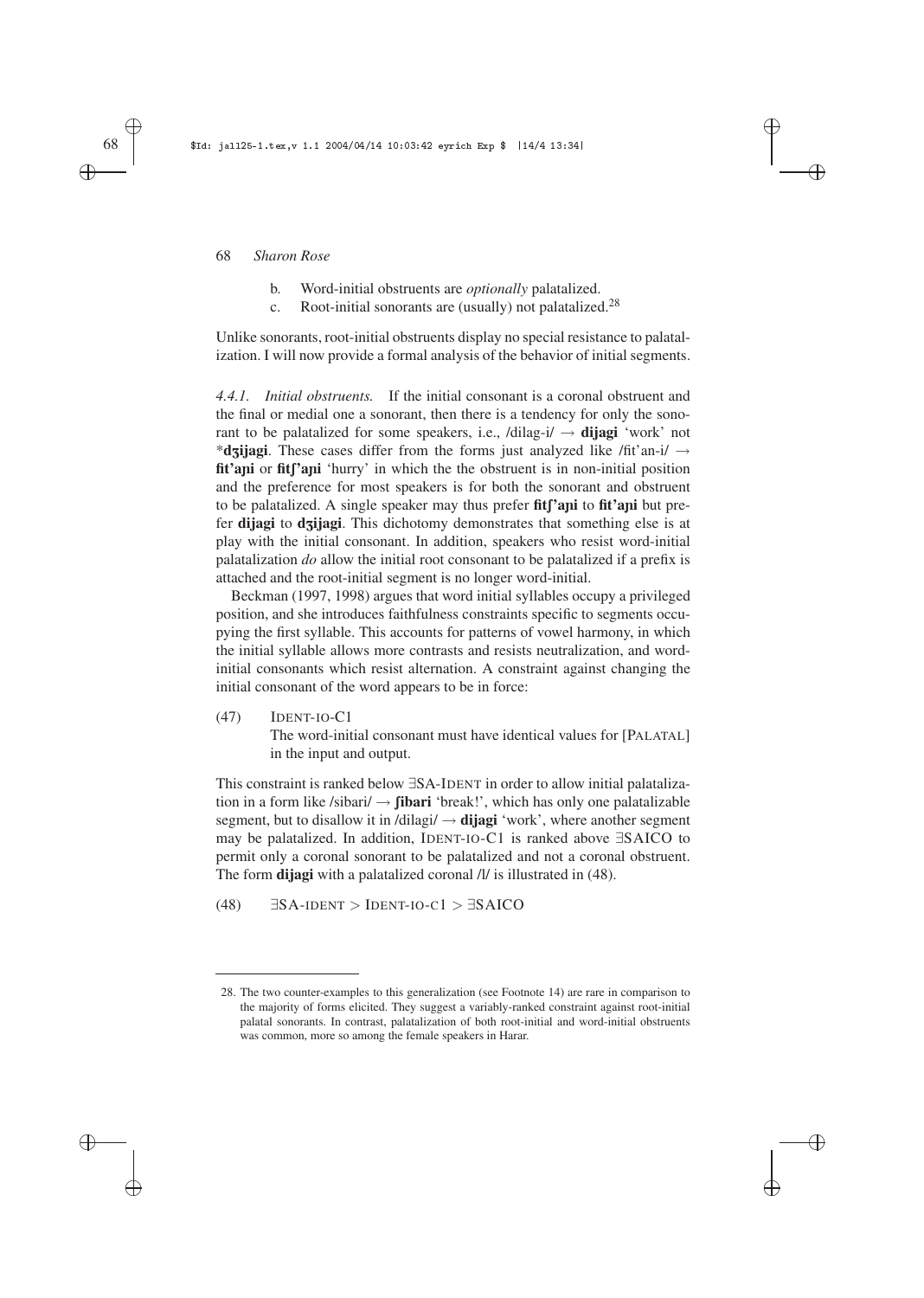b. Word-initial obstruents are *optionally* palatalized.
c. Root-initial sonorants are (usually) not palatalized.[28]

Unlike sonorants, root-initial obstruents display no special resistance to palatalization. I will now provide a formal analysis of the behavior of initial segments.

*4.4.1. Initial obstruents.* If the initial consonant is a coronal obstruent and the final or medial one a sonorant, then there is a tendency for only the sonorant to be palatalized for some speakers, i.e., /dilag-i/ → **dijagi** 'work' not \***dʒijagi**. These cases differ from the forms just analyzed like /fit'an-i/ → **fit'aɲi** or **fitʃ'aɲi** 'hurry' in which the the obstruent is in non-initial position and the preference for most speakers is for both the sonorant and obstruent to be palatalized. A single speaker may thus prefer **fitʃ'aɲi** to **fit'aɲi** but prefer **dijagi** to **dʒijagi**. This dichotomy demonstrates that something else is at play with the initial consonant. In addition, speakers who resist word-initial palatalization *do* allow the initial root consonant to be palatalized if a prefix is attached and the root-initial segment is no longer word-initial.

Beckman (1997, 1998) argues that word initial syllables occupy a privileged position, and she introduces faithfulness constraints specific to segments occupying the first syllable. This accounts for patterns of vowel harmony, in which the initial syllable allows more contrasts and resists neutralization, and word-initial consonants which resist alternation. A constraint against changing the initial consonant of the word appears to be in force:

(47) IDENT-IO-C1
The word-initial consonant must have identical values for [PALATAL] in the input and output.

This constraint is ranked below ∃SA-IDENT in order to allow initial palatalization in a form like /sibari/ → **ʃibari** 'break!', which has only one palatalizable segment, but to disallow it in /dilagi/ → **dijagi** 'work', where another segment may be palatalized. In addition, IDENT-IO-C1 is ranked above ∃SAICO to permit only a coronal sonorant to be palatalized and not a coronal obstruent. The form **dijagi** with a palatalized coronal /l/ is illustrated in (48).

(48) ∃SA-IDENT > IDENT-IO-C1 > ∃SAICO

28. The two counter-examples to this generalization (see Footnote 14) are rare in comparison to the majority of forms elicited. They suggest a variably-ranked constraint against root-initial palatal sonorants. In contrast, palatalization of both root-initial and word-initial obstruents was common, more so among the female speakers in Harar.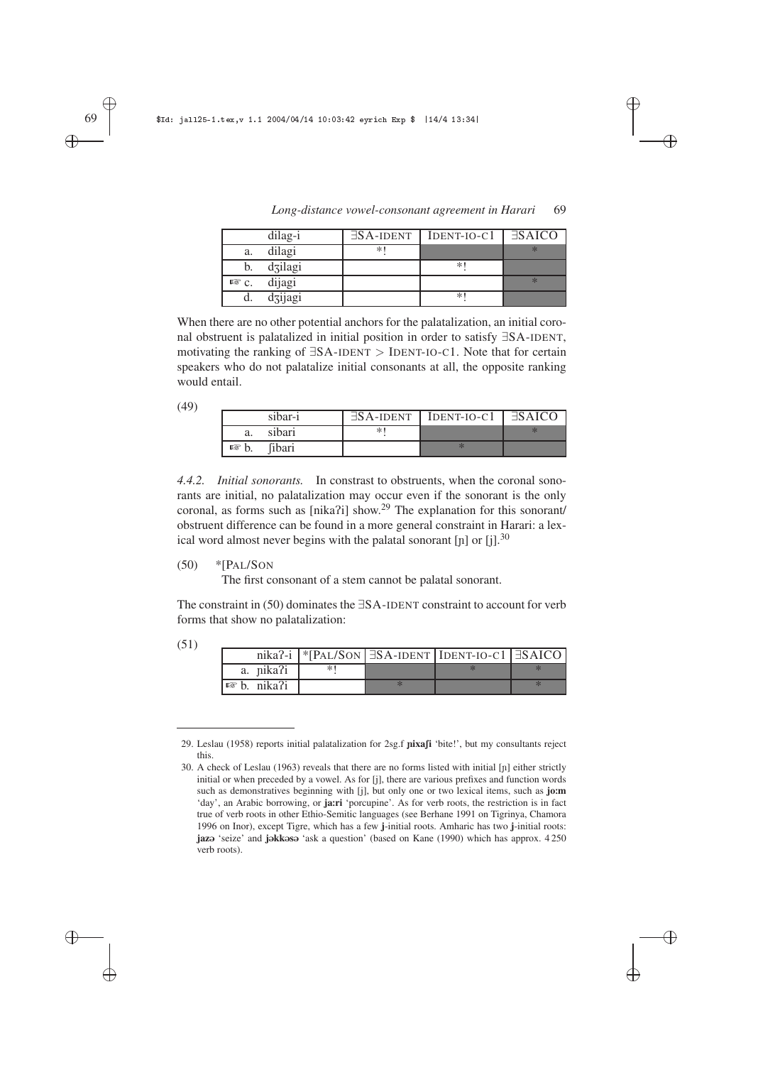| | dilag-i | ∃SA-IDENT | IDENT-IO-C1 | ∃SAICO |
|---|---|---|---|---|
| a. | dilagi | *! | | * |
| b. | dʒilagi | | *! | |
| ☞ c. | dijagi | | | * |
| d. | dʒijagi | | *! | |

When there are no other potential anchors for the palatalization, an initial coronal obstruent is palatalized in initial position in order to satisfy ∃SA-IDENT, motivating the ranking of ∃SA-IDENT > IDENT-IO-C1. Note that for certain speakers who do not palatalize initial consonants at all, the opposite ranking would entail.

(49)

| | sibar-i | ∃SA-IDENT | IDENT-IO-C1 | ∃SAICO |
|---|---|---|---|---|
| a. | sibari | *! | | * |
| ☞ b. | ʃibari | | * | |

*4.4.2. Initial sonorants.* In constrast to obstruents, when the coronal sonorants are initial, no palatalization may occur even if the sonorant is the only coronal, as forms such as [nikaʔi] show.[29] The explanation for this sonorant/obstruent difference can be found in a more general constraint in Harari: a lexical word almost never begins with the palatal sonorant [ɲ] or [j].[30]

(50) *[PAL/SON
The first consonant of a stem cannot be palatal sonorant.

The constraint in (50) dominates the ∃SA-IDENT constraint to account for verb forms that show no palatalization:

(51)

| nikaʔ-i | *[PAL/SON | ∃SA-IDENT | IDENT-IO-C1 | ∃SAICO |
|---|---|---|---|---|
| a. ɲikaʔi | *! | | * | * |
| ☞ b. nikaʔi | | * | | * |

---

29. Leslau (1958) reports initial palatalization for 2sg.f **ɲixaʃi** 'bite!', but my consultants reject this.

30. A check of Leslau (1963) reveals that there are no forms listed with initial [ɲ] either strictly initial or when preceded by a vowel. As for [j], there are various prefixes and function words such as demonstratives beginning with [j], but only one or two lexical items, such as **jo:m** 'day', an Arabic borrowing, or **ja:ri** 'porcupine'. As for verb roots, the restriction is in fact true of verb roots in other Ethio-Semitic languages (see Berhane 1991 on Tigrinya, Chamora 1996 on Inor), except Tigre, which has a few **j**-initial roots. Amharic has two **j**-initial roots: **jazə** 'seize' and **jəkkəsə** 'ask a question' (based on Kane (1990) which has approx. 4 250 verb roots).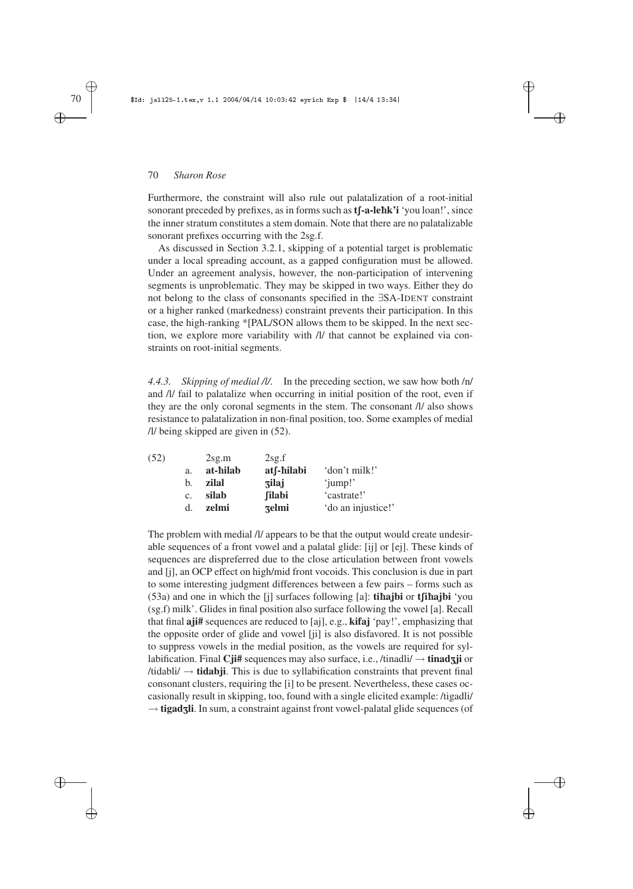Furthermore, the constraint will also rule out palatalization of a root-initial sonorant preceded by prefixes, as in forms such as **tʃ-a-leħk'i** 'you loan!', since the inner stratum constitutes a stem domain. Note that there are no palatalizable sonorant prefixes occurring with the 2sg.f.

As discussed in Section 3.2.1, skipping of a potential target is problematic under a local spreading account, as a gapped configuration must be allowed. Under an agreement analysis, however, the non-participation of intervening segments is unproblematic. They may be skipped in two ways. Either they do not belong to the class of consonants specified in the ∃SA-IDENT constraint or a higher ranked (markedness) constraint prevents their participation. In this case, the high-ranking *[PAL/SON allows them to be skipped. In the next section, we explore more variability with /l/ that cannot be explained via constraints on root-initial segments.

*4.4.3. Skipping of medial /l/.* In the preceding section, we saw how both /n/ and /l/ fail to palatalize when occurring in initial position of the root, even if they are the only coronal segments in the stem. The consonant /l/ also shows resistance to palatalization in non-final position, too. Some examples of medial /l/ being skipped are given in (52).

| (52) | | 2sg.m | 2sg.f | |
|---|---|---|---|---|
| | a. | **at-ħilab** | **atʃ-ħilabi** | 'don't milk!' |
| | b. | **zilal** | **ʒilaj** | 'jump!' |
| | c. | **silab** | **ʃilabi** | 'castrate!' |
| | d. | **zelmi** | **ʒelmi** | 'do an injustice!' |

The problem with medial /l/ appears to be that the output would create undesirable sequences of a front vowel and a palatal glide: [ij] or [ej]. These kinds of sequences are dispreferred due to the close articulation between front vowels and [j], an OCP effect on high/mid front vocoids. This conclusion is due in part to some interesting judgment differences between a few pairs – forms such as (53a) and one in which the [j] surfaces following [a]: **tiħajbi** or **tʃiħajbi** 'you (sg.f) milk'. Glides in final position also surface following the vowel [a]. Recall that final **aji#** sequences are reduced to [aj], e.g., **kifaj** 'pay!', emphasizing that the opposite order of glide and vowel [ji] is also disfavored. It is not possible to suppress vowels in the medial position, as the vowels are required for syllabification. Final **Cji#** sequences may also surface, i.e., /tinadli/ → **tinadʒji** or /tidabli/ → **tidabji**. This is due to syllabification constraints that prevent final consonant clusters, requiring the [i] to be present. Nevertheless, these cases occasionally result in skipping, too, found with a single elicited example: /tigadli/ → **tigadʒli**. In sum, a constraint against front vowel-palatal glide sequences (of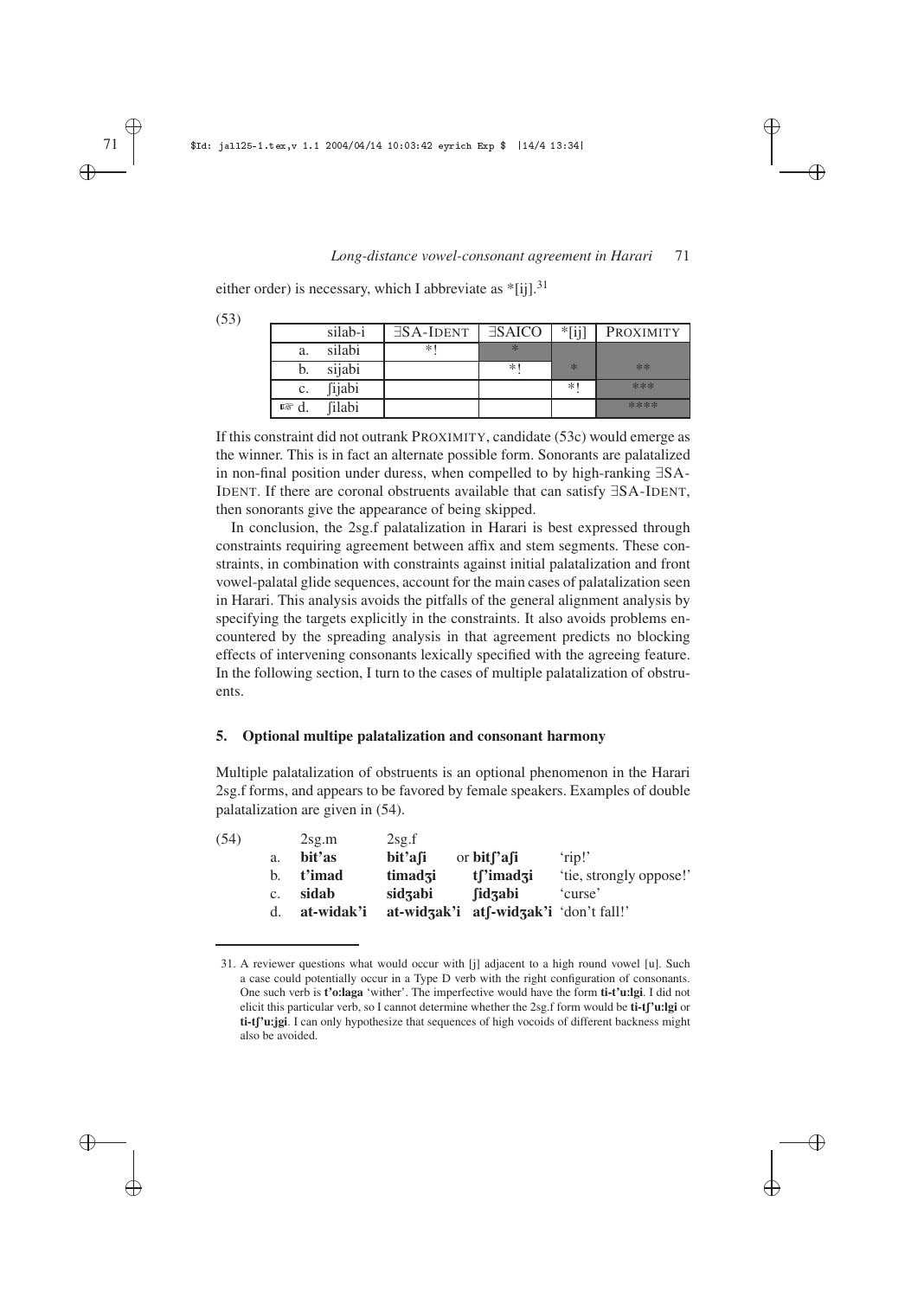either order) is necessary, which I abbreviate as *[ij].[31]

(53)

| | silab-i | ∃SA-IDENT | ∃SAICO | *[ij] | PROXIMITY |
|---|---|---|---|---|---|
| a. | silabi | *! | * | | |
| b. | sijabi | | *! | * | ** |
| c. | ʃijabi | | | *! | *** |
| ☞ d. | ʃilabi | | | | **** |

If this constraint did not outrank PROXIMITY, candidate (53c) would emerge as the winner. This is in fact an alternate possible form. Sonorants are palatalized in non-final position under duress, when compelled to by high-ranking ∃SA-IDENT. If there are coronal obstruents available that can satisfy ∃SA-IDENT, then sonorants give the appearance of being skipped.

In conclusion, the 2sg.f palatalization in Harari is best expressed through constraints requiring agreement between affix and stem segments. These constraints, in combination with constraints against initial palatalization and front vowel-palatal glide sequences, account for the main cases of palatalization seen in Harari. This analysis avoids the pitfalls of the general alignment analysis by specifying the targets explicitly in the constraints. It also avoids problems encountered by the spreading analysis in that agreement predicts no blocking effects of intervening consonants lexically specified with the agreeing feature. In the following section, I turn to the cases of multiple palatalization of obstruents.

## 5. Optional multipe palatalization and consonant harmony

Multiple palatalization of obstruents is an optional phenomenon in the Harari 2sg.f forms, and appears to be favored by female speakers. Examples of double palatalization are given in (54).

(54)

| | 2sg.m | 2sg.f | | |
|---|---|---|---|---|
| a. | **bit'as** | **bit'aʃi** | or **bitʃ'aʃi** | 'rip!' |
| b. | **t'imad** | **timadʒi** | **tʃ'imadʒi** | 'tie, strongly oppose!' |
| c. | **sidab** | **sidʒabi** | **ʃidʒabi** | 'curse' |
| d. | **at-widak'i** | **at-widʒak'i** | **atʃ-widʒak'i** | 'don't fall!' |

31. A reviewer questions what would occur with [j] adjacent to a high round vowel [u]. Such a case could potentially occur in a Type D verb with the right configuration of consonants. One such verb is **t'o:laga** 'wither'. The imperfective would have the form **ti-t'u:lgi**. I did not elicit this particular verb, so I cannot determine whether the 2sg.f form would be **ti-tʃ'u:lgi** or **ti-tʃ'u:jgi**. I can only hypothesize that sequences of high vocoids of different backness might also be avoided.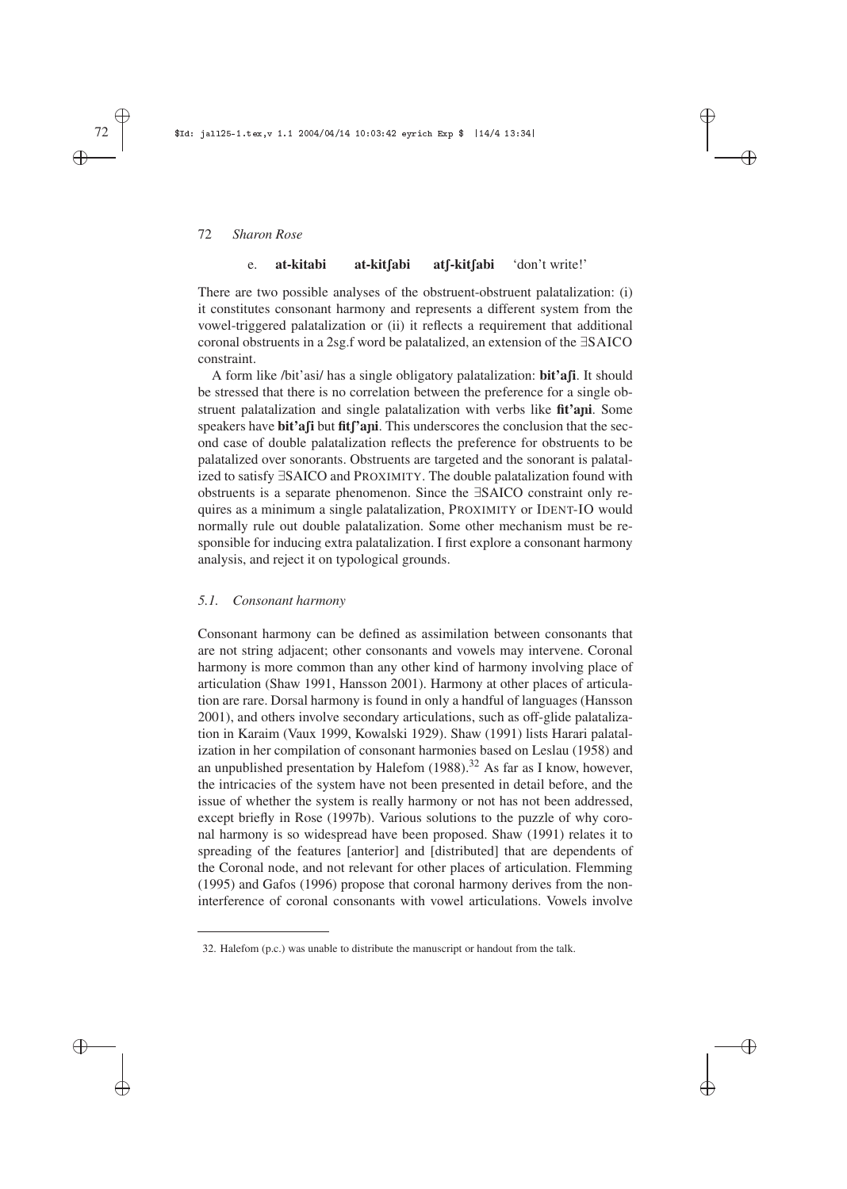e. **at-kitabi** **at-kitʃabi** **atʃ-kitʃabi** 'don't write!'

There are two possible analyses of the obstruent-obstruent palatalization: (i) it constitutes consonant harmony and represents a different system from the vowel-triggered palatalization or (ii) it reflects a requirement that additional coronal obstruents in a 2sg.f word be palatalized, an extension of the ∃SAICO constraint.

A form like /bit'asi/ has a single obligatory palatalization: **bit'aʃi**. It should be stressed that there is no correlation between the preference for a single obstruent palatalization and single palatalization with verbs like **fit'aɲi**. Some speakers have **bit'aʃi** but **fitʃ'aɲi**. This underscores the conclusion that the second case of double palatalization reflects the preference for obstruents to be palatalized over sonorants. Obstruents are targeted and the sonorant is palatalized to satisfy ∃SAICO and PROXIMITY. The double palatalization found with obstruents is a separate phenomenon. Since the ∃SAICO constraint only requires as a minimum a single palatalization, PROXIMITY or IDENT-IO would normally rule out double palatalization. Some other mechanism must be responsible for inducing extra palatalization. I first explore a consonant harmony analysis, and reject it on typological grounds.

### *5.1. Consonant harmony*

Consonant harmony can be defined as assimilation between consonants that are not string adjacent; other consonants and vowels may intervene. Coronal harmony is more common than any other kind of harmony involving place of articulation (Shaw 1991, Hansson 2001). Harmony at other places of articulation are rare. Dorsal harmony is found in only a handful of languages (Hansson 2001), and others involve secondary articulations, such as off-glide palatalization in Karaim (Vaux 1999, Kowalski 1929). Shaw (1991) lists Harari palatalization in her compilation of consonant harmonies based on Leslau (1958) and an unpublished presentation by Halefom (1988).[32] As far as I know, however, the intricacies of the system have not been presented in detail before, and the issue of whether the system is really harmony or not has not been addressed, except briefly in Rose (1997b). Various solutions to the puzzle of why coronal harmony is so widespread have been proposed. Shaw (1991) relates it to spreading of the features [anterior] and [distributed] that are dependents of the Coronal node, and not relevant for other places of articulation. Flemming (1995) and Gafos (1996) propose that coronal harmony derives from the noninterference of coronal consonants with vowel articulations. Vowels involve

32. Halefom (p.c.) was unable to distribute the manuscript or handout from the talk.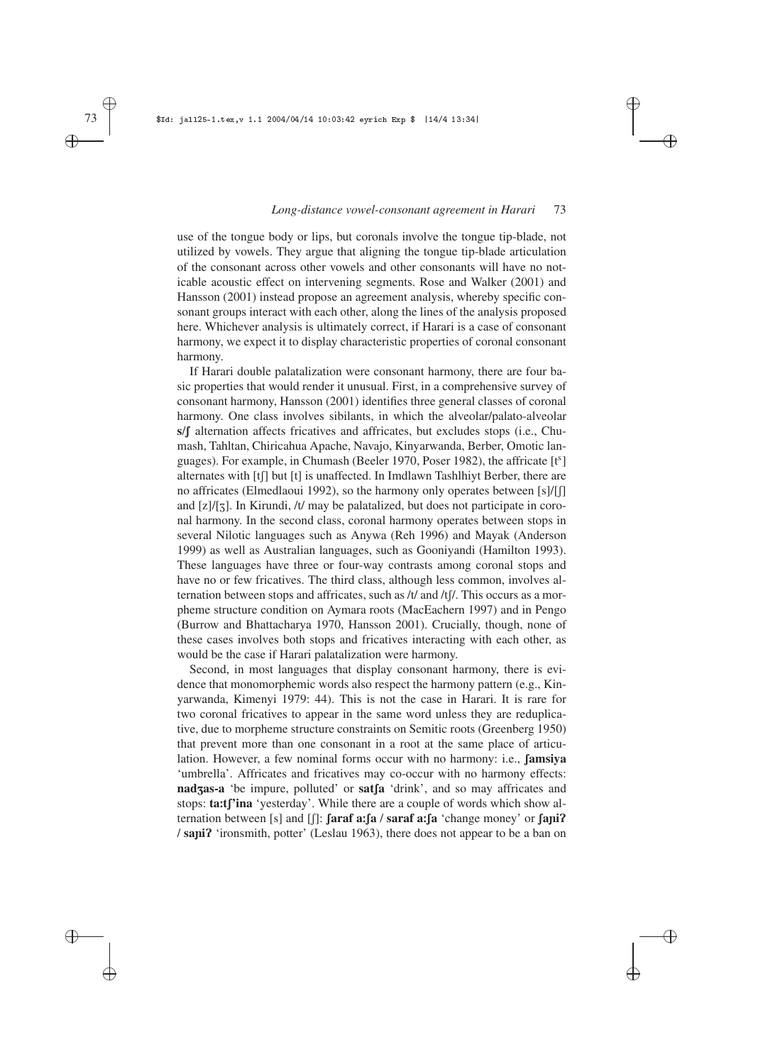use of the tongue body or lips, but coronals involve the tongue tip-blade, not utilized by vowels. They argue that aligning the tongue tip-blade articulation of the consonant across other vowels and other consonants will have no noticeable acoustic effect on intervening segments. Rose and Walker (2001) and Hansson (2001) instead propose an agreement analysis, whereby specific consonant groups interact with each other, along the lines of the analysis proposed here. Whichever analysis is ultimately correct, if Harari is a case of consonant harmony, we expect it to display characteristic properties of coronal consonant harmony.

If Harari double palatalization were consonant harmony, there are four basic properties that would render it unusual. First, in a comprehensive survey of consonant harmony, Hansson (2001) identifies three general classes of coronal harmony. One class involves sibilants, in which the alveolar/palato-alveolar **s/ʃ** alternation affects fricatives and affricates, but excludes stops (i.e., Chumash, Tahltan, Chiricahua Apache, Navajo, Kinyarwanda, Berber, Omotic languages). For example, in Chumash (Beeler 1970, Poser 1982), the affricate [tˢ] alternates with [tʃ] but [t] is unaffected. In Imdlawn Tashlhiyt Berber, there are no affricates (Elmedlaoui 1992), so the harmony only operates between [s]/[ʃ] and [z]/[ʒ]. In Kirundi, /t/ may be palatalized, but does not participate in coronal harmony. In the second class, coronal harmony operates between stops in several Nilotic languages such as Anywa (Reh 1996) and Mayak (Anderson 1999) as well as Australian languages, such as Gooniyandi (Hamilton 1993). These languages have three or four-way contrasts among coronal stops and have no or few fricatives. The third class, although less common, involves alternation between stops and affricates, such as /t/ and /tʃ/. This occurs as a morpheme structure condition on Aymara roots (MacEachern 1997) and in Pengo (Burrow and Bhattacharya 1970, Hansson 2001). Crucially, though, none of these cases involves both stops and fricatives interacting with each other, as would be the case if Harari palatalization were harmony.

Second, in most languages that display consonant harmony, there is evidence that monomorphemic words also respect the harmony pattern (e.g., Kinyarwanda, Kimenyi 1979: 44). This is not the case in Harari. It is rare for two coronal fricatives to appear in the same word unless they are reduplicative, due to morpheme structure constraints on Semitic roots (Greenberg 1950) that prevent more than one consonant in a root at the same place of articulation. However, a few nominal forms occur with no harmony: i.e., **ʃamsiya** 'umbrella'. Affricates and fricatives may co-occur with no harmony effects: **nadʒas-a** 'be impure, polluted' or **satʃa** 'drink', and so may affricates and stops: **ta:tʃ'ina** 'yesterday'. While there are a couple of words which show alternation between [s] and [ʃ]: **ʃaraf a:ʃa / saraf a:ʃa** 'change money' or **ʃaɲiʔ / saɲiʔ** 'ironsmith, potter' (Leslau 1963), there does not appear to be a ban on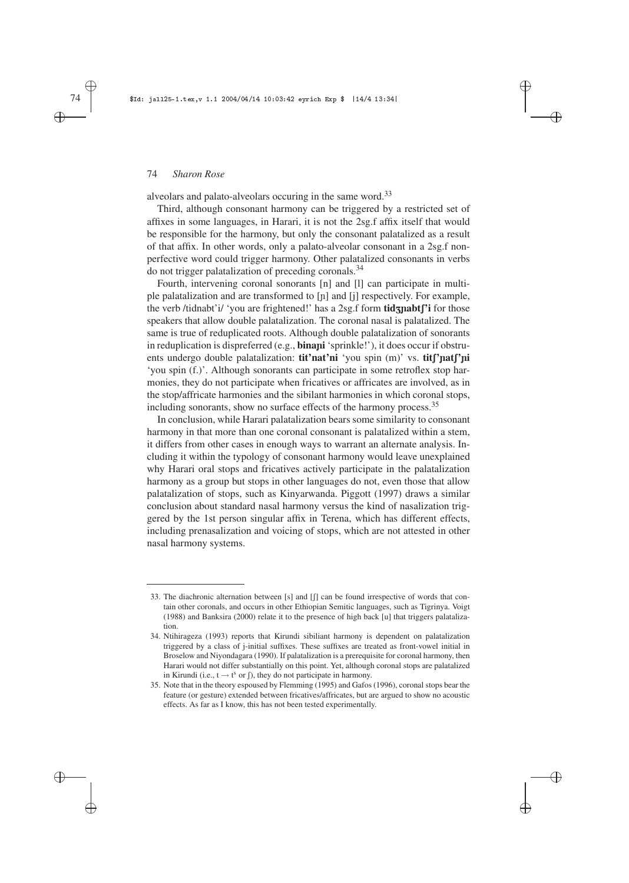alveolars and palato-alveolars occuring in the same word.[33]

Third, although consonant harmony can be triggered by a restricted set of affixes in some languages, in Harari, it is not the 2sg.f affix itself that would be responsible for the harmony, but only the consonant palatalized as a result of that affix. In other words, only a palato-alveolar consonant in a 2sg.f nonperfective word could trigger harmony. Other palatalized consonants in verbs do not trigger palatalization of preceding coronals.[34]

Fourth, intervening coronal sonorants [n] and [l] can participate in multiple palatalization and are transformed to [ɲ] and [j] respectively. For example, the verb /tidnabt'i/ 'you are frightened!' has a 2sg.f form **tidʒɲabtʃ'i** for those speakers that allow double palatalization. The coronal nasal is palatalized. The same is true of reduplicated roots. Although double palatalization of sonorants in reduplication is dispreferred (e.g., **binaɲi** 'sprinkle!'), it does occur if obstruents undergo double palatalization: **tit'nat'ni** 'you spin (m)' vs. **titʃ'ɲatʃ'ɲi** 'you spin (f.)'. Although sonorants can participate in some retroflex stop harmonies, they do not participate when fricatives or affricates are involved, as in the stop/affricate harmonies and the sibilant harmonies in which coronal stops, including sonorants, show no surface effects of the harmony process.[35]

In conclusion, while Harari palatalization bears some similarity to consonant harmony in that more than one coronal consonant is palatalized within a stem, it differs from other cases in enough ways to warrant an alternate analysis. Including it within the typology of consonant harmony would leave unexplained why Harari oral stops and fricatives actively participate in the palatalization harmony as a group but stops in other languages do not, even those that allow palatalization of stops, such as Kinyarwanda. Piggott (1997) draws a similar conclusion about standard nasal harmony versus the kind of nasalization triggered by the 1st person singular affix in Terena, which has different effects, including prenasalization and voicing of stops, which are not attested in other nasal harmony systems.

---

33. The diachronic alternation between [s] and [ʃ] can be found irrespective of words that contain other coronals, and occurs in other Ethiopian Semitic languages, such as Tigrinya. Voigt (1988) and Banksira (2000) relate it to the presence of high back [u] that triggers palatalization.

34. Ntihirageza (1993) reports that Kirundi sibiliant harmony is dependent on palatalization triggered by a class of j-initial suffixes. These suffixes are treated as front-vowel initial in Broselow and Niyondagara (1990). If palatalization is a prerequisite for coronal harmony, then Harari would not differ substantially on this point. Yet, although coronal stops are palatalized in Kirundi (i.e., $t \rightarrow t^s$ or ʃ), they do not participate in harmony.

35. Note that in the theory espoused by Flemming (1995) and Gafos (1996), coronal stops bear the feature (or gesture) extended between fricatives/affricates, but are argued to show no acoustic effects. As far as I know, this has not been tested experimentally.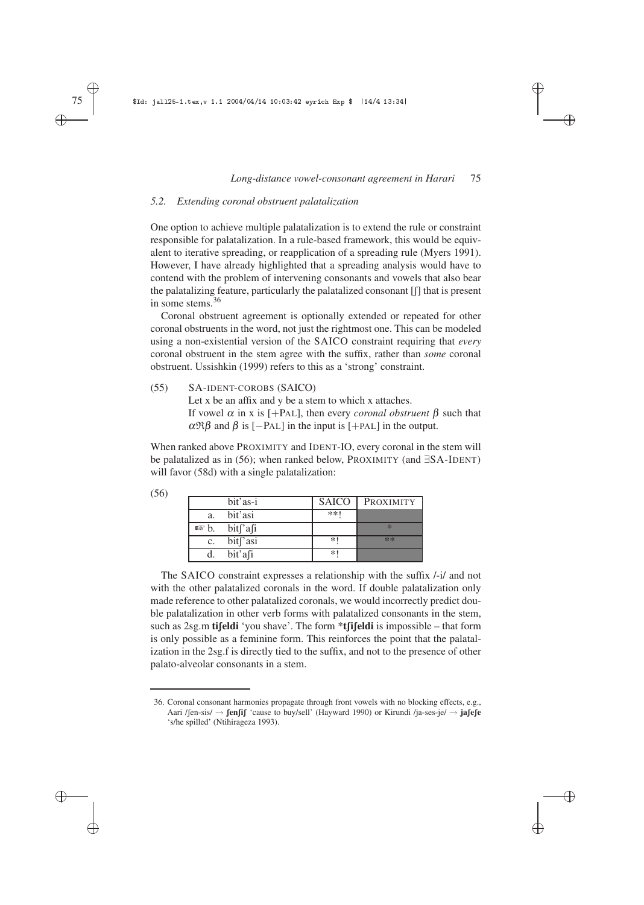### 5.2. Extending coronal obstruent palatalization

One option to achieve multiple palatalization is to extend the rule or constraint responsible for palatalization. In a rule-based framework, this would be equivalent to iterative spreading, or reapplication of a spreading rule (Myers 1991). However, I have already highlighted that a spreading analysis would have to contend with the problem of intervening consonants and vowels that also bear the palatalizing feature, particularly the palatalized consonant [ʃ] that is present in some stems.[36]

Coronal obstruent agreement is optionally extended or repeated for other coronal obstruents in the word, not just the rightmost one. This can be modeled using a non-existential version of the SAICO constraint requiring that *every* coronal obstruent in the stem agree with the suffix, rather than *some* coronal obstruent. Ussishkin (1999) refers to this as a 'strong' constraint.

(55) SA-IDENT-COROBS (SAICO)
Let x be an affix and y be a stem to which x attaches.
If vowel $\alpha$ in x is [+PAL], then every *coronal obstruent* $\beta$ such that $\alpha\Re\beta$ and $\beta$ is [−PAL] in the input is [+PAL] in the output.

When ranked above PROXIMITY and IDENT-IO, every coronal in the stem will be palatalized as in (56); when ranked below, PROXIMITY (and ∃SA-IDENT) will favor (58d) with a single palatalization:

(56)

| | bit'as-i | SAICO | PROXIMITY |
|---|---|---|---|
| a. | bit'asi | **! | |
| ☞ b. | bitʃ'aʃi | | * |
| c. | bitʃ'asi | *! | ** |
| d. | bit'aʃi | *! | |

The SAICO constraint expresses a relationship with the suffix /-i/ and not with the other palatalized coronals in the word. If double palatalization only made reference to other palatalized coronals, we would incorrectly predict double palatalization in other verb forms with palatalized consonants in the stem, such as 2sg.m **tiʃeldi** 'you shave'. The form ***tʃiʃeldi** is impossible – that form is only possible as a feminine form. This reinforces the point that the palatalization in the 2sg.f is directly tied to the suffix, and not to the presence of other palato-alveolar consonants in a stem.

---

36. Coronal consonant harmonies propagate through front vowels with no blocking effects, e.g., Aari /ʃen-sis/ → **ʃenʃiʃ** 'cause to buy/sell' (Hayward 1990) or Kirundi /ja-ses-je/ → **jaʃeʃe** 's/he spilled' (Ntihirageza 1993).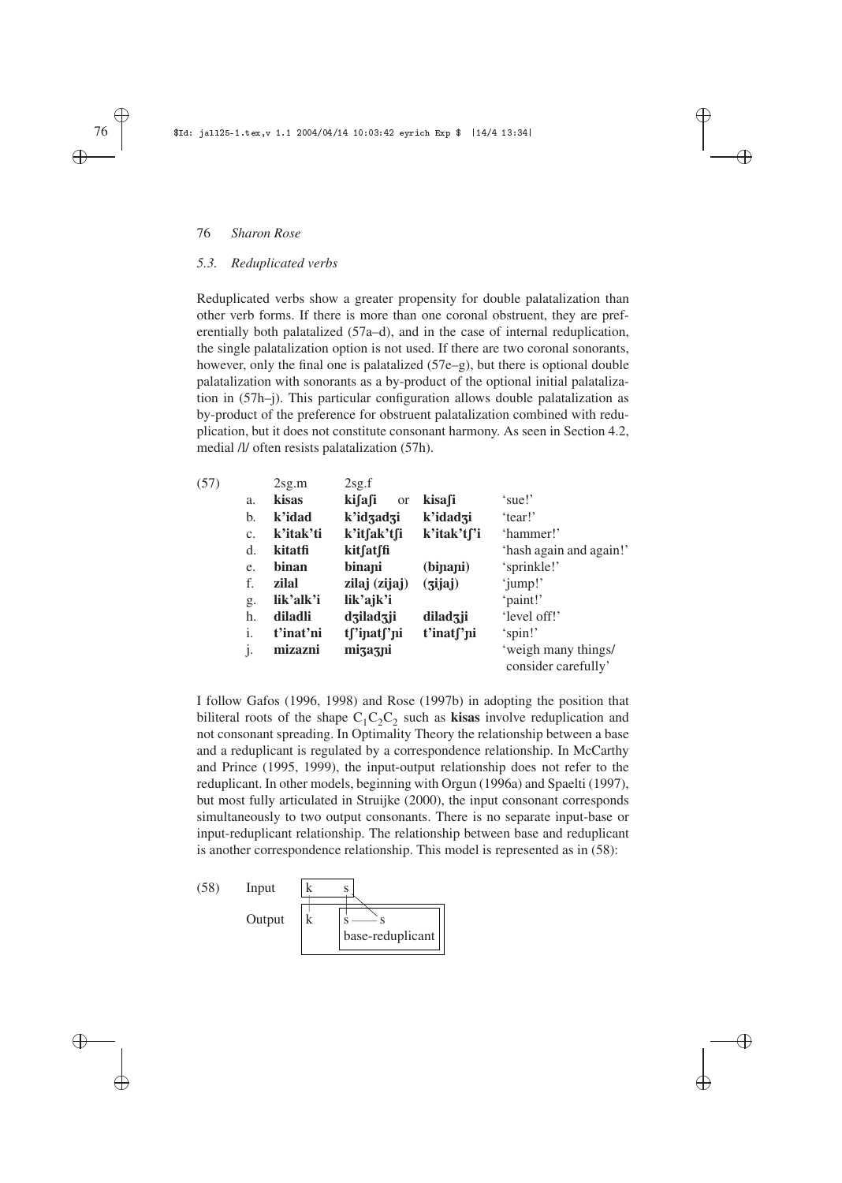### 5.3. Reduplicated verbs

Reduplicated verbs show a greater propensity for double palatalization than other verb forms. If there is more than one coronal obstruent, they are preferentially both palatalized (57a–d), and in the case of internal reduplication, the single palatalization option is not used. If there are two coronal sonorants, however, only the final one is palatalized (57e–g), but there is optional double palatalization with sonorants as a by-product of the optional initial palatalization in (57h–j). This particular configuration allows double palatalization as by-product of the preference for obstruent palatalization combined with reduplication, but it does not constitute consonant harmony. As seen in Section 4.2, medial /l/ often resists palatalization (57h).

(57)

| | 2sg.m | 2sg.f | | |
|---|---|---|---|---|
| a. | **kisas** | **kiʃaʃi** or | **kisaʃi** | 'sue!' |
| b. | **k'idad** | **k'idʒadʒi** | **k'idadʒi** | 'tear!' |
| c. | **k'itak'ti** | **k'itʃak'tʃi** | **k'itak'tʃ'i** | 'hammer!' |
| d. | **kitatʃi** | **kitʃatʃʃi** | | 'hash again and again!' |
| e. | **binan** | **biɲaɲi** | **(biɲaɲi)** | 'sprinkle!' |
| f. | **zilal** | **zilaj (zijaj)** | **(ʒijaj)** | 'jump!' |
| g. | **lik'alk'i** | **lik'ajk'i** | | 'paint!' |
| h. | **diladli** | **dʒiladʒji** | **diladʒji** | 'level off!' |
| i. | **t'inat'ni** | **tʃ'iɲatʃ'ɲi** | **t'inatʃ'ɲi** | 'spin!' |
| j. | **mizazni** | **miʒaʒɲi** | | 'weigh many things/ consider carefully' |

I follow Gafos (1996, 1998) and Rose (1997b) in adopting the position that biliteral roots of the shape $C_1C_2C_2$ such as **kisas** involve reduplication and not consonant spreading. In Optimality Theory the relationship between a base and a reduplicant is regulated by a correspondence relationship. In McCarthy and Prince (1995, 1999), the input-output relationship does not refer to the reduplicant. In other models, beginning with Orgun (1996a) and Spaelti (1997), but most fully articulated in Struijke (2000), the input consonant corresponds simultaneously to two output consonants. There is no separate input-base or input-reduplicant relationship. The relationship between base and reduplicant is another correspondence relationship. This model is represented as in (58):

(58)

```
Input    [ k    s ]
           |    | \
Output   [ k  [ s —— s           ] ]
              [ base-reduplicant ]
```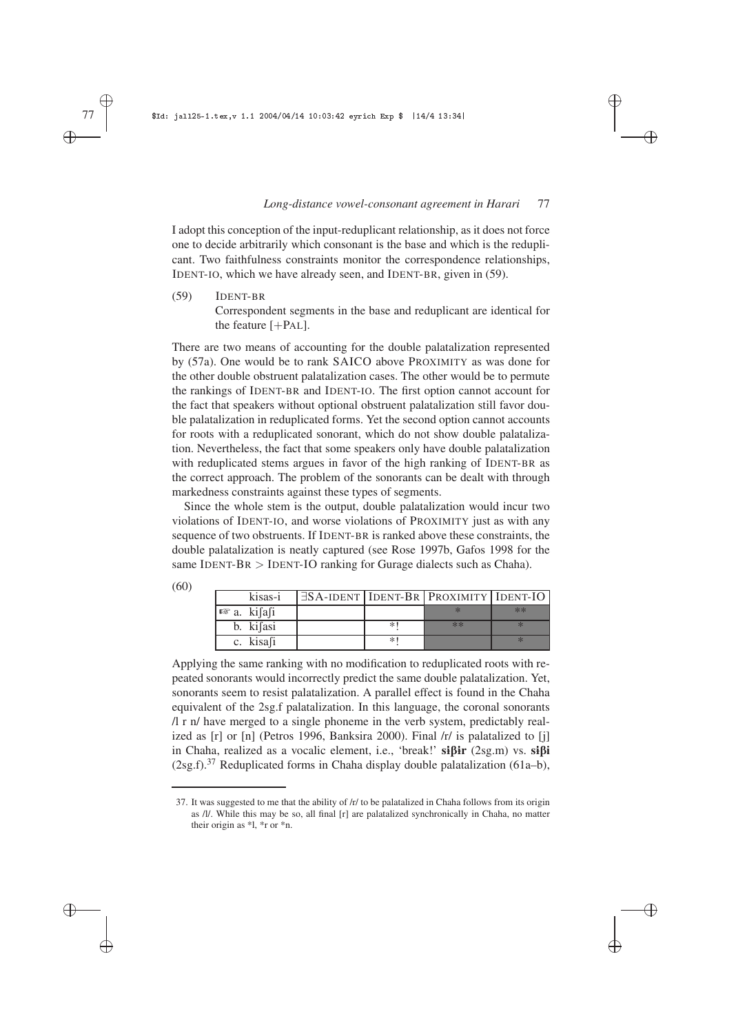I adopt this conception of the input-reduplicant relationship, as it does not force one to decide arbitrarily which consonant is the base and which is the reduplicant. Two faithfulness constraints monitor the correspondence relationships, IDENT-IO, which we have already seen, and IDENT-BR, given in (59).

(59) IDENT-BR
Correspondent segments in the base and reduplicant are identical for the feature [+PAL].

There are two means of accounting for the double palatalization represented by (57a). One would be to rank SAICO above PROXIMITY as was done for the other double obstruent palatalization cases. The other would be to permute the rankings of IDENT-BR and IDENT-IO. The first option cannot account for the fact that speakers without optional obstruent palatalization still favor double palatalization in reduplicated forms. Yet the second option cannot accounts for roots with a reduplicated sonorant, which do not show double palatalization. Nevertheless, the fact that some speakers only have double palatalization with reduplicated stems argues in favor of the high ranking of IDENT-BR as the correct approach. The problem of the sonorants can be dealt with through markedness constraints against these types of segments.

Since the whole stem is the output, double palatalization would incur two violations of IDENT-IO, and worse violations of PROXIMITY just as with any sequence of two obstruents. If IDENT-BR is ranked above these constraints, the double palatalization is neatly captured (see Rose 1997b, Gafos 1998 for the same IDENT-BR > IDENT-IO ranking for Gurage dialects such as Chaha).

(60)

| kisas-i | ∃SA-IDENT | IDENT-BR | PROXIMITY | IDENT-IO |
|---|---|---|---|---|
| ☞ a. kiʃaʃi | | | * | ** |
| b. kiʃasi | | *! | ** | * |
| c. kisaʃi | | *! | | * |

Applying the same ranking with no modification to reduplicated roots with repeated sonorants would incorrectly predict the same double palatalization. Yet, sonorants seem to resist palatalization. A parallel effect is found in the Chaha equivalent of the 2sg.f palatalization. In this language, the coronal sonorants /l r n/ have merged to a single phoneme in the verb system, predictably realized as [r] or [n] (Petros 1996, Banksira 2000). Final /r/ is palatalized to [j] in Chaha, realized as a vocalic element, i.e., 'break!' **sɨβɨr** (2sg.m) vs. **sɨβi** (2sg.f).[37] Reduplicated forms in Chaha display double palatalization (61a–b),

37. It was suggested to me that the ability of /r/ to be palatalized in Chaha follows from its origin as /l/. While this may be so, all final [r] are palatalized synchronically in Chaha, no matter their origin as *l, *r or *n.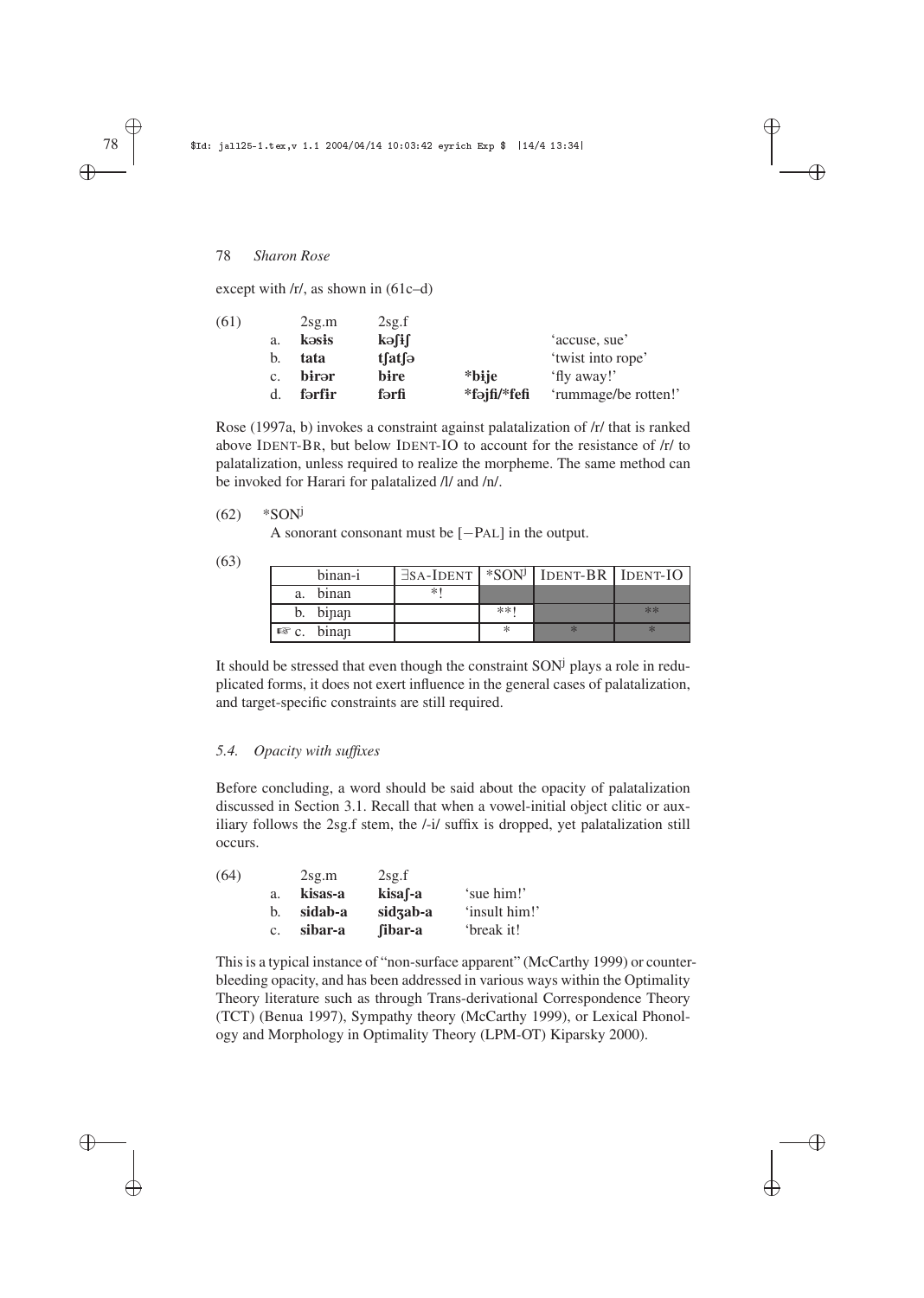except with /r/, as shown in (61c–d)

(61)

| | 2sg.m | 2sg.f | | |
|---|---|---|---|---|
| a. | **kəsɨs** | **kəʃiʃ** | | 'accuse, sue' |
| b. | **tata** | **tʃatʃə** | | 'twist into rope' |
| c. | **bɨrər** | **bɨre** | ***bɨje** | 'fly away!' |
| d. | **fərfɨr** | **fərfi** | ***fəjfi/*fefi** | 'rummage/be rotten!' |

Rose (1997a, b) invokes a constraint against palatalization of /r/ that is ranked above IDENT-BR, but below IDENT-IO to account for the resistance of /r/ to palatalization, unless required to realize the morpheme. The same method can be invoked for Harari for palatalized /l/ and /n/.

(62) \*SON$^{j}$

A sonorant consonant must be [−PAL] in the output.

(63)

| binan-i | ∃SA-IDENT | \*SON$^{j}$ | IDENT-BR | IDENT-IO |
|---|---|---|---|---|
| a. binan | \*! | | | |
| b. biɲaɲ | | \*\*! | | \*\* |
| ☞ c. binaɲ | | \* | \* | \* |

It should be stressed that even though the constraint SON$^{j}$ plays a role in reduplicated forms, it does not exert influence in the general cases of palatalization, and target-specific constraints are still required.

### *5.4. Opacity with suffixes*

Before concluding, a word should be said about the opacity of palatalization discussed in Section 3.1. Recall that when a vowel-initial object clitic or auxiliary follows the 2sg.f stem, the /-i/ suffix is dropped, yet palatalization still occurs.

(64)

| | 2sg.m | 2sg.f | |
|---|---|---|---|
| a. | **kisas-a** | **kisaʃ-a** | 'sue him!' |
| b. | **sidab-a** | **sidʒab-a** | 'insult him!' |
| c. | **sibar-a** | **ʃibar-a** | 'break it! |

This is a typical instance of "non-surface apparent" (McCarthy 1999) or counterbleeding opacity, and has been addressed in various ways within the Optimality Theory literature such as through Trans-derivational Correspondence Theory (TCT) (Benua 1997), Sympathy theory (McCarthy 1999), or Lexical Phonology and Morphology in Optimality Theory (LPM-OT) Kiparsky 2000).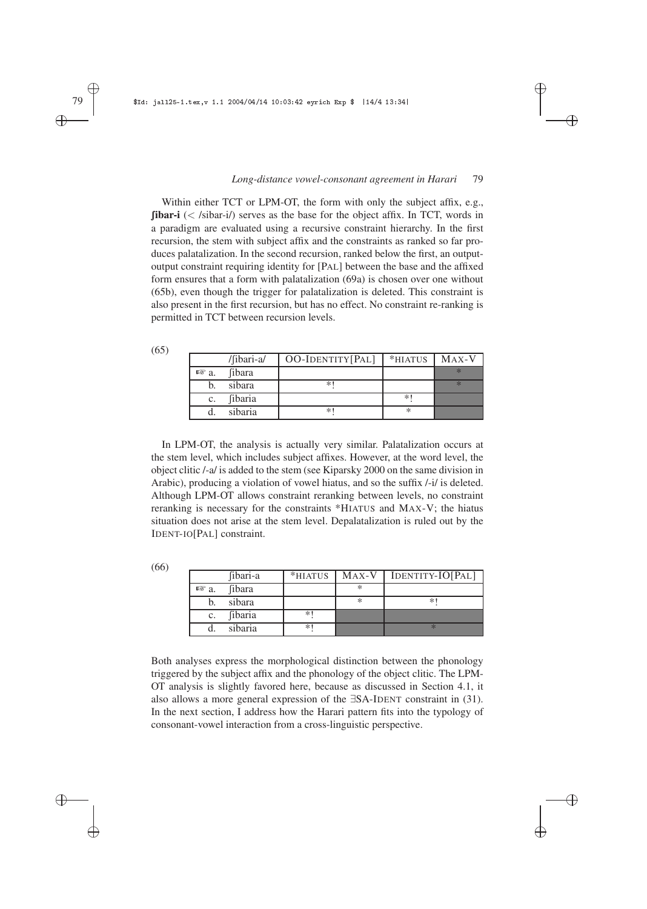Within either TCT or LPM-OT, the form with only the subject affix, e.g., **ʃibar-i** (< /sibar-i/) serves as the base for the object affix. In TCT, words in a paradigm are evaluated using a recursive constraint hierarchy. In the first recursion, the stem with subject affix and the constraints as ranked so far produces palatalization. In the second recursion, ranked below the first, an output-output constraint requiring identity for [PAL] between the base and the affixed form ensures that a form with palatalization (69a) is chosen over one without (65b), even though the trigger for palatalization is deleted. This constraint is also present in the first recursion, but has no effect. No constraint re-ranking is permitted in TCT between recursion levels.

(65)

| | /ʃibari-a/ | OO-IDENTITY[PAL] | *HIATUS | MAX-V |
|---|---|---|---|---|
| ☞ a. | ʃibara | | | * |
| b. | sibara | *! | | * |
| c. | ʃibaria | | *! | |
| d. | sibaria | *! | * | |

In LPM-OT, the analysis is actually very similar. Palatalization occurs at the stem level, which includes subject affixes. However, at the word level, the object clitic /-a/ is added to the stem (see Kiparsky 2000 on the same division in Arabic), producing a violation of vowel hiatus, and so the suffix /-i/ is deleted. Although LPM-OT allows constraint reranking between levels, no constraint reranking is necessary for the constraints *HIATUS and MAX-V; the hiatus situation does not arise at the stem level. Depalatalization is ruled out by the IDENT-IO[PAL] constraint.

(66)

| | ʃibari-a | *HIATUS | MAX-V | IDENTITY-IO[PAL] |
|---|---|---|---|---|
| ☞ a. | ʃibara | | * | |
| b. | sibara | | * | *! |
| c. | ʃibaria | *! | | |
| d. | sibaria | *! | | * |

Both analyses express the morphological distinction between the phonology triggered by the subject affix and the phonology of the object clitic. The LPM-OT analysis is slightly favored here, because as discussed in Section 4.1, it also allows a more general expression of the ∃SA-IDENT constraint in (31). In the next section, I address how the Harari pattern fits into the typology of consonant-vowel interaction from a cross-linguistic perspective.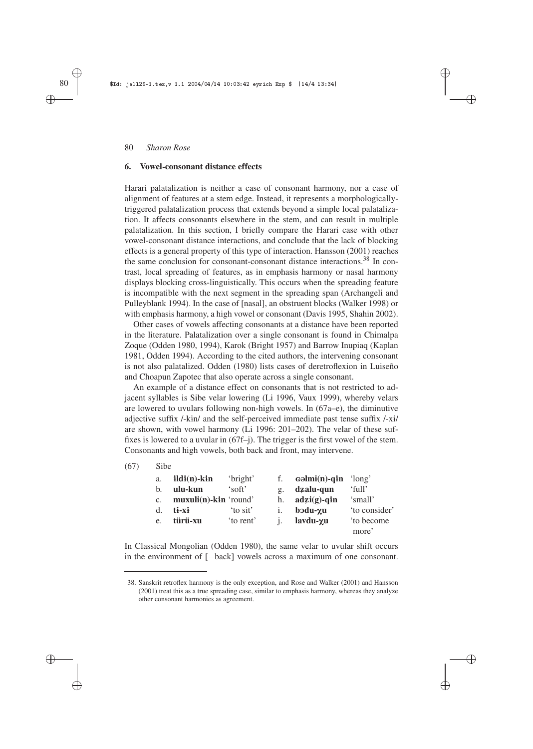## 6. Vowel-consonant distance effects

Harari palatalization is neither a case of consonant harmony, nor a case of alignment of features at a stem edge. Instead, it represents a morphologically-triggered palatalization process that extends beyond a simple local palatalization. It affects consonants elsewhere in the stem, and can result in multiple palatalization. In this section, I briefly compare the Harari case with other vowel-consonant distance interactions, and conclude that the lack of blocking effects is a general property of this type of interaction. Hansson (2001) reaches the same conclusion for consonant-consonant distance interactions.[38] In contrast, local spreading of features, as in emphasis harmony or nasal harmony displays blocking cross-linguistically. This occurs when the spreading feature is incompatible with the next segment in the spreading span (Archangeli and Pulleyblank 1994). In the case of [nasal], an obstruent blocks (Walker 1998) or with emphasis harmony, a high vowel or consonant (Davis 1995, Shahin 2002).

Other cases of vowels affecting consonants at a distance have been reported in the literature. Palatalization over a single consonant is found in Chimalpa Zoque (Odden 1980, 1994), Karok (Bright 1957) and Barrow Inupiaq (Kaplan 1981, Odden 1994). According to the cited authors, the intervening consonant is not also palatalized. Odden (1980) lists cases of deretroflexion in Luiseño and Choapun Zapotec that also operate across a single consonant.

An example of a distance effect on consonants that is not restricted to adjacent syllables is Sibe velar lowering (Li 1996, Vaux 1999), whereby velars are lowered to uvulars following non-high vowels. In (67a–e), the diminutive adjective suffix /-kin/ and the self-perceived immediate past tense suffix /-xɨ/ are shown, with vowel harmony (Li 1996: 201–202). The velar of these suffixes is lowered to a uvular in (67f–j). The trigger is the first vowel of the stem. Consonants and high vowels, both back and front, may intervene.

(67) Sibe

| | | | | | |
|---|---|---|---|---|---|
| a. | **ɨldɨ(n)-kɨn** | 'bright' | f. | **ɢəlmi(n)-qɨn** | 'long' |
| b. | **ulu-kun** | 'soft' | g. | **dʑalu-qun** | 'full' |
| c. | **muxuli(n)-kɨn** | 'round' | h. | **adʑi(g)-qɨn** | 'small' |
| d. | **ti-xɨ** | 'to sit' | i. | **bɔdu-χu** | 'to consider' |
| e. | **türü-xu** | 'to rent' | j. | **lavdu-χu** | 'to become more' |

In Classical Mongolian (Odden 1980), the same velar to uvular shift occurs in the environment of [−back] vowels across a maximum of one consonant.

38. Sanskrit retroflex harmony is the only exception, and Rose and Walker (2001) and Hansson (2001) treat this as a true spreading case, similar to emphasis harmony, whereas they analyze other consonant harmonies as agreement.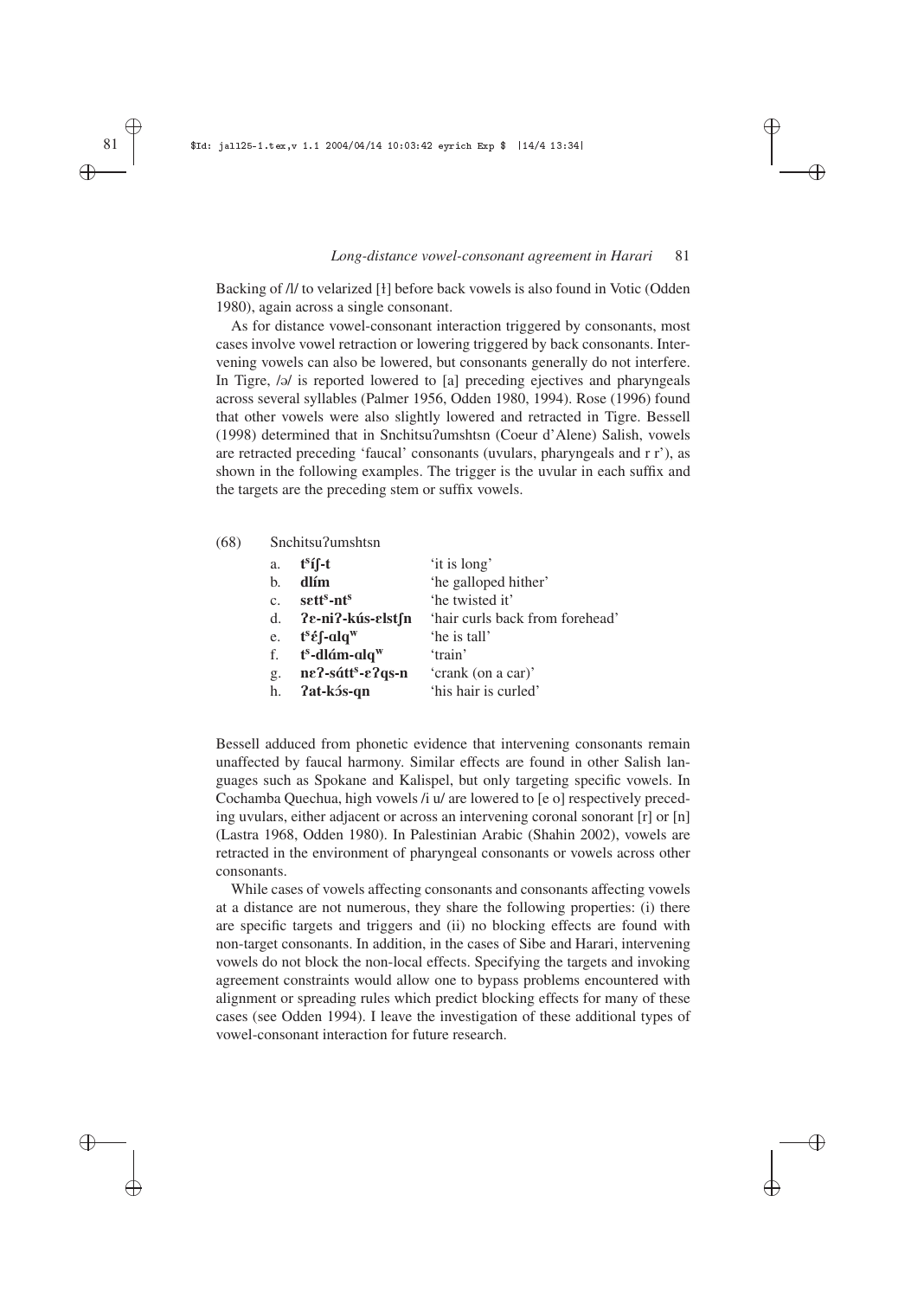Backing of /l/ to velarized [ɫ] before back vowels is also found in Votic (Odden 1980), again across a single consonant.

As for distance vowel-consonant interaction triggered by consonants, most cases involve vowel retraction or lowering triggered by back consonants. Intervening vowels can also be lowered, but consonants generally do not interfere. In Tigre, /ə/ is reported lowered to [a] preceding ejectives and pharyngeals across several syllables (Palmer 1956, Odden 1980, 1994). Rose (1996) found that other vowels were also slightly lowered and retracted in Tigre. Bessell (1998) determined that in Snchitsuʔumshtsn (Coeur d'Alene) Salish, vowels are retracted preceding 'faucal' consonants (uvulars, pharyngeals and r r'), as shown in the following examples. The trigger is the uvular in each suffix and the targets are the preceding stem or suffix vowels.

(68) Snchitsuʔumshtsn

| | | |
|---|---|---|
| a. | **tˢíʃ-t** | 'it is long' |
| b. | **dlím** | 'he galloped hither' |
| c. | **sɛttˢ-ntˢ** | 'he twisted it' |
| d. | **ʔɛ-niʔ-kús-ɛlstʃn** | 'hair curls back from forehead' |
| e. | **tˢɛ́ʃ-ɑlqʷ** | 'he is tall' |
| f. | **tˢ-dlám-ɑlqʷ** | 'train' |
| g. | **nɛʔ-sáttˢ-ɛʔqs-n** | 'crank (on a car)' |
| h. | **ʔat-kɔ́s-qn** | 'his hair is curled' |

Bessell adduced from phonetic evidence that intervening consonants remain unaffected by faucal harmony. Similar effects are found in other Salish languages such as Spokane and Kalispel, but only targeting specific vowels. In Cochamba Quechua, high vowels /i u/ are lowered to [e o] respectively preceding uvulars, either adjacent or across an intervening coronal sonorant [r] or [n] (Lastra 1968, Odden 1980). In Palestinian Arabic (Shahin 2002), vowels are retracted in the environment of pharyngeal consonants or vowels across other consonants.

While cases of vowels affecting consonants and consonants affecting vowels at a distance are not numerous, they share the following properties: (i) there are specific targets and triggers and (ii) no blocking effects are found with non-target consonants. In addition, in the cases of Sibe and Harari, intervening vowels do not block the non-local effects. Specifying the targets and invoking agreement constraints would allow one to bypass problems encountered with alignment or spreading rules which predict blocking effects for many of these cases (see Odden 1994). I leave the investigation of these additional types of vowel-consonant interaction for future research.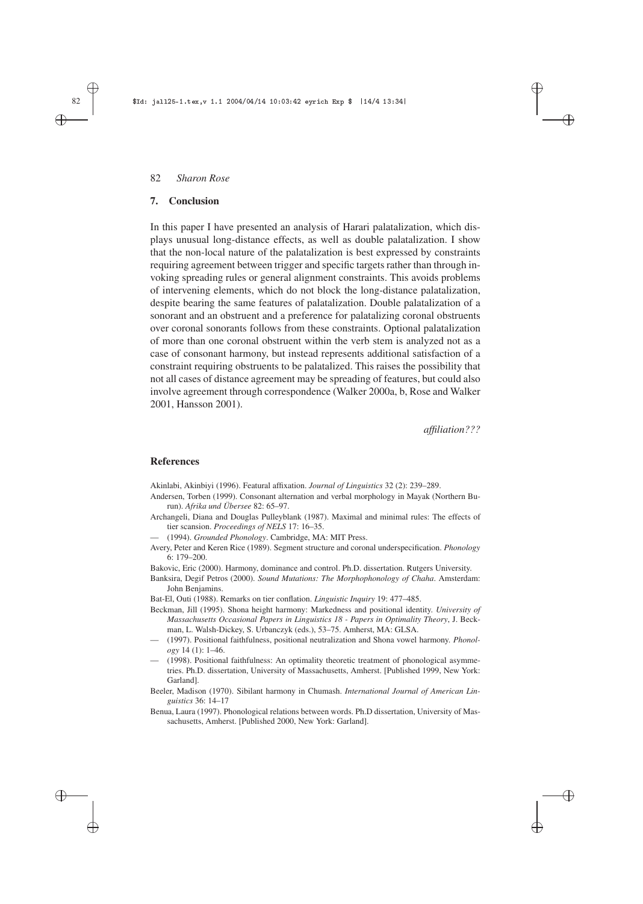## 7. Conclusion

In this paper I have presented an analysis of Harari palatalization, which displays unusual long-distance effects, as well as double palatalization. I show that the non-local nature of the palatalization is best expressed by constraints requiring agreement between trigger and specific targets rather than through invoking spreading rules or general alignment constraints. This avoids problems of intervening elements, which do not block the long-distance palatalization, despite bearing the same features of palatalization. Double palatalization of a sonorant and an obstruent and a preference for palatalizing coronal obstruents over coronal sonorants follows from these constraints. Optional palatalization of more than one coronal obstruent within the verb stem is analyzed not as a case of consonant harmony, but instead represents additional satisfaction of a constraint requiring obstruents to be palatalized. This raises the possibility that not all cases of distance agreement may be spreading of features, but could also involve agreement through correspondence (Walker 2000a, b, Rose and Walker 2001, Hansson 2001).

*affiliation???*

### References

Akinlabi, Akinbiyi (1996). Featural affixation. *Journal of Linguistics* 32 (2): 239–289.

Andersen, Torben (1999). Consonant alternation and verbal morphology in Mayak (Northern Burun). *Afrika und Übersee* 82: 65–97.

Archangeli, Diana and Douglas Pulleyblank (1987). Maximal and minimal rules: The effects of tier scansion. *Proceedings of NELS* 17: 16–35.

— (1994). *Grounded Phonology*. Cambridge, MA: MIT Press.

Avery, Peter and Keren Rice (1989). Segment structure and coronal underspecification. *Phonology* 6: 179–200.

Bakovic, Eric (2000). Harmony, dominance and control. Ph.D. dissertation. Rutgers University.

Banksira, Degif Petros (2000). *Sound Mutations: The Morphophonology of Chaha*. Amsterdam: John Benjamins.

Bat-El, Outi (1988). Remarks on tier conflation. *Linguistic Inquiry* 19: 477–485.

Beckman, Jill (1995). Shona height harmony: Markedness and positional identity. *University of Massachusetts Occasional Papers in Linguistics 18 - Papers in Optimality Theory*, J. Beckman, L. Walsh-Dickey, S. Urbanczyk (eds.), 53–75. Amherst, MA: GLSA.

— (1997). Positional faithfulness, positional neutralization and Shona vowel harmony. *Phonology* 14 (1): 1–46.

— (1998). Positional faithfulness: An optimality theoretic treatment of phonological asymmetries. Ph.D. dissertation, University of Massachusetts, Amherst. [Published 1999, New York: Garland].

Beeler, Madison (1970). Sibilant harmony in Chumash. *International Journal of American Linguistics* 36: 14–17

Benua, Laura (1997). Phonological relations between words. Ph.D dissertation, University of Massachusetts, Amherst. [Published 2000, New York: Garland].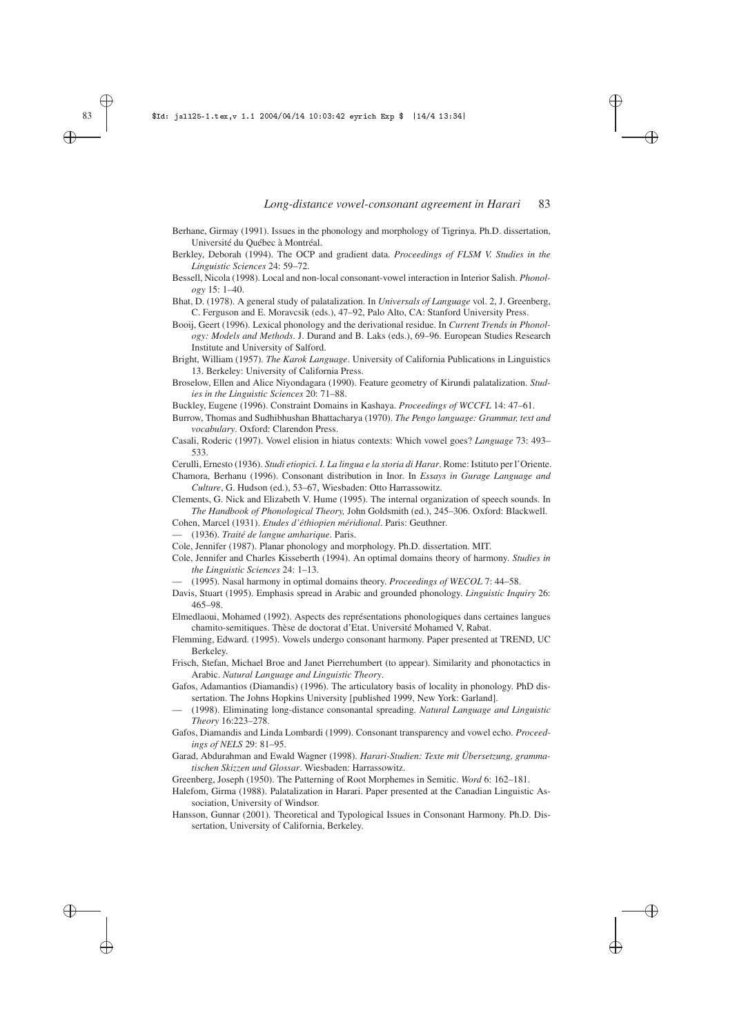Berhane, Girmay (1991). Issues in the phonology and morphology of Tigrinya. Ph.D. dissertation, Université du Québec à Montréal.

Berkley, Deborah (1994). The OCP and gradient data. *Proceedings of FLSM V. Studies in the Linguistic Sciences* 24: 59–72.

Bessell, Nicola (1998). Local and non-local consonant-vowel interaction in Interior Salish. *Phonology* 15: 1–40.

Bhat, D. (1978). A general study of palatalization. In *Universals of Language* vol. 2, J. Greenberg, C. Ferguson and E. Moravcsik (eds.), 47–92, Palo Alto, CA: Stanford University Press.

Booij, Geert (1996). Lexical phonology and the derivational residue. In *Current Trends in Phonology: Models and Methods*. J. Durand and B. Laks (eds.), 69–96. European Studies Research Institute and University of Salford.

Bright, William (1957). *The Karok Language*. University of California Publications in Linguistics 13. Berkeley: University of California Press.

Broselow, Ellen and Alice Niyondagara (1990). Feature geometry of Kirundi palatalization. *Studies in the Linguistic Sciences* 20: 71–88.

Buckley, Eugene (1996). Constraint Domains in Kashaya. *Proceedings of WCCFL* 14: 47–61.

Burrow, Thomas and Sudhibhushan Bhattacharya (1970). *The Pengo language: Grammar, text and vocabulary*. Oxford: Clarendon Press.

Casali, Roderic (1997). Vowel elision in hiatus contexts: Which vowel goes? *Language* 73: 493–533.

Cerulli, Ernesto (1936). *Studi etiopici. I. La lingua e la storia di Harar*. Rome: Istituto per l'Oriente.

Chamora, Berhanu (1996). Consonant distribution in Inor. In *Essays in Gurage Language and Culture*, G. Hudson (ed.), 53–67, Wiesbaden: Otto Harrassowitz.

Clements, G. Nick and Elizabeth V. Hume (1995). The internal organization of speech sounds. In *The Handbook of Phonological Theory,* John Goldsmith (ed.), 245–306. Oxford: Blackwell.

Cohen, Marcel (1931). *Etudes d'éthiopien méridional*. Paris: Geuthner.

— (1936). *Traité de langue amharique*. Paris.

Cole, Jennifer (1987). Planar phonology and morphology. Ph.D. dissertation. MIT.

Cole, Jennifer and Charles Kisseberth (1994). An optimal domains theory of harmony. *Studies in the Linguistic Sciences* 24: 1–13.

— (1995). Nasal harmony in optimal domains theory. *Proceedings of WECOL* 7: 44–58.

Davis, Stuart (1995). Emphasis spread in Arabic and grounded phonology. *Linguistic Inquiry* 26: 465–98.

Elmedlaoui, Mohamed (1992). Aspects des représentations phonologiques dans certaines langues chamito-semitiques. Thèse de doctorat d'Etat. Université Mohamed V, Rabat.

Flemming, Edward. (1995). Vowels undergo consonant harmony. Paper presented at TREND, UC Berkeley.

Frisch, Stefan, Michael Broe and Janet Pierrehumbert (to appear). Similarity and phonotactics in Arabic. *Natural Language and Linguistic Theory*.

Gafos, Adamantios (Diamandis) (1996). The articulatory basis of locality in phonology. PhD dissertation. The Johns Hopkins University [published 1999, New York: Garland].

— (1998). Eliminating long-distance consonantal spreading. *Natural Language and Linguistic Theory* 16:223–278.

Gafos, Diamandis and Linda Lombardi (1999). Consonant transparency and vowel echo. *Proceedings of NELS* 29: 81–95.

Garad, Abdurahman and Ewald Wagner (1998). *Harari-Studien: Texte mit Übersetzung, grammatischen Skizzen und Glossar*. Wiesbaden: Harrassowitz.

Greenberg, Joseph (1950). The Patterning of Root Morphemes in Semitic. *Word* 6: 162–181.

Halefom, Girma (1988). Palatalization in Harari. Paper presented at the Canadian Linguistic Association, University of Windsor.

Hansson, Gunnar (2001). Theoretical and Typological Issues in Consonant Harmony. Ph.D. Dissertation, University of California, Berkeley.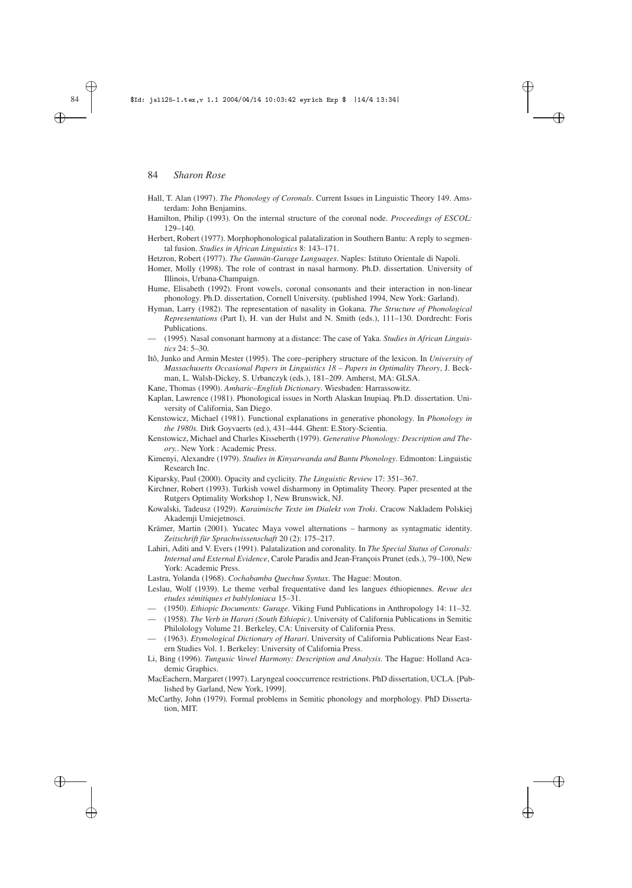Hall, T. Alan (1997). *The Phonology of Coronals*. Current Issues in Linguistic Theory 149. Amsterdam: John Benjamins.

Hamilton, Philip (1993). On the internal structure of the coronal node. *Proceedings of ESCOL:* 129–140.

Herbert, Robert (1977). Morphophonological palatalization in Southern Bantu: A reply to segmental fusion. *Studies in African Linguistics* 8: 143–171.

Hetzron, Robert (1977). *The Gunnän-Gurage Languages*. Naples: Istituto Orientale di Napoli.

Homer, Molly (1998). The role of contrast in nasal harmony. Ph.D. dissertation. University of Illinois, Urbana-Champaign.

Hume, Elisabeth (1992). Front vowels, coronal consonants and their interaction in non-linear phonology. Ph.D. dissertation, Cornell University. (published 1994, New York: Garland).

Hyman, Larry (1982). The representation of nasality in Gokana. *The Structure of Phonological Representations* (Part I), H. van der Hulst and N. Smith (eds.), 111–130. Dordrecht: Foris Publications.

— (1995). Nasal consonant harmony at a distance: The case of Yaka. *Studies in African Linguistics* 24: 5–30.

Itô, Junko and Armin Mester (1995). The core–periphery structure of the lexicon. In *University of Massachusetts Occasional Papers in Linguistics 18 – Papers in Optimality Theory*, J. Beckman, L. Walsh-Dickey, S. Urbanczyk (eds.), 181–209. Amherst, MA: GLSA.

Kane, Thomas (1990). *Amharic–English Dictionary*. Wiesbaden: Harrassowitz.

Kaplan, Lawrence (1981). Phonological issues in North Alaskan Inupiaq. Ph.D. dissertation. University of California, San Diego.

Kenstowicz, Michael (1981). Functional explanations in generative phonology. In *Phonology in the 1980s*. Dirk Goyvaerts (ed.), 431–444. Ghent: E.Story-Scientia.

Kenstowicz, Michael and Charles Kisseberth (1979). *Generative Phonology: Description and Theory.*. New York : Academic Press.

Kimenyi, Alexandre (1979). *Studies in Kinyarwanda and Bantu Phonology*. Edmonton: Linguistic Research Inc.

Kiparsky, Paul (2000). Opacity and cyclicity. *The Linguistic Review* 17: 351–367.

Kirchner, Robert (1993). Turkish vowel disharmony in Optimality Theory. Paper presented at the Rutgers Optimality Workshop 1, New Brunswick, NJ.

Kowalski, Tadeusz (1929). *Karaimische Texte im Dialekt von Troki*. Cracow Nakladem Polskiej Akademji Umiejetnosci.

Krämer, Martin (2001). Yucatec Maya vowel alternations – harmony as syntagmatic identity. *Zeitschrift für Sprachwissenschaft* 20 (2): 175–217.

Lahiri, Aditi and V. Evers (1991). Palatalization and coronality. In *The Special Status of Coronals: Internal and External Evidence*, Carole Paradis and Jean-François Prunet (eds.), 79–100, New York: Academic Press.

Lastra, Yolanda (1968). *Cochabamba Quechua Syntax*. The Hague: Mouton.

Leslau, Wolf (1939). Le theme verbal frequentative dand les langues éthiopiennes. *Revue des etudes sémitiques et bablyloniaca* 15–31.

— (1950). *Ethiopic Documents: Gurage*. Viking Fund Publications in Anthropology 14: 11–32.

— (1958). *The Verb in Harari (South Ethiopic)*. University of California Publications in Semitic Philolology Volume 21. Berkeley, CA: University of California Press.

— (1963). *Etymological Dictionary of Harari*. University of California Publications Near Eastern Studies Vol. 1. Berkeley: University of California Press.

Li, Bing (1996). *Tungusic Vowel Harmony: Description and Analysis*. The Hague: Holland Academic Graphics.

MacEachern, Margaret (1997). Laryngeal cooccurrence restrictions. PhD dissertation, UCLA. [Published by Garland, New York, 1999].

McCarthy, John (1979). Formal problems in Semitic phonology and morphology. PhD Dissertation, MIT.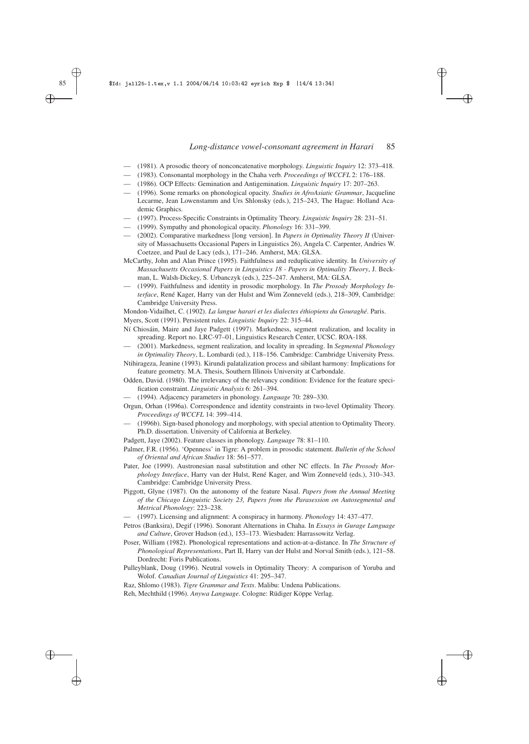— (1981). A prosodic theory of nonconcatenative morphology. *Linguistic Inquiry* 12: 373–418.

— (1983). Consonantal morphology in the Chaha verb. *Proceedings of WCCFL* 2: 176–188.

— (1986). OCP Effects: Gemination and Antigemination. *Linguistic Inquiry* 17: 207–263.

— (1996). Some remarks on phonological opacity. *Studies in AfroAsiatic Grammar*, Jacqueline Lecarme, Jean Lowenstamm and Urs Shlonsky (eds.), 215–243, The Hague: Holland Academic Graphics.

— (1997). Process-Specific Constraints in Optimality Theory. *Linguistic Inquiry* 28: 231–51.

— (1999). Sympathy and phonological opacity. *Phonology* 16: 331–399.

— (2002). Comparative markedness [long version]. In *Papers in Optimality Theory II* (University of Massachusetts Occasional Papers in Linguistics 26), Angela C. Carpenter, Andries W. Coetzee, and Paul de Lacy (eds.), 171–246. Amherst, MA: GLSA.

McCarthy, John and Alan Prince (1995). Faithfulness and reduplicative identity. In *University of Massachusetts Occasional Papers in Linguistics 18 - Papers in Optimality Theory*, J. Beckman, L. Walsh-Dickey, S. Urbanczyk (eds.), 225–247. Amherst, MA: GLSA.

— (1999). Faithfulness and identity in prosodic morphology. In *The Prosody Morphology Interface*, René Kager, Harry van der Hulst and Wim Zonneveld (eds.), 218–309, Cambridge: Cambridge University Press.

Mondon-Vidailhet, C. (1902). *La langue harari et les dialectes éthiopiens du Gouraghé*. Paris.

Myers, Scott (1991). Persistent rules. *Linguistic Inquiry* 22: 315–44.

Ní Chiosáin, Maire and Jaye Padgett (1997). Markedness, segment realization, and locality in spreading. Report no. LRC-97–01, Linguistics Research Center, UCSC. ROA-188.

— (2001). Markedness, segment realization, and locality in spreading. In *Segmental Phonology in Optimality Theory*, L. Lombardi (ed.), 118–156. Cambridge: Cambridge University Press.

Ntihirageza, Jeanine (1993). Kirundi palatalization process and sibilant harmony: Implications for feature geometry. M.A. Thesis, Southern Illinois University at Carbondale.

Odden, David. (1980). The irrelevancy of the relevancy condition: Evidence for the feature specification constraint. *Linguistic Analysis* 6: 261–394.

— (1994). Adjacency parameters in phonology. *Language* 70: 289–330.

Orgun, Orhan (1996a). Correspondence and identity constraints in two-level Optimality Theory. *Proceedings of WCCFL* 14: 399–414.

— (1996b). Sign-based phonology and morphology, with special attention to Optimality Theory. Ph.D. dissertation. University of California at Berkeley.

Padgett, Jaye (2002). Feature classes in phonology. *Language* 78: 81–110.

Palmer, F.R. (1956). 'Openness' in Tigre: A problem in prosodic statement. *Bulletin of the School of Oriental and African Studies* 18: 561–577.

Pater, Joe (1999). Austronesian nasal substitution and other NC effects. In *The Prosody Morphology Interface*, Harry van der Hulst, René Kager, and Wim Zonneveld (eds.), 310–343. Cambridge: Cambridge University Press.

Piggott, Glyne (1987). On the autonomy of the feature Nasal. *Papers from the Annual Meeting of the Chicago Linguistic Society 23, Papers from the Parasession on Autosegmental and Metrical Phonology*: 223–238.

— (1997). Licensing and alignment: A conspiracy in harmony. *Phonology* 14: 437–477.

Petros (Banksira), Degif (1996). Sonorant Alternations in Chaha. In *Essays in Gurage Language and Culture*, Grover Hudson (ed.), 153–173. Wiesbaden: Harrassowitz Verlag.

Poser, William (1982). Phonological representations and action-at-a-distance. In *The Structure of Phonological Representations*, Part II, Harry van der Hulst and Norval Smith (eds.), 121–58. Dordrecht: Foris Publications.

Pulleyblank, Doug (1996). Neutral vowels in Optimality Theory: A comparison of Yoruba and Wolof. *Canadian Journal of Linguistics* 41: 295–347.

Raz, Shlomo (1983). *Tigre Grammar and Texts*. Malibu: Undena Publications.

Reh, Mechthild (1996). *Anywa Language*. Cologne: Rüdiger Köppe Verlag.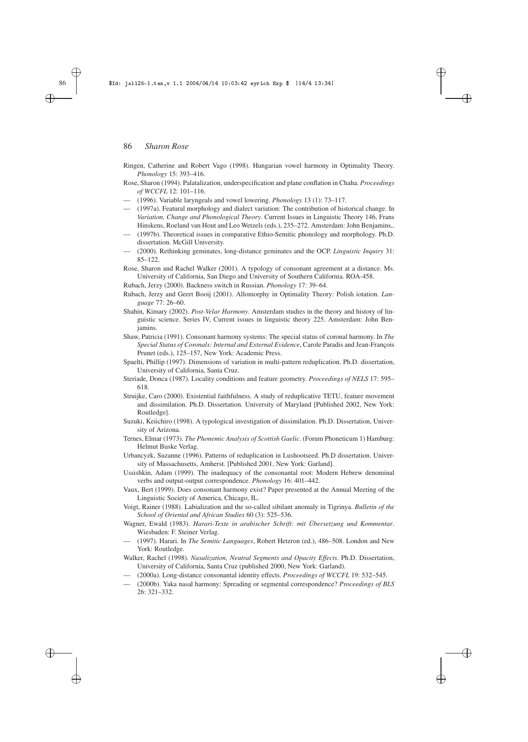Ringen, Catherine and Robert Vago (1998). Hungarian vowel harmony in Optimality Theory. *Phonology* 15: 393–416.

Rose, Sharon (1994). Palatalization, underspecification and plane conflation in Chaha. *Proceedings of WCCFL* 12: 101–116.

— (1996). Variable laryngeals and vowel lowering. *Phonology* 13 (1): 73–117.

— (1997a). Featural morphology and dialect variation: The contribution of historical change. In *Variation, Change and Phonological Theory*. Current Issues in Linguistic Theory 146, Frans Hinskens, Roeland van Hout and Leo Wetzels (eds.), 235–272. Amsterdam: John Benjamins,.

— (1997b). Theoretical issues in comparative Ethio-Semitic phonology and morphology. Ph.D. dissertation. McGill University.

— (2000). Rethinking geminates, long-distance geminates and the OCP. *Linguistic Inquiry* 31: 85–122.

Rose, Sharon and Rachel Walker (2001). A typology of consonant agreement at a distance. Ms. University of California, San Diego and University of Southern California. ROA-458.

Rubach, Jerzy (2000). Backness switch in Russian. *Phonology* 17: 39–64.

Rubach, Jerzy and Geert Booij (2001). Allomorphy in Optimality Theory: Polish iotation. *Language* 77: 26–60.

Shahin, Kimary (2002). *Post-Velar Harmony*. Amsterdam studies in the theory and history of linguistic science. Series IV, Current issues in linguistic theory 225. Amsterdam: John Benjamins.

Shaw, Patricia (1991). Consonant harmony systems: The special status of coronal harmony. In *The Special Status of Coronals: Internal and External Evidence*, Carole Paradis and Jean-François Prunet (eds.), 125–157, New York: Academic Press.

Spaelti, Phillip (1997). Dimensions of variation in multi-pattern reduplication. Ph.D. dissertation, University of California, Santa Cruz.

Steriade, Donca (1987). Locality conditions and feature geometry. *Proceedings of NELS* 17: 595–618.

Struijke, Caro (2000). Existential faithfulness. A study of reduplicative TETU, feature movement and dissimilation. Ph.D. Dissertation. University of Maryland [Published 2002, New York: Routledge].

Suzuki, Keiichiro (1998). A typological investigation of dissimilation. Ph.D. Dissertation, University of Arizona.

Ternes, Elmar (1973). *The Phonemic Analysis of Scottish Gaelic*. (Forum Phoneticum 1) Hamburg: Helmut Buske Verlag.

Urbancyzk, Suzanne (1996). Patterns of reduplication in Lushootseed. Ph.D dissertation. University of Massachusetts, Amherst. [Published 2001, New York: Garland].

Ussishkin, Adam (1999). The inadequacy of the consonantal root: Modern Hebrew denominal verbs and output-output correspondence. *Phonology* 16: 401–442.

Vaux, Bert (1999). Does consonant harmony exist? Paper presented at the Annual Meeting of the Linguistic Society of America, Chicago, IL.

Voigt, Rainer (1988). Labialization and the so-called sibilant anomaly in Tigrinya. *Bulletin of the School of Oriental and African Studies* 60 (3): 525–536.

Wagner, Ewald (1983). *Harari-Texte in arabischer Schrift: mit Übersetzung und Kommentar*. Wiesbaden: F. Steiner Verlag.

— (1997). Harari. In *The Semitic Languages*, Robert Hetzron (ed.), 486–508. London and New York: Routledge.

Walker, Rachel (1998). *Nasalization, Neutral Segments and Opacity Effects*. Ph.D. Dissertation, University of California, Santa Cruz (published 2000, New York: Garland).

— (2000a). Long-distance consonantal identity effects. *Proceedings of WCCFL* 19: 532–545.

— (2000b). Yaka nasal harmony: Spreading or segmental correspondence? *Proceedings of BLS* 26: 321–332.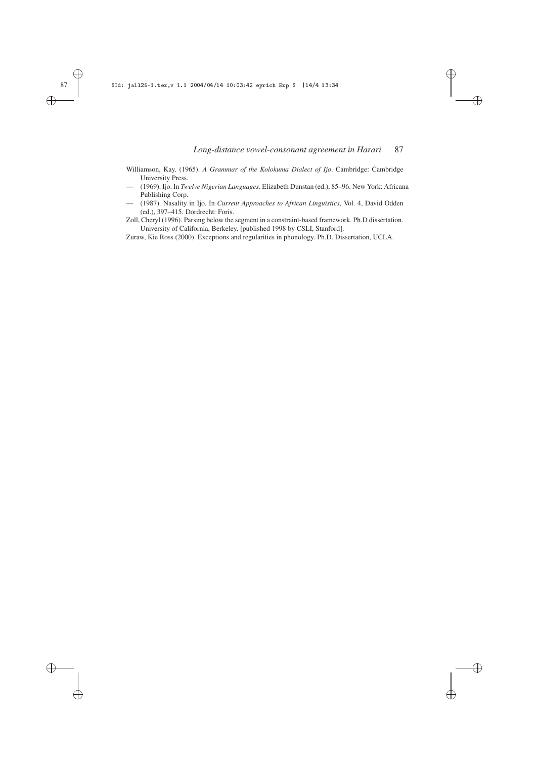Williamson, Kay. (1965). *A Grammar of the Kolokuma Dialect of Ijo*. Cambridge: Cambridge University Press.

— (1969). Ijo. In *Twelve Nigerian Languages*. Elizabeth Dunstan (ed.), 85–96. New York: Africana Publishing Corp.

— (1987). Nasality in Ijo. In *Current Approaches to African Linguistics*, Vol. 4, David Odden (ed.), 397–415. Dordrecht: Foris.

Zoll, Cheryl (1996). Parsing below the segment in a constraint-based framework. Ph.D dissertation. University of California, Berkeley. [published 1998 by CSLI, Stanford].

Zuraw, Kie Ross (2000). Exceptions and regularities in phonology. Ph.D. Dissertation, UCLA.